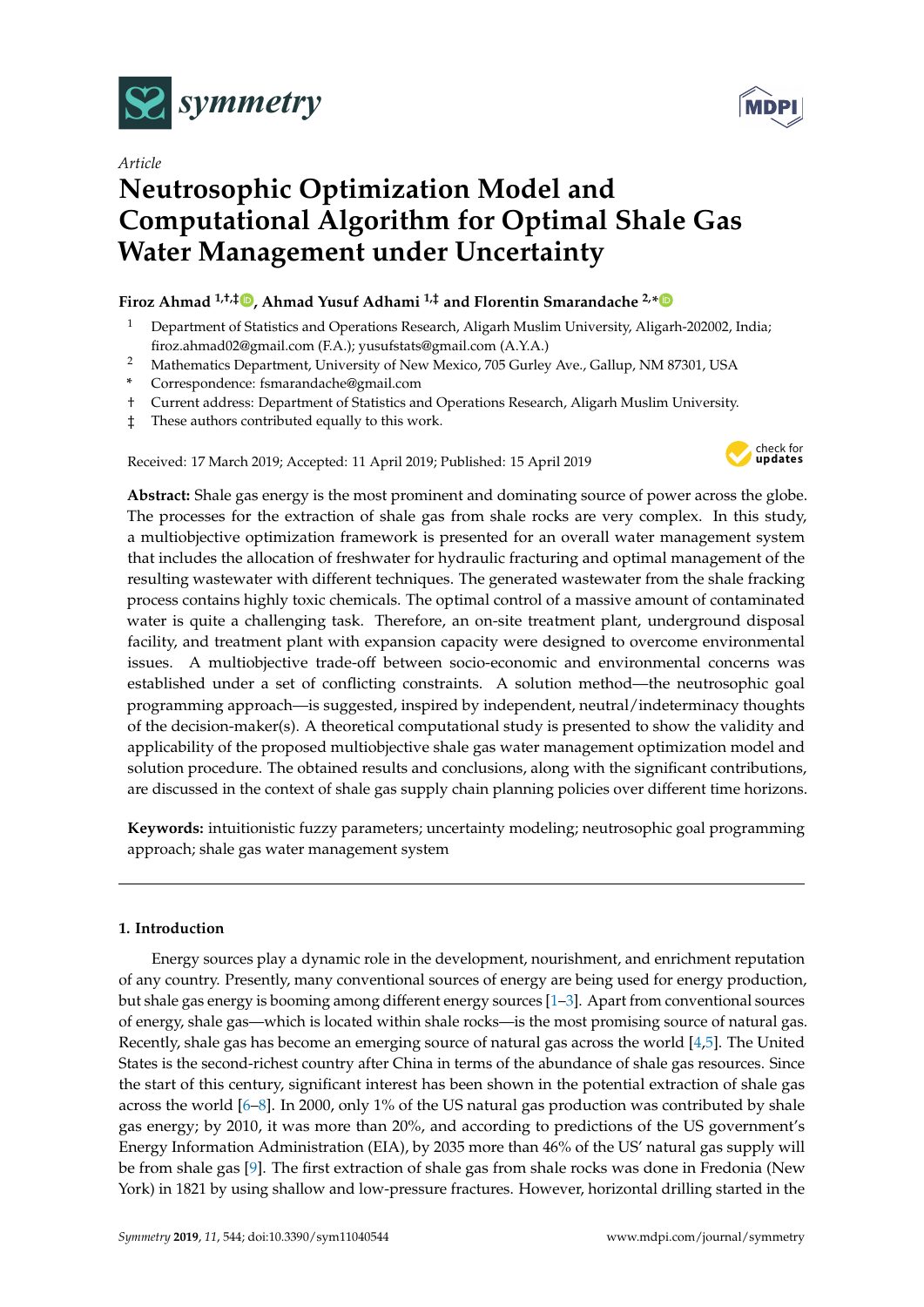Article

# Neutrosophic Optimization Model and Computational Algorithm for Optimal Shale Gas Water Management under Uncertainty

**Firoz Ahmad [1,†,‡], Ahmad Yusuf Adhami [1,‡] and Florentin Smarandache [2,*]**

[1] Department of Statistics and Operations Research, Aligarh Muslim University, Aligarh-202002, India; firoz.ahmad02@gmail.com (F.A.); yusufstats@gmail.com (A.Y.A.)

[2] Mathematics Department, University of New Mexico, 705 Gurley Ave., Gallup, NM 87301, USA

\* Correspondence: fsmarandache@gmail.com

† Current address: Department of Statistics and Operations Research, Aligarh Muslim University.

‡ These authors contributed equally to this work.

Received: 17 March 2019; Accepted: 11 April 2019; Published: 15 April 2019

**Abstract:** Shale gas energy is the most prominent and dominating source of power across the globe. The processes for the extraction of shale gas from shale rocks are very complex. In this study, a multiobjective optimization framework is presented for an overall water management system that includes the allocation of freshwater for hydraulic fracturing and optimal management of the resulting wastewater with different techniques. The generated wastewater from the shale fracking process contains highly toxic chemicals. The optimal control of a massive amount of contaminated water is quite a challenging task. Therefore, an on-site treatment plant, underground disposal facility, and treatment plant with expansion capacity were designed to overcome environmental issues. A multiobjective trade-off between socio-economic and environmental concerns was established under a set of conflicting constraints. A solution method—the neutrosophic goal programming approach—is suggested, inspired by independent, neutral/indeterminacy thoughts of the decision-maker(s). A theoretical computational study is presented to show the validity and applicability of the proposed multiobjective shale gas water management optimization model and solution procedure. The obtained results and conclusions, along with the significant contributions, are discussed in the context of shale gas supply chain planning policies over different time horizons.

**Keywords:** intuitionistic fuzzy parameters; uncertainty modeling; neutrosophic goal programming approach; shale gas water management system

## 1. Introduction

Energy sources play a dynamic role in the development, nourishment, and enrichment reputation of any country. Presently, many conventional sources of energy are being used for energy production, but shale gas energy is booming among different energy sources [1–3]. Apart from conventional sources of energy, shale gas—which is located within shale rocks—is the most promising source of natural gas. Recently, shale gas has become an emerging source of natural gas across the world [4,5]. The United States is the second-richest country after China in terms of the abundance of shale gas resources. Since the start of this century, significant interest has been shown in the potential extraction of shale gas across the world [6–8]. In 2000, only 1% of the US natural gas production was contributed by shale gas energy; by 2010, it was more than 20%, and according to predictions of the US government's Energy Information Administration (EIA), by 2035 more than 46% of the US' natural gas supply will be from shale gas [9]. The first extraction of shale gas from shale rocks was done in Fredonia (New York) in 1821 by using shallow and low-pressure fractures. However, horizontal drilling started in the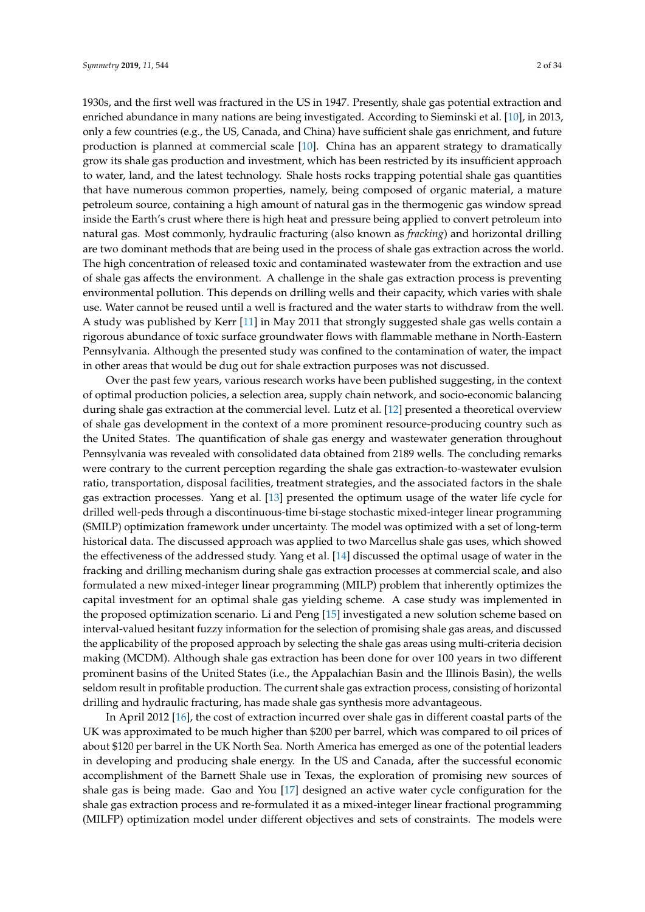1930s, and the first well was fractured in the US in 1947. Presently, shale gas potential extraction and enriched abundance in many nations are being investigated. According to Sieminski et al. [10], in 2013, only a few countries (e.g., the US, Canada, and China) have sufficient shale gas enrichment, and future production is planned at commercial scale [10]. China has an apparent strategy to dramatically grow its shale gas production and investment, which has been restricted by its insufficient approach to water, land, and the latest technology. Shale hosts rocks trapping potential shale gas quantities that have numerous common properties, namely, being composed of organic material, a mature petroleum source, containing a high amount of natural gas in the thermogenic gas window spread inside the Earth's crust where there is high heat and pressure being applied to convert petroleum into natural gas. Most commonly, hydraulic fracturing (also known as *fracking*) and horizontal drilling are two dominant methods that are being used in the process of shale gas extraction across the world. The high concentration of released toxic and contaminated wastewater from the extraction and use of shale gas affects the environment. A challenge in the shale gas extraction process is preventing environmental pollution. This depends on drilling wells and their capacity, which varies with shale use. Water cannot be reused until a well is fractured and the water starts to withdraw from the well. A study was published by Kerr [11] in May 2011 that strongly suggested shale gas wells contain a rigorous abundance of toxic surface groundwater flows with flammable methane in North-Eastern Pennsylvania. Although the presented study was confined to the contamination of water, the impact in other areas that would be dug out for shale extraction purposes was not discussed.

Over the past few years, various research works have been published suggesting, in the context of optimal production policies, a selection area, supply chain network, and socio-economic balancing during shale gas extraction at the commercial level. Lutz et al. [12] presented a theoretical overview of shale gas development in the context of a more prominent resource-producing country such as the United States. The quantification of shale gas energy and wastewater generation throughout Pennsylvania was revealed with consolidated data obtained from 2189 wells. The concluding remarks were contrary to the current perception regarding the shale gas extraction-to-wastewater evulsion ratio, transportation, disposal facilities, treatment strategies, and the associated factors in the shale gas extraction processes. Yang et al. [13] presented the optimum usage of the water life cycle for drilled well-peds through a discontinuous-time bi-stage stochastic mixed-integer linear programming (SMILP) optimization framework under uncertainty. The model was optimized with a set of long-term historical data. The discussed approach was applied to two Marcellus shale gas uses, which showed the effectiveness of the addressed study. Yang et al. [14] discussed the optimal usage of water in the fracking and drilling mechanism during shale gas extraction processes at commercial scale, and also formulated a new mixed-integer linear programming (MILP) problem that inherently optimizes the capital investment for an optimal shale gas yielding scheme. A case study was implemented in the proposed optimization scenario. Li and Peng [15] investigated a new solution scheme based on interval-valued hesitant fuzzy information for the selection of promising shale gas areas, and discussed the applicability of the proposed approach by selecting the shale gas areas using multi-criteria decision making (MCDM). Although shale gas extraction has been done for over 100 years in two different prominent basins of the United States (i.e., the Appalachian Basin and the Illinois Basin), the wells seldom result in profitable production. The current shale gas extraction process, consisting of horizontal drilling and hydraulic fracturing, has made shale gas synthesis more advantageous.

In April 2012 [16], the cost of extraction incurred over shale gas in different coastal parts of the UK was approximated to be much higher than \$200 per barrel, which was compared to oil prices of about \$120 per barrel in the UK North Sea. North America has emerged as one of the potential leaders in developing and producing shale energy. In the US and Canada, after the successful economic accomplishment of the Barnett Shale use in Texas, the exploration of promising new sources of shale gas is being made. Gao and You [17] designed an active water cycle configuration for the shale gas extraction process and re-formulated it as a mixed-integer linear fractional programming (MILFP) optimization model under different objectives and sets of constraints. The models were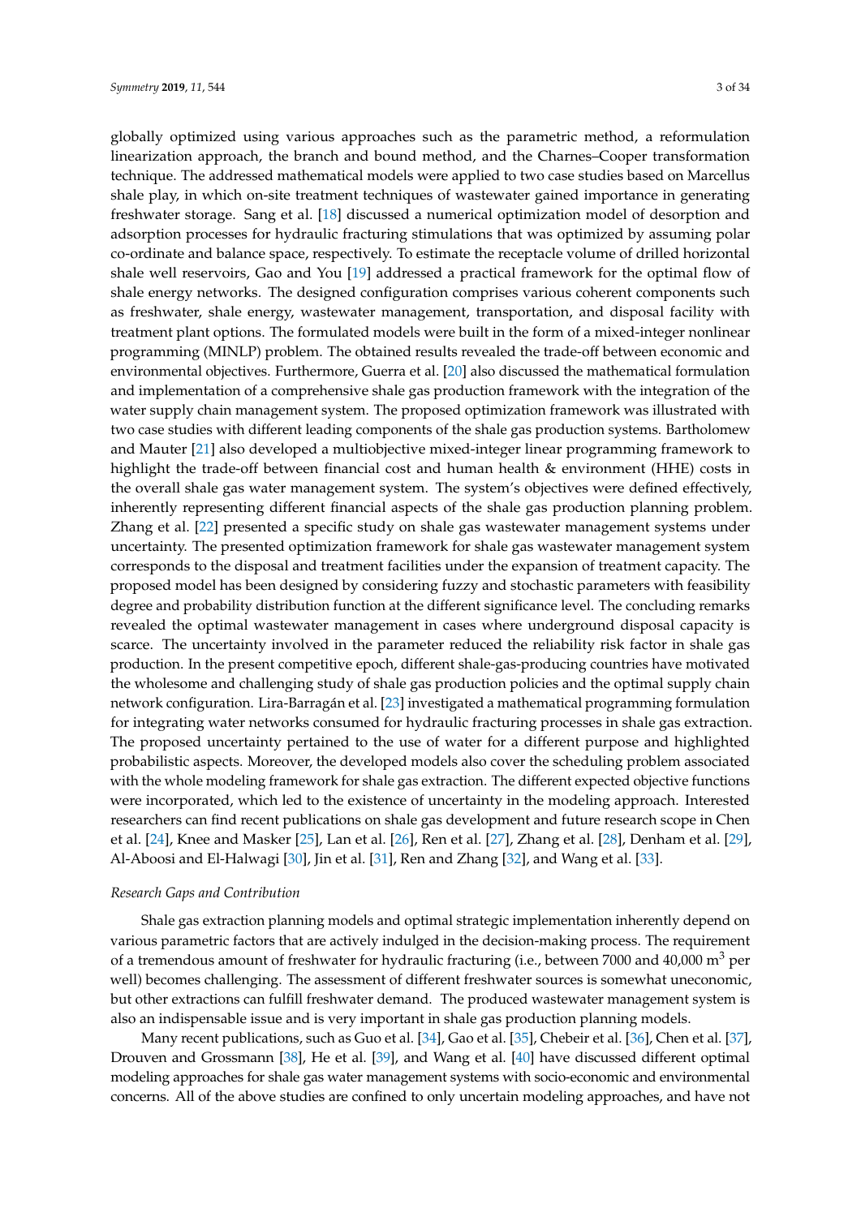globally optimized using various approaches such as the parametric method, a reformulation linearization approach, the branch and bound method, and the Charnes–Cooper transformation technique. The addressed mathematical models were applied to two case studies based on Marcellus shale play, in which on-site treatment techniques of wastewater gained importance in generating freshwater storage. Sang et al. [18] discussed a numerical optimization model of desorption and adsorption processes for hydraulic fracturing stimulations that was optimized by assuming polar co-ordinate and balance space, respectively. To estimate the receptacle volume of drilled horizontal shale well reservoirs, Gao and You [19] addressed a practical framework for the optimal flow of shale energy networks. The designed configuration comprises various coherent components such as freshwater, shale energy, wastewater management, transportation, and disposal facility with treatment plant options. The formulated models were built in the form of a mixed-integer nonlinear programming (MINLP) problem. The obtained results revealed the trade-off between economic and environmental objectives. Furthermore, Guerra et al. [20] also discussed the mathematical formulation and implementation of a comprehensive shale gas production framework with the integration of the water supply chain management system. The proposed optimization framework was illustrated with two case studies with different leading components of the shale gas production systems. Bartholomew and Mauter [21] also developed a multiobjective mixed-integer linear programming framework to highlight the trade-off between financial cost and human health & environment (HHE) costs in the overall shale gas water management system. The system's objectives were defined effectively, inherently representing different financial aspects of the shale gas production planning problem. Zhang et al. [22] presented a specific study on shale gas wastewater management systems under uncertainty. The presented optimization framework for shale gas wastewater management system corresponds to the disposal and treatment facilities under the expansion of treatment capacity. The proposed model has been designed by considering fuzzy and stochastic parameters with feasibility degree and probability distribution function at the different significance level. The concluding remarks revealed the optimal wastewater management in cases where underground disposal capacity is scarce. The uncertainty involved in the parameter reduced the reliability risk factor in shale gas production. In the present competitive epoch, different shale-gas-producing countries have motivated the wholesome and challenging study of shale gas production policies and the optimal supply chain network configuration. Lira-Barragán et al. [23] investigated a mathematical programming formulation for integrating water networks consumed for hydraulic fracturing processes in shale gas extraction. The proposed uncertainty pertained to the use of water for a different purpose and highlighted probabilistic aspects. Moreover, the developed models also cover the scheduling problem associated with the whole modeling framework for shale gas extraction. The different expected objective functions were incorporated, which led to the existence of uncertainty in the modeling approach. Interested researchers can find recent publications on shale gas development and future research scope in Chen et al. [24], Knee and Masker [25], Lan et al. [26], Ren et al. [27], Zhang et al. [28], Denham et al. [29], Al-Aboosi and El-Halwagi [30], Jin et al. [31], Ren and Zhang [32], and Wang et al. [33].

*Research Gaps and Contribution*

Shale gas extraction planning models and optimal strategic implementation inherently depend on various parametric factors that are actively indulged in the decision-making process. The requirement of a tremendous amount of freshwater for hydraulic fracturing (i.e., between 7000 and 40,000 $m^3$ per well) becomes challenging. The assessment of different freshwater sources is somewhat uneconomic, but other extractions can fulfill freshwater demand. The produced wastewater management system is also an indispensable issue and is very important in shale gas production planning models.

Many recent publications, such as Guo et al. [34], Gao et al. [35], Chebeir et al. [36], Chen et al. [37], Drouven and Grossmann [38], He et al. [39], and Wang et al. [40] have discussed different optimal modeling approaches for shale gas water management systems with socio-economic and environmental concerns. All of the above studies are confined to only uncertain modeling approaches, and have not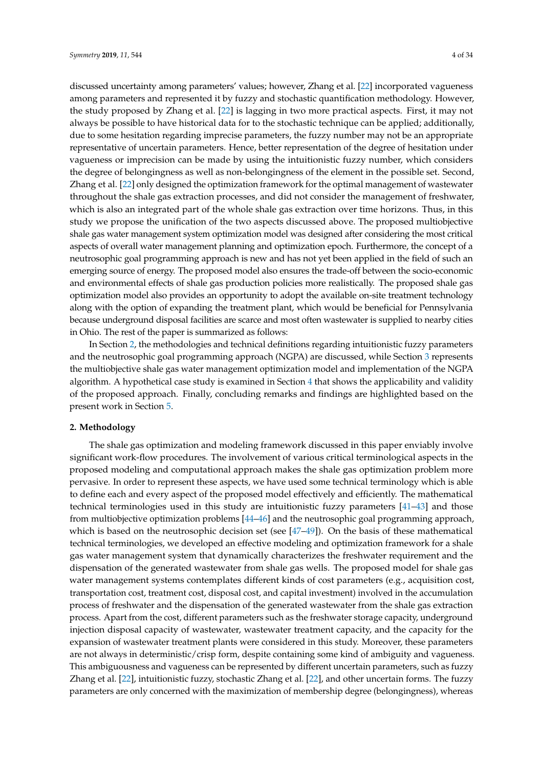discussed uncertainty among parameters' values; however, Zhang et al. [22] incorporated vagueness among parameters and represented it by fuzzy and stochastic quantification methodology. However, the study proposed by Zhang et al. [22] is lagging in two more practical aspects. First, it may not always be possible to have historical data for to the stochastic technique can be applied; additionally, due to some hesitation regarding imprecise parameters, the fuzzy number may not be an appropriate representative of uncertain parameters. Hence, better representation of the degree of hesitation under vagueness or imprecision can be made by using the intuitionistic fuzzy number, which considers the degree of belongingness as well as non-belongingness of the element in the possible set. Second, Zhang et al. [22] only designed the optimization framework for the optimal management of wastewater throughout the shale gas extraction processes, and did not consider the management of freshwater, which is also an integrated part of the whole shale gas extraction over time horizons. Thus, in this study we propose the unification of the two aspects discussed above. The proposed multiobjective shale gas water management system optimization model was designed after considering the most critical aspects of overall water management planning and optimization epoch. Furthermore, the concept of a neutrosophic goal programming approach is new and has not yet been applied in the field of such an emerging source of energy. The proposed model also ensures the trade-off between the socio-economic and environmental effects of shale gas production policies more realistically. The proposed shale gas optimization model also provides an opportunity to adopt the available on-site treatment technology along with the option of expanding the treatment plant, which would be beneficial for Pennsylvania because underground disposal facilities are scarce and most often wastewater is supplied to nearby cities in Ohio. The rest of the paper is summarized as follows:

In Section 2, the methodologies and technical definitions regarding intuitionistic fuzzy parameters and the neutrosophic goal programming approach (NGPA) are discussed, while Section 3 represents the multiobjective shale gas water management optimization model and implementation of the NGPA algorithm. A hypothetical case study is examined in Section 4 that shows the applicability and validity of the proposed approach. Finally, concluding remarks and findings are highlighted based on the present work in Section 5.

## 2. Methodology

The shale gas optimization and modeling framework discussed in this paper enviably involve significant work-flow procedures. The involvement of various critical terminological aspects in the proposed modeling and computational approach makes the shale gas optimization problem more pervasive. In order to represent these aspects, we have used some technical terminology which is able to define each and every aspect of the proposed model effectively and efficiently. The mathematical technical terminologies used in this study are intuitionistic fuzzy parameters [41–43] and those from multiobjective optimization problems [44–46] and the neutrosophic goal programming approach, which is based on the neutrosophic decision set (see [47–49]). On the basis of these mathematical technical terminologies, we developed an effective modeling and optimization framework for a shale gas water management system that dynamically characterizes the freshwater requirement and the dispensation of the generated wastewater from shale gas wells. The proposed model for shale gas water management systems contemplates different kinds of cost parameters (e.g., acquisition cost, transportation cost, treatment cost, disposal cost, and capital investment) involved in the accumulation process of freshwater and the dispensation of the generated wastewater from the shale gas extraction process. Apart from the cost, different parameters such as the freshwater storage capacity, underground injection disposal capacity of wastewater, wastewater treatment capacity, and the capacity for the expansion of wastewater treatment plants were considered in this study. Moreover, these parameters are not always in deterministic/crisp form, despite containing some kind of ambiguity and vagueness. This ambiguousness and vagueness can be represented by different uncertain parameters, such as fuzzy Zhang et al. [22], intuitionistic fuzzy, stochastic Zhang et al. [22], and other uncertain forms. The fuzzy parameters are only concerned with the maximization of membership degree (belongingness), whereas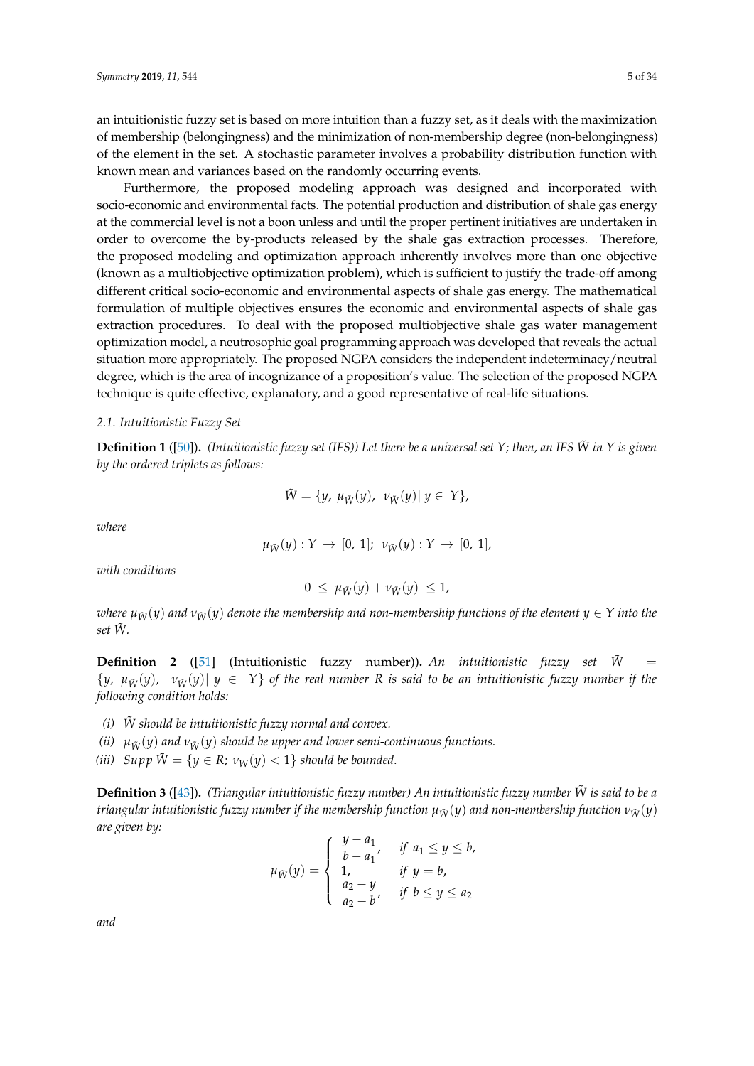an intuitionistic fuzzy set is based on more intuition than a fuzzy set, as it deals with the maximization of membership (belongingness) and the minimization of non-membership degree (non-belongingness) of the element in the set. A stochastic parameter involves a probability distribution function with known mean and variances based on the randomly occurring events.

Furthermore, the proposed modeling approach was designed and incorporated with socio-economic and environmental facts. The potential production and distribution of shale gas energy at the commercial level is not a boon unless and until the proper pertinent initiatives are undertaken in order to overcome the by-products released by the shale gas extraction processes. Therefore, the proposed modeling and optimization approach inherently involves more than one objective (known as a multiobjective optimization problem), which is sufficient to justify the trade-off among different critical socio-economic and environmental aspects of shale gas energy. The mathematical formulation of multiple objectives ensures the economic and environmental aspects of shale gas extraction procedures. To deal with the proposed multiobjective shale gas water management optimization model, a neutrosophic goal programming approach was developed that reveals the actual situation more appropriately. The proposed NGPA considers the independent indeterminacy/neutral degree, which is the area of incognizance of a proposition's value. The selection of the proposed NGPA technique is quite effective, explanatory, and a good representative of real-life situations.

### 2.1. Intuitionistic Fuzzy Set

**Definition 1** ([50]). *(Intuitionistic fuzzy set (IFS)) Let there be a universal set $Y$; then, an IFS $\tilde{W}$ in $Y$ is given by the ordered triplets as follows:*

$$\tilde{W} = \{y,\ \mu_{\tilde{W}}(y),\ \nu_{\tilde{W}}(y) |\ y \in\ Y\},$$

*where*

$$\mu_{\tilde{W}}(y) : Y\ \rightarrow\ [0,\ 1];\ \ \nu_{\tilde{W}}(y) : Y\ \rightarrow\ [0,\ 1],$$

*with conditions*

$$0\ \leq\ \mu_{\tilde{W}}(y) + \nu_{\tilde{W}}(y)\ \leq 1,$$

*where $\mu_{\tilde{W}}(y)$ and $\nu_{\tilde{W}}(y)$ denote the membership and non-membership functions of the element $y \in Y$ into the set $\tilde{W}$.*

**Definition 2** ([51] (Intuitionistic fuzzy number)). *An intuitionistic fuzzy set $\tilde{W} = \{y,\ \mu_{\tilde{W}}(y),\ \ \nu_{\tilde{W}}(y) |\ y\ \in\ \ Y\}$ of the real number $R$ is said to be an intuitionistic fuzzy number if the following condition holds:*

- *(i) $\tilde{W}$ should be intuitionistic fuzzy normal and convex.*
- *(ii) $\mu_{\tilde{W}}(y)$ and $\nu_{\tilde{W}}(y)$ should be upper and lower semi-continuous functions.*
- *(iii) $Supp\ \tilde{W} = \{y \in R;\ \nu_W(y) < 1\}$ should be bounded.*

**Definition 3** ([43]). *(Triangular intuitionistic fuzzy number) An intuitionistic fuzzy number $\tilde{W}$ is said to be a triangular intuitionistic fuzzy number if the membership function $\mu_{\tilde{W}}(y)$ and non-membership function $\nu_{\tilde{W}}(y)$ are given by:*

$$\mu_{\tilde{W}}(y) = \begin{cases} \dfrac{y - a_1}{b - a_1}, & \text{if } a_1 \leq y \leq b, \\ 1, & \text{if } y = b, \\ \dfrac{a_2 - y}{a_2 - b}, & \text{if } b \leq y \leq a_2 \end{cases}$$

*and*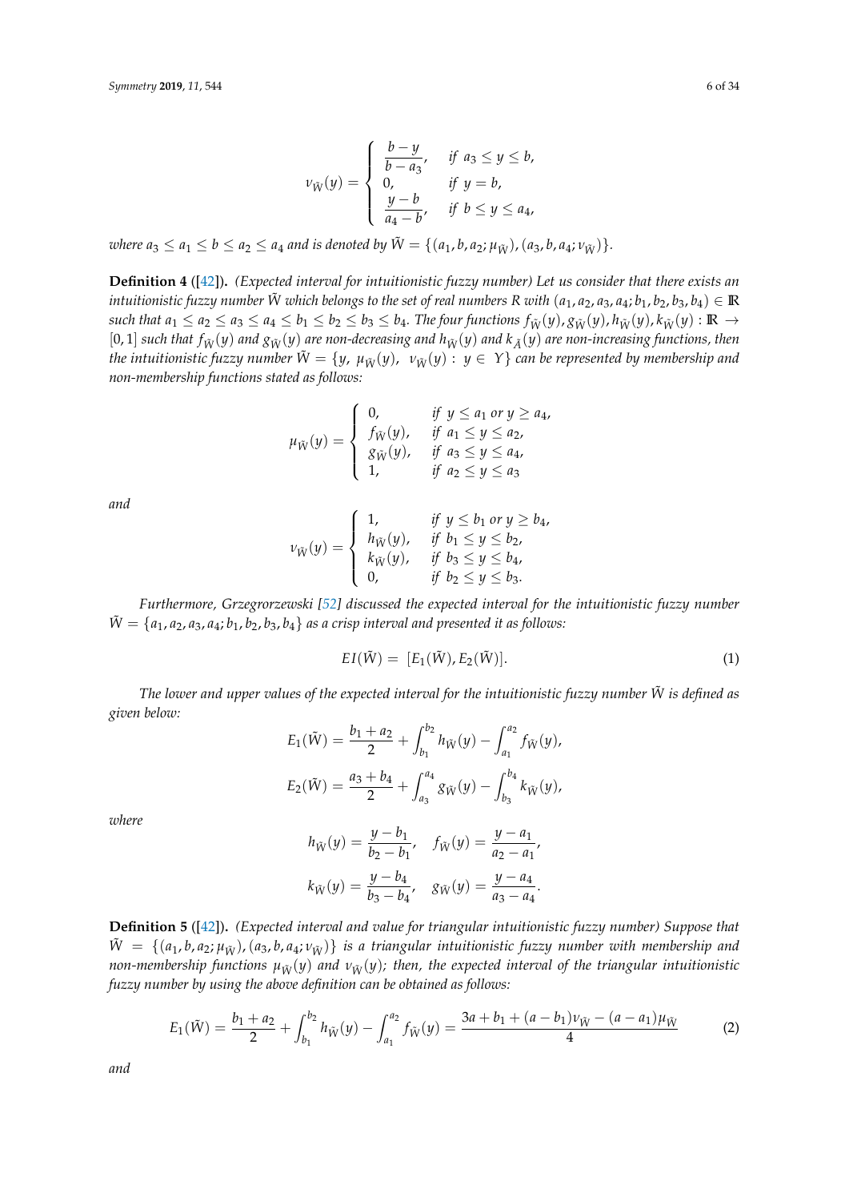$$\nu_{\tilde{W}}(y) = \begin{cases} \dfrac{b-y}{b-a_3}, & \text{if } a_3 \leq y \leq b, \\ 0, & \text{if } y = b, \\ \dfrac{y-b}{a_4-b}, & \text{if } b \leq y \leq a_4, \end{cases}$$

*where $a_3 \leq a_1 \leq b \leq a_2 \leq a_4$ and is denoted by $\tilde{W} = \{(a_1, b, a_2; \mu_{\tilde{W}}), (a_3, b, a_4; \nu_{\tilde{W}})\}$.*

**Definition 4** ([42])**.** *(Expected interval for intuitionistic fuzzy number) Let us consider that there exists an intuitionistic fuzzy number $\tilde{W}$ which belongs to the set of real numbers $R$ with $(a_1, a_2, a_3, a_4; b_1, b_2, b_3, b_4) \in \mathbb{R}$ such that $a_1 \leq a_2 \leq a_3 \leq a_4 \leq b_1 \leq b_2 \leq b_3 \leq b_4$. The four functions $f_{\tilde{W}}(y), g_{\tilde{W}}(y), h_{\tilde{W}}(y), k_{\tilde{W}}(y) : \mathbb{R} \to [0,1]$ such that $f_{\tilde{W}}(y)$ and $g_{\tilde{W}}(y)$ are non-decreasing and $h_{\tilde{W}}(y)$ and $k_{\tilde{A}}(y)$ are non-increasing functions, then the intuitionistic fuzzy number $\tilde{W} = \{y, \ \mu_{\tilde{W}}(y), \ \nu_{\tilde{W}}(y) : \ y \in \ Y\}$ can be represented by membership and non-membership functions stated as follows:*

$$\mu_{\tilde{W}}(y) = \begin{cases} 0, & \text{if } y \leq a_1 \text{ or } y \geq a_4, \\ f_{\tilde{W}}(y), & \text{if } a_1 \leq y \leq a_2, \\ g_{\tilde{W}}(y), & \text{if } a_3 \leq y \leq a_4, \\ 1, & \text{if } a_2 \leq y \leq a_3 \end{cases}$$

*and*

$$\nu_{\tilde{W}}(y) = \begin{cases} 1, & \text{if } y \leq b_1 \text{ or } y \geq b_4, \\ h_{\tilde{W}}(y), & \text{if } b_1 \leq y \leq b_2, \\ k_{\tilde{W}}(y), & \text{if } b_3 \leq y \leq b_4, \\ 0, & \text{if } b_2 \leq y \leq b_3. \end{cases}$$

*Furthermore, Grzegrorzewski [52] discussed the expected interval for the intuitionistic fuzzy number $\tilde{W} = \{a_1, a_2, a_3, a_4; b_1, b_2, b_3, b_4\}$ as a crisp interval and presented it as follows:*

$$EI(\tilde{W}) = \ [E_1(\tilde{W}), E_2(\tilde{W})]. \tag{1}$$

*The lower and upper values of the expected interval for the intuitionistic fuzzy number $\tilde{W}$ is defined as given below:*

$$E_1(\tilde{W}) = \frac{b_1 + a_2}{2} + \int_{b_1}^{b_2} h_{\tilde{W}}(y) - \int_{a_1}^{a_2} f_{\tilde{W}}(y),$$

$$E_2(\tilde{W}) = \frac{a_3 + b_4}{2} + \int_{a_3}^{a_4} g_{\tilde{W}}(y) - \int_{b_3}^{b_4} k_{\tilde{W}}(y),$$

*where*

$$h_{\tilde{W}}(y) = \frac{y - b_1}{b_2 - b_1}, \quad f_{\tilde{W}}(y) = \frac{y - a_1}{a_2 - a_1},$$

$$k_{\tilde{W}}(y) = \frac{y - b_4}{b_3 - b_4}, \quad g_{\tilde{W}}(y) = \frac{y - a_4}{a_3 - a_4}.$$

**Definition 5** ([42])**.** *(Expected interval and value for triangular intuitionistic fuzzy number) Suppose that $\tilde{W} = \{(a_1, b, a_2; \mu_{\tilde{W}}), (a_3, b, a_4; \nu_{\tilde{W}})\}$ is a triangular intuitionistic fuzzy number with membership and non-membership functions $\mu_{\tilde{W}}(y)$ and $\nu_{\tilde{W}}(y)$; then, the expected interval of the triangular intuitionistic fuzzy number by using the above definition can be obtained as follows:*

$$E_1(\tilde{W}) = \frac{b_1 + a_2}{2} + \int_{b_1}^{b_2} h_{\tilde{W}}(y) - \int_{a_1}^{a_2} f_{\tilde{W}}(y) = \frac{3a + b_1 + (a - b_1)\nu_{\tilde{W}} - (a - a_1)\mu_{\tilde{W}}}{4} \tag{2}$$

*and*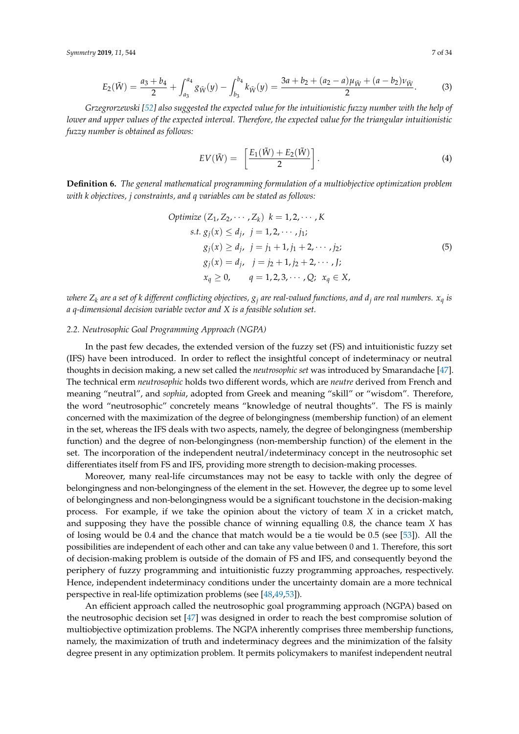$$E_2(\tilde{W}) = \frac{a_3 + b_4}{2} + \int_{a_3}^{a_4} g_{\tilde{W}}(y) - \int_{b_3}^{b_4} k_{\tilde{W}}(y) = \frac{3a + b_2 + (a_2 - a)\mu_{\tilde{W}} + (a - b_2)\nu_{\tilde{W}}}{2}. \tag{3}$$

*Grzegrorzewski [52] also suggested the expected value for the intuitionistic fuzzy number with the help of lower and upper values of the expected interval. Therefore, the expected value for the triangular intuitionistic fuzzy number is obtained as follows:*

$$EV(\tilde{W}) = \left[\frac{E_1(\tilde{W}) + E_2(\tilde{W})}{2}\right]. \tag{4}$$

**Definition 6.** *The general mathematical programming formulation of a multiobjective optimization problem with k objectives, j constraints, and q variables can be stated as follows:*

$$\begin{aligned}
&Optimize\ (Z_1, Z_2, \cdots, Z_k)\ \ k = 1, 2, \cdots, K \\
&\quad s.t.\ g_j(x) \leq d_j,\ \ j = 1, 2, \cdots, j_1; \\
&\qquad g_j(x) \geq d_j,\ \ j = j_1 + 1, j_1 + 2, \cdots, j_2; \\
&\qquad g_j(x) = d_j,\ \ \ j = j_2 + 1, j_2 + 2, \cdots, J; \\
&\qquad x_q \geq 0, \qquad q = 1, 2, 3, \cdots, Q;\ \ x_q \in X,
\end{aligned} \tag{5}$$

*where $Z_k$ are a set of k different conflicting objectives, $g_j$ are real-valued functions, and $d_j$ are real numbers. $x_q$ is a q-dimensional decision variable vector and X is a feasible solution set.*

### 2.2. Neutrosophic Goal Programming Approach (NGPA)

In the past few decades, the extended version of the fuzzy set (FS) and intuitionistic fuzzy set (IFS) have been introduced. In order to reflect the insightful concept of indeterminacy or neutral thoughts in decision making, a new set called the *neutrosophic set* was introduced by Smarandache [47]. The technical erm *neutrosophic* holds two different words, which are *neutre* derived from French and meaning "neutral", and *sophia*, adopted from Greek and meaning "skill" or "wisdom". Therefore, the word "neutrosophic" concretely means "knowledge of neutral thoughts". The FS is mainly concerned with the maximization of the degree of belongingness (membership function) of an element in the set, whereas the IFS deals with two aspects, namely, the degree of belongingness (membership function) and the degree of non-belongingness (non-membership function) of the element in the set. The incorporation of the independent neutral/indeterminacy concept in the neutrosophic set differentiates itself from FS and IFS, providing more strength to decision-making processes.

Moreover, many real-life circumstances may not be easy to tackle with only the degree of belongingness and non-belongingness of the element in the set. However, the degree up to some level of belongingness and non-belongingness would be a significant touchstone in the decision-making process. For example, if we take the opinion about the victory of team *X* in a cricket match, and supposing they have the possible chance of winning equalling 0.8, the chance team *X* has of losing would be 0.4 and the chance that match would be a tie would be 0.5 (see [53]). All the possibilities are independent of each other and can take any value between 0 and 1. Therefore, this sort of decision-making problem is outside of the domain of FS and IFS, and consequently beyond the periphery of fuzzy programming and intuitionistic fuzzy programming approaches, respectively. Hence, independent indeterminacy conditions under the uncertainty domain are a more technical perspective in real-life optimization problems (see [48,49,53]).

An efficient approach called the neutrosophic goal programming approach (NGPA) based on the neutrosophic decision set [47] was designed in order to reach the best compromise solution of multiobjective optimization problems. The NGPA inherently comprises three membership functions, namely, the maximization of truth and indeterminacy degrees and the minimization of the falsity degree present in any optimization problem. It permits policymakers to manifest independent neutral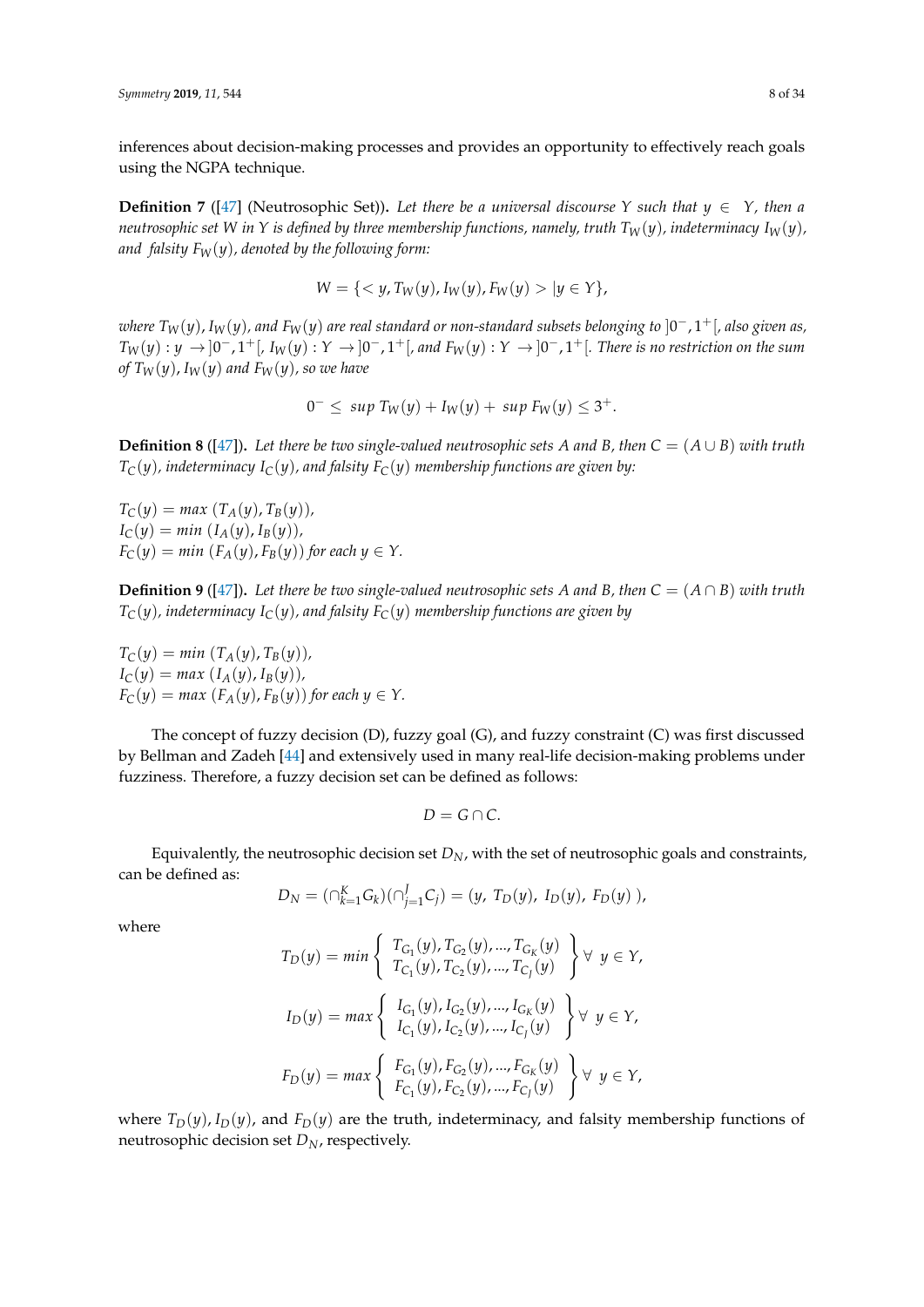inferences about decision-making processes and provides an opportunity to effectively reach goals using the NGPA technique.

**Definition 7** ([47] (Neutrosophic Set)). *Let there be a universal discourse $Y$ such that $y \in Y$, then a neutrosophic set $W$ in $Y$ is defined by three membership functions, namely, truth $T_W(y)$, indeterminacy $I_W(y)$, and falsity $F_W(y)$, denoted by the following form:*

$$W = \{< y, T_W(y), I_W(y), F_W(y) > | y \in Y\},$$

*where $T_W(y)$, $I_W(y)$, and $F_W(y)$ are real standard or non-standard subsets belonging to $]0^-, 1^+[$, also given as, $T_W(y) : y \to ]0^-, 1^+[$, $I_W(y) : Y \to ]0^-, 1^+[$, and $F_W(y) : Y \to ]0^-, 1^+[$. There is no restriction on the sum of $T_W(y)$, $I_W(y)$ and $F_W(y)$, so we have*

$$0^- \leq \ sup\ T_W(y) + I_W(y) + \ sup\ F_W(y) \leq 3^+.$$

**Definition 8** ([47]). *Let there be two single-valued neutrosophic sets $A$ and $B$, then $C = (A \cup B)$ with truth $T_C(y)$, indeterminacy $I_C(y)$, and falsity $F_C(y)$ membership functions are given by:*

$T_C(y) = max\ (T_A(y), T_B(y))$,
$I_C(y) = min\ (I_A(y), I_B(y))$,
$F_C(y) = min\ (F_A(y), F_B(y))$ *for each* $y \in Y$.

**Definition 9** ([47]). *Let there be two single-valued neutrosophic sets $A$ and $B$, then $C = (A \cap B)$ with truth $T_C(y)$, indeterminacy $I_C(y)$, and falsity $F_C(y)$ membership functions are given by*

$T_C(y) = min\ (T_A(y), T_B(y))$,
$I_C(y) = max\ (I_A(y), I_B(y))$,
$F_C(y) = max\ (F_A(y), F_B(y))$ *for each* $y \in Y$.

The concept of fuzzy decision (D), fuzzy goal (G), and fuzzy constraint (C) was first discussed by Bellman and Zadeh [44] and extensively used in many real-life decision-making problems under fuzziness. Therefore, a fuzzy decision set can be defined as follows:

$$D = G \cap C.$$

Equivalently, the neutrosophic decision set $D_N$, with the set of neutrosophic goals and constraints, can be defined as:

$$D_N = (\cap_{k=1}^{K} G_k)(\cap_{j=1}^{J} C_j) = (y,\ T_D(y),\ I_D(y),\ F_D(y)\ ),$$

where

$$T_D(y) = min \left\{ \begin{array}{c} T_{G_1}(y), T_{G_2}(y), ..., T_{G_K}(y) \\ T_{C_1}(y), T_{C_2}(y), ..., T_{C_J}(y) \end{array} \right\} \forall \ y \in Y,$$

$$I_D(y) = max \left\{ \begin{array}{c} I_{G_1}(y), I_{G_2}(y), ..., I_{G_K}(y) \\ I_{C_1}(y), I_{C_2}(y), ..., I_{C_J}(y) \end{array} \right\} \forall \ y \in Y,$$

$$F_D(y) = max \left\{ \begin{array}{c} F_{G_1}(y), F_{G_2}(y), ..., F_{G_K}(y) \\ F_{C_1}(y), F_{C_2}(y), ..., F_{C_J}(y) \end{array} \right\} \forall \ y \in Y,$$

where $T_D(y)$, $I_D(y)$, and $F_D(y)$ are the truth, indeterminacy, and falsity membership functions of neutrosophic decision set $D_N$, respectively.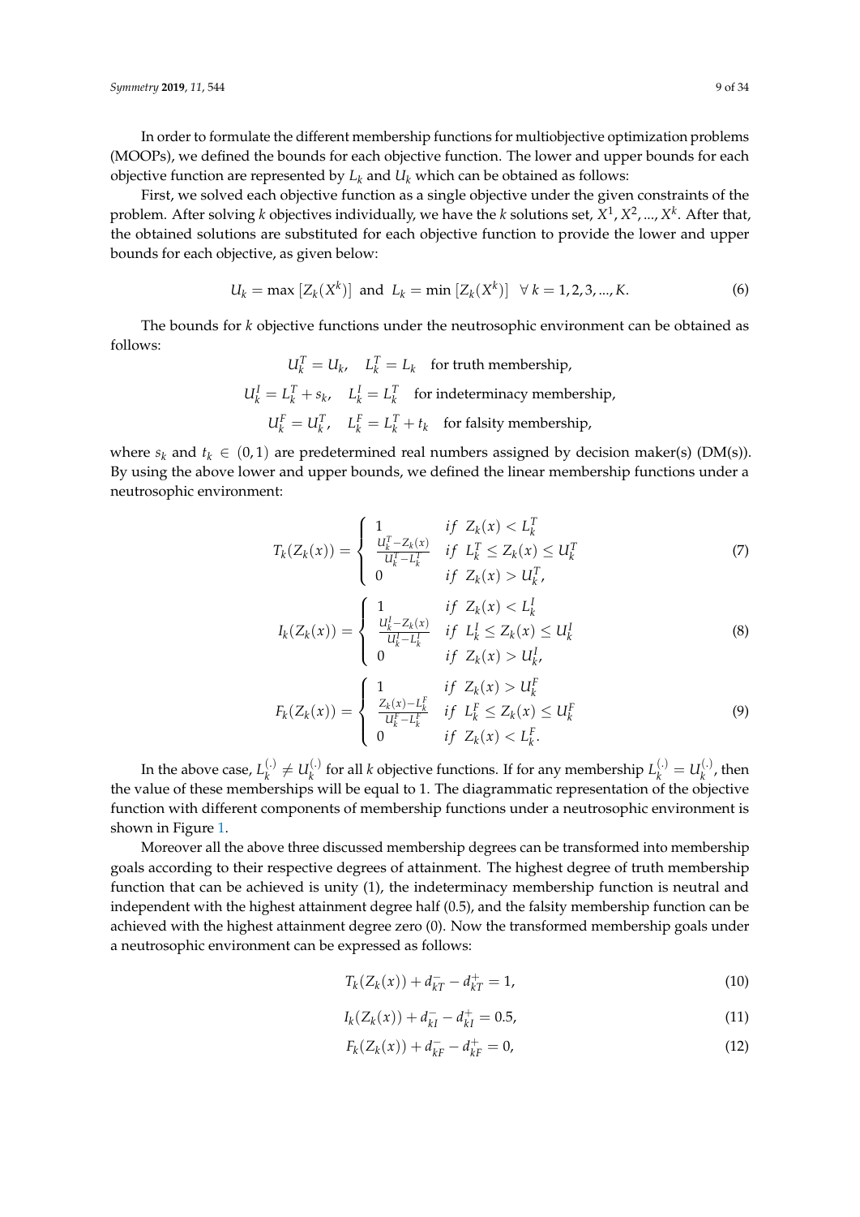In order to formulate the different membership functions for multiobjective optimization problems (MOOPs), we defined the bounds for each objective function. The lower and upper bounds for each objective function are represented by $L_k$ and $U_k$ which can be obtained as follows:

First, we solved each objective function as a single objective under the given constraints of the problem. After solving $k$ objectives individually, we have the $k$ solutions set, $X^1, X^2, ..., X^k$. After that, the obtained solutions are substituted for each objective function to provide the lower and upper bounds for each objective, as given below:

$$U_k = \max\left[Z_k(X^k)\right] \text{ and } L_k = \min\left[Z_k(X^k)\right] \quad \forall\, k = 1, 2, 3, ..., K. \tag{6}$$

The bounds for $k$ objective functions under the neutrosophic environment can be obtained as follows:

$$U_k^T = U_k, \quad L_k^T = L_k \quad \text{for truth membership,}$$

$$U_k^I = L_k^T + s_k, \quad L_k^I = L_k^T \quad \text{for indeterminacy membership,}$$

$$U_k^F = U_k^T, \quad L_k^F = L_k^T + t_k \quad \text{for falsity membership,}$$

where $s_k$ and $t_k \in (0, 1)$ are predetermined real numbers assigned by decision maker(s) (DM(s)). By using the above lower and upper bounds, we defined the linear membership functions under a neutrosophic environment:

$$T_k(Z_k(x)) = \begin{cases} 1 & if\ \ Z_k(x) < L_k^T \\ \frac{U_k^T - Z_k(x)}{U_k^T - L_k^T} & if\ \ L_k^T \le Z_k(x) \le U_k^T \\ 0 & if\ \ Z_k(x) > U_k^T, \end{cases} \tag{7}$$

$$I_k(Z_k(x)) = \begin{cases} 1 & if\ \ Z_k(x) < L_k^I \\ \frac{U_k^I - Z_k(x)}{U_k^I - L_k^I} & if\ \ L_k^I \le Z_k(x) \le U_k^I \\ 0 & if\ \ Z_k(x) > U_k^I, \end{cases} \tag{8}$$

$$F_k(Z_k(x)) = \begin{cases} 1 & if\ \ Z_k(x) > U_k^F \\ \frac{Z_k(x) - L_k^F}{U_k^F - L_k^F} & if\ \ L_k^F \le Z_k(x) \le U_k^F \\ 0 & if\ \ Z_k(x) < L_k^F. \end{cases} \tag{9}$$

In the above case, $L_k^{(.)} \neq U_k^{(.)}$ for all $k$ objective functions. If for any membership $L_k^{(.)} = U_k^{(.)}$, then the value of these memberships will be equal to 1. The diagrammatic representation of the objective function with different components of membership functions under a neutrosophic environment is shown in Figure 1.

Moreover all the above three discussed membership degrees can be transformed into membership goals according to their respective degrees of attainment. The highest degree of truth membership function that can be achieved is unity (1), the indeterminacy membership function is neutral and independent with the highest attainment degree half (0.5), and the falsity membership function can be achieved with the highest attainment degree zero (0). Now the transformed membership goals under a neutrosophic environment can be expressed as follows:

$$T_k(Z_k(x)) + d_{kT}^- - d_{kT}^+ = 1, \tag{10}$$

$$I_k(Z_k(x)) + d_{kI}^- - d_{kI}^+ = 0.5, \tag{11}$$

$$F_k(Z_k(x)) + d_{kF}^- - d_{kF}^+ = 0, \tag{12}$$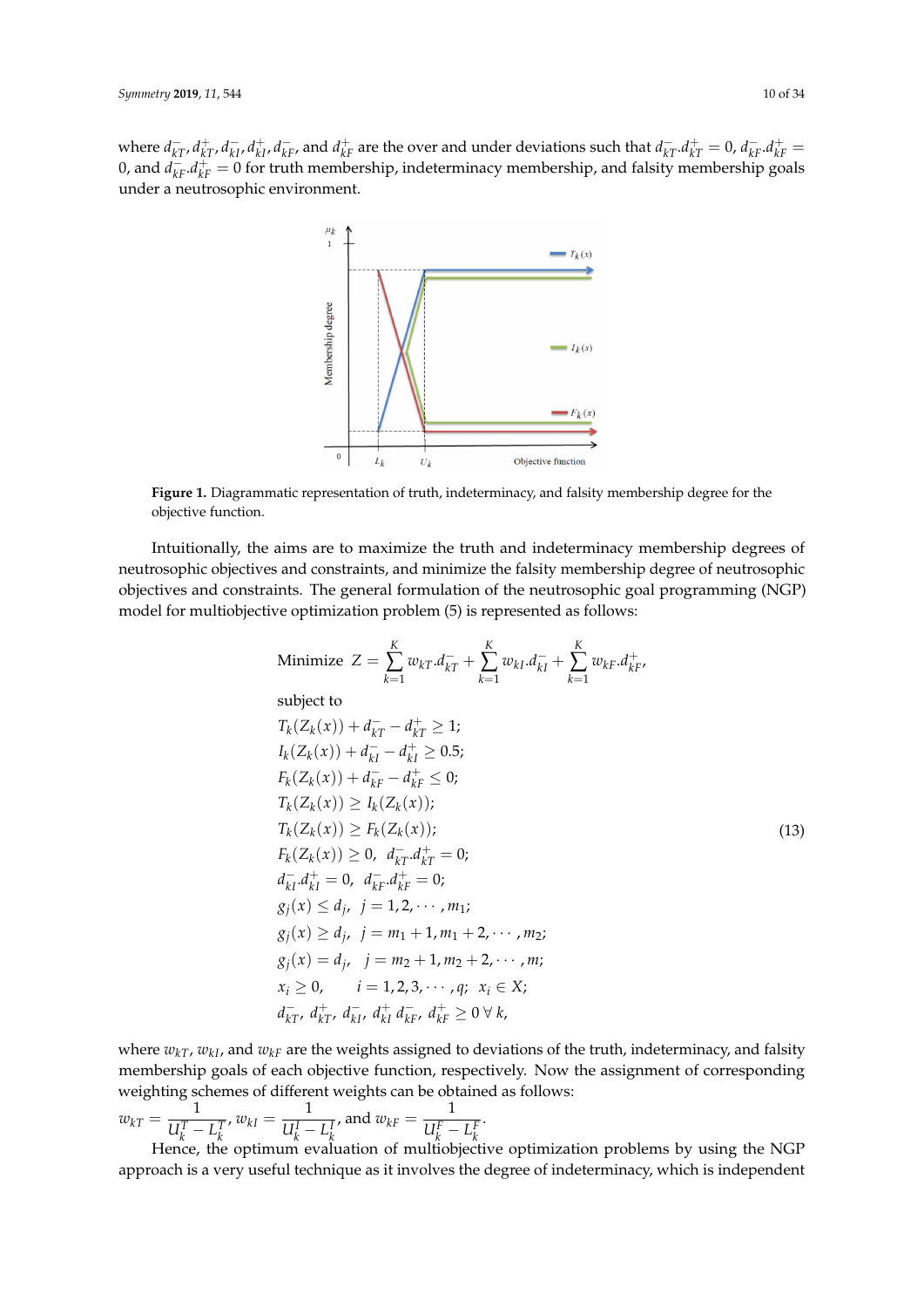where $d_{kT}^-, d_{kT}^+, d_{kI}^-, d_{kI}^+, d_{kF}^-$, and $d_{kF}^+$ are the over and under deviations such that $d_{kT}^-.d_{kT}^+ = 0$, $d_{kF}^-.d_{kF}^+ = 0$, and $d_{kF}^-.d_{kF}^+ = 0$ for truth membership, indeterminacy membership, and falsity membership goals under a neutrosophic environment.

**Figure 1.** Diagrammatic representation of truth, indeterminacy, and falsity membership degree for the objective function.

Intuitionally, the aims are to maximize the truth and indeterminacy membership degrees of neutrosophic objectives and constraints, and minimize the falsity membership degree of neutrosophic objectives and constraints. The general formulation of the neutrosophic goal programming (NGP) model for multiobjective optimization problem (5) is represented as follows:

$$
\begin{aligned}
&\text{Minimize } \; Z = \sum_{k=1}^{K} w_{kT}.d_{kT}^- + \sum_{k=1}^{K} w_{kI}.d_{kI}^- + \sum_{k=1}^{K} w_{kF}.d_{kF}^+,\\
&\text{subject to}\\
&T_k(Z_k(x)) + d_{kT}^- - d_{kT}^+ \geq 1;\\
&I_k(Z_k(x)) + d_{kI}^- - d_{kI}^+ \geq 0.5;\\
&F_k(Z_k(x)) + d_{kF}^- - d_{kF}^+ \leq 0;\\
&T_k(Z_k(x)) \geq I_k(Z_k(x));\\
&T_k(Z_k(x)) \geq F_k(Z_k(x));\\
&F_k(Z_k(x)) \geq 0, \;\; d_{kT}^-.d_{kT}^+ = 0;\\
&d_{kI}^-.d_{kI}^+ = 0, \;\; d_{kF}^-.d_{kF}^+ = 0;\\
&g_j(x) \leq d_j, \;\; j = 1, 2, \cdots, m_1;\\
&g_j(x) \geq d_j, \;\; j = m_1 + 1, m_1 + 2, \cdots, m_2;\\
&g_j(x) = d_j, \;\; j = m_2 + 1, m_2 + 2, \cdots, m;\\
&x_i \geq 0, \qquad i = 1, 2, 3, \cdots, q; \;\; x_i \in X;\\
&d_{kT}^-,\ d_{kT}^+,\ d_{kI}^-,\ d_{kI}^+\ d_{kF}^-,\ d_{kF}^+ \geq 0 \;\forall\; k,
\end{aligned}
\tag{13}
$$

where $w_{kT}$, $w_{kI}$, and $w_{kF}$ are the weights assigned to deviations of the truth, indeterminacy, and falsity membership goals of each objective function, respectively. Now the assignment of corresponding weighting schemes of different weights can be obtained as follows:
$w_{kT} = \dfrac{1}{U_k^T - L_k^T}$, $w_{kI} = \dfrac{1}{U_k^I - L_k^I}$, and $w_{kF} = \dfrac{1}{U_k^F - L_k^F}$.

Hence, the optimum evaluation of multiobjective optimization problems by using the NGP approach is a very useful technique as it involves the degree of indeterminacy, which is independent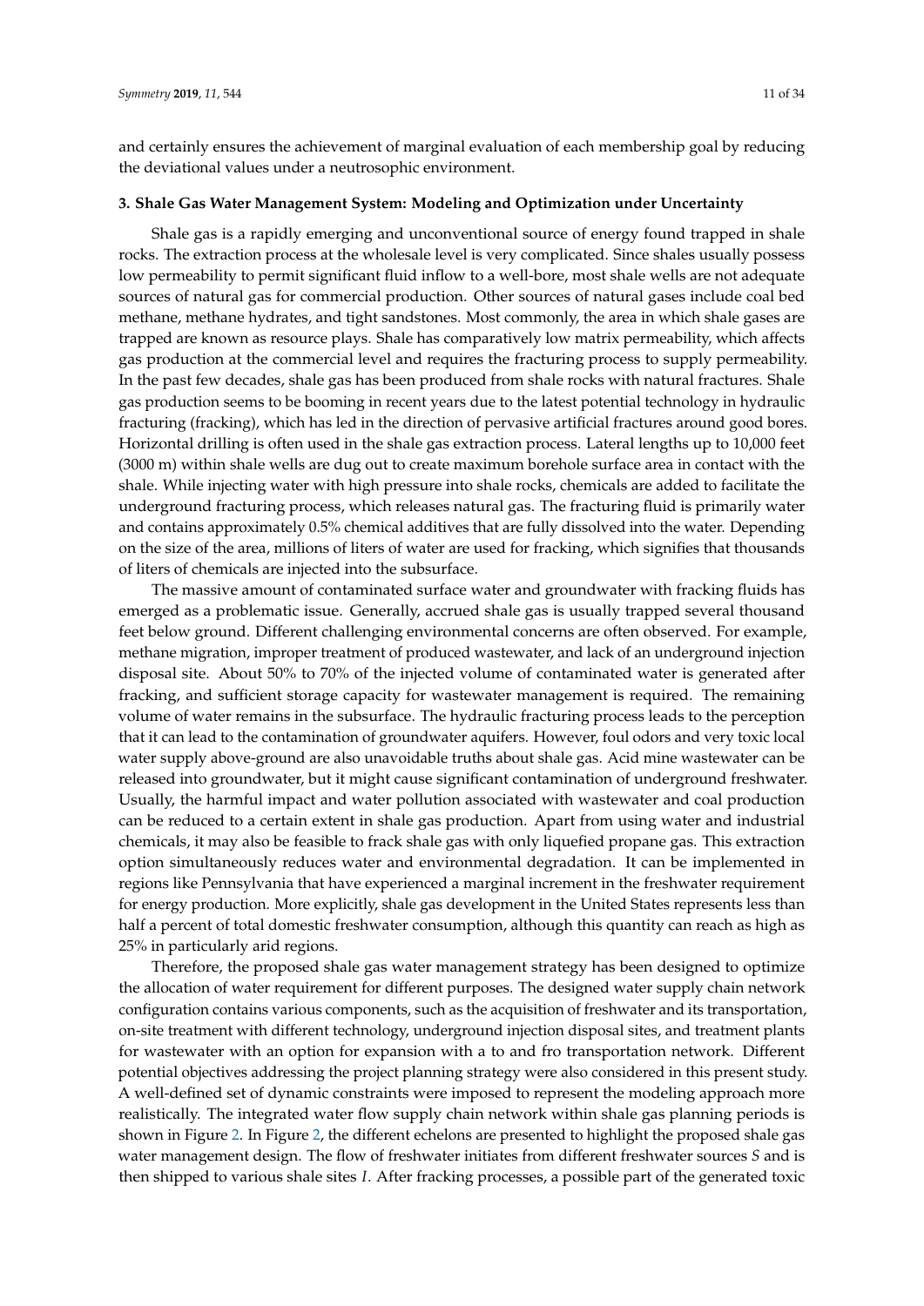and certainly ensures the achievement of marginal evaluation of each membership goal by reducing the deviational values under a neutrosophic environment.

## 3. Shale Gas Water Management System: Modeling and Optimization under Uncertainty

Shale gas is a rapidly emerging and unconventional source of energy found trapped in shale rocks. The extraction process at the wholesale level is very complicated. Since shales usually possess low permeability to permit significant fluid inflow to a well-bore, most shale wells are not adequate sources of natural gas for commercial production. Other sources of natural gases include coal bed methane, methane hydrates, and tight sandstones. Most commonly, the area in which shale gases are trapped are known as resource plays. Shale has comparatively low matrix permeability, which affects gas production at the commercial level and requires the fracturing process to supply permeability. In the past few decades, shale gas has been produced from shale rocks with natural fractures. Shale gas production seems to be booming in recent years due to the latest potential technology in hydraulic fracturing (fracking), which has led in the direction of pervasive artificial fractures around good bores. Horizontal drilling is often used in the shale gas extraction process. Lateral lengths up to 10,000 feet (3000 m) within shale wells are dug out to create maximum borehole surface area in contact with the shale. While injecting water with high pressure into shale rocks, chemicals are added to facilitate the underground fracturing process, which releases natural gas. The fracturing fluid is primarily water and contains approximately 0.5% chemical additives that are fully dissolved into the water. Depending on the size of the area, millions of liters of water are used for fracking, which signifies that thousands of liters of chemicals are injected into the subsurface.

The massive amount of contaminated surface water and groundwater with fracking fluids has emerged as a problematic issue. Generally, accrued shale gas is usually trapped several thousand feet below ground. Different challenging environmental concerns are often observed. For example, methane migration, improper treatment of produced wastewater, and lack of an underground injection disposal site. About 50% to 70% of the injected volume of contaminated water is generated after fracking, and sufficient storage capacity for wastewater management is required. The remaining volume of water remains in the subsurface. The hydraulic fracturing process leads to the perception that it can lead to the contamination of groundwater aquifers. However, foul odors and very toxic local water supply above-ground are also unavoidable truths about shale gas. Acid mine wastewater can be released into groundwater, but it might cause significant contamination of underground freshwater. Usually, the harmful impact and water pollution associated with wastewater and coal production can be reduced to a certain extent in shale gas production. Apart from using water and industrial chemicals, it may also be feasible to frack shale gas with only liquefied propane gas. This extraction option simultaneously reduces water and environmental degradation. It can be implemented in regions like Pennsylvania that have experienced a marginal increment in the freshwater requirement for energy production. More explicitly, shale gas development in the United States represents less than half a percent of total domestic freshwater consumption, although this quantity can reach as high as 25% in particularly arid regions.

Therefore, the proposed shale gas water management strategy has been designed to optimize the allocation of water requirement for different purposes. The designed water supply chain network configuration contains various components, such as the acquisition of freshwater and its transportation, on-site treatment with different technology, underground injection disposal sites, and treatment plants for wastewater with an option for expansion with a to and fro transportation network. Different potential objectives addressing the project planning strategy were also considered in this present study. A well-defined set of dynamic constraints were imposed to represent the modeling approach more realistically. The integrated water flow supply chain network within shale gas planning periods is shown in Figure 2. In Figure 2, the different echelons are presented to highlight the proposed shale gas water management design. The flow of freshwater initiates from different freshwater sources $S$ and is then shipped to various shale sites $I$. After fracking processes, a possible part of the generated toxic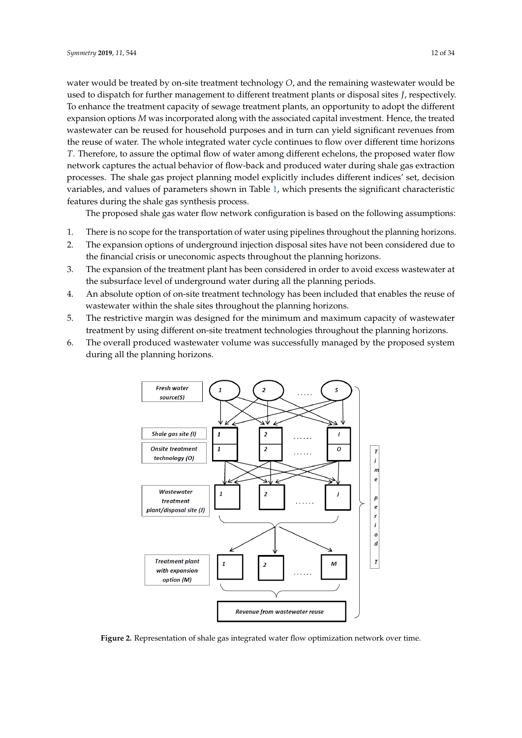water would be treated by on-site treatment technology $O$, and the remaining wastewater would be used to dispatch for further management to different treatment plants or disposal sites $J$, respectively. To enhance the treatment capacity of sewage treatment plants, an opportunity to adopt the different expansion options $M$ was incorporated along with the associated capital investment. Hence, the treated wastewater can be reused for household purposes and in turn can yield significant revenues from the reuse of water. The whole integrated water cycle continues to flow over different time horizons $T$. Therefore, to assure the optimal flow of water among different echelons, the proposed water flow network captures the actual behavior of flow-back and produced water during shale gas extraction processes. The shale gas project planning model explicitly includes different indices' set, decision variables, and values of parameters shown in Table 1, which presents the significant characteristic features during the shale gas synthesis process.

The proposed shale gas water flow network configuration is based on the following assumptions:

1. There is no scope for the transportation of water using pipelines throughout the planning horizons.
2. The expansion options of underground injection disposal sites have not been considered due to the financial crisis or uneconomic aspects throughout the planning horizons.
3. The expansion of the treatment plant has been considered in order to avoid excess wastewater at the subsurface level of underground water during all the planning periods.
4. An absolute option of on-site treatment technology has been included that enables the reuse of wastewater within the shale sites throughout the planning horizons.
5. The restrictive margin was designed for the minimum and maximum capacity of wastewater treatment by using different on-site treatment technologies throughout the planning horizons.
6. The overall produced wastewater volume was successfully managed by the proposed system during all the planning horizons.

**Figure 2.** Representation of shale gas integrated water flow optimization network over time.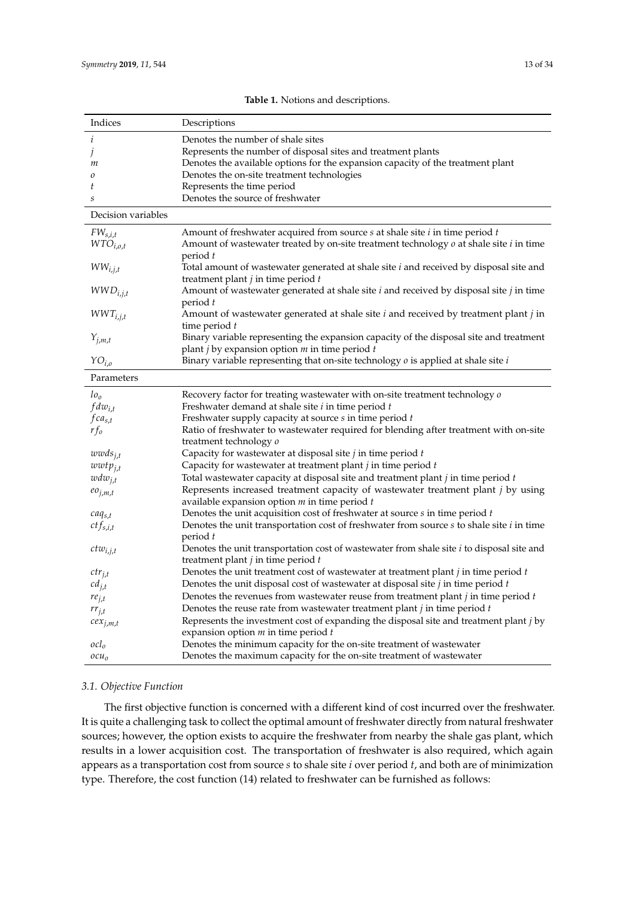**Table 1.** Notions and descriptions.

| Indices | Descriptions |
| --- | --- |
| $i$ | Denotes the number of shale sites |
| $j$ | Represents the number of disposal sites and treatment plants |
| $m$ | Denotes the available options for the expansion capacity of the treatment plant |
| $o$ | Denotes the on-site treatment technologies |
| $t$ | Represents the time period |
| $s$ | Denotes the source of freshwater |
| **Decision variables** | |
| $FW_{s,i,t}$ | Amount of freshwater acquired from source $s$ at shale site $i$ in time period $t$ |
| $WTO_{i,o,t}$ | Amount of wastewater treated by on-site treatment technology $o$ at shale site $i$ in time period $t$ |
| $WW_{i,j,t}$ | Total amount of wastewater generated at shale site $i$ and received by disposal site and treatment plant $j$ in time period $t$ |
| $WWD_{i,j,t}$ | Amount of wastewater generated at shale site $i$ and received by disposal site $j$ in time period $t$ |
| $WWT_{i,j,t}$ | Amount of wastewater generated at shale site $i$ and received by treatment plant $j$ in time period $t$ |
| $Y_{j,m,t}$ | Binary variable representing the expansion capacity of the disposal site and treatment plant $j$ by expansion option $m$ in time period $t$ |
| $YO_{i,o}$ | Binary variable representing that on-site technology $o$ is applied at shale site $i$ |
| **Parameters** | |
| $lo_o$ | Recovery factor for treating wastewater with on-site treatment technology $o$ |
| $fdw_{i,t}$ | Freshwater demand at shale site $i$ in time period $t$ |
| $fca_{s,t}$ | Freshwater supply capacity at source $s$ in time period $t$ |
| $rf_o$ | Ratio of freshwater to wastewater required for blending after treatment with on-site treatment technology $o$ |
| $wwds_{j,t}$ | Capacity for wastewater at disposal site $j$ in time period $t$ |
| $wwtp_{j,t}$ | Capacity for wastewater at treatment plant $j$ in time period $t$ |
| $wdw_{j,t}$ | Total wastewater capacity at disposal site and treatment plant $j$ in time period $t$ |
| $eo_{j,m,t}$ | Represents increased treatment capacity of wastewater treatment plant $j$ by using available expansion option $m$ in time period $t$ |
| $caq_{s,t}$ | Denotes the unit acquisition cost of freshwater at source $s$ in time period $t$ |
| $ctf_{s,i,t}$ | Denotes the unit transportation cost of freshwater from source $s$ to shale site $i$ in time period $t$ |
| $ctw_{i,j,t}$ | Denotes the unit transportation cost of wastewater from shale site $i$ to disposal site and treatment plant $j$ in time period $t$ |
| $ctr_{j,t}$ | Denotes the unit treatment cost of wastewater at treatment plant $j$ in time period $t$ |
| $cd_{j,t}$ | Denotes the unit disposal cost of wastewater at disposal site $j$ in time period $t$ |
| $re_{j,t}$ | Denotes the revenues from wastewater reuse from treatment plant $j$ in time period $t$ |
| $rr_{j,t}$ | Denotes the reuse rate from wastewater treatment plant $j$ in time period $t$ |
| $cex_{j,m,t}$ | Represents the investment cost of expanding the disposal site and treatment plant $j$ by expansion option $m$ in time period $t$ |
| $ocl_o$ | Denotes the minimum capacity for the on-site treatment of wastewater |
| $ocu_o$ | Denotes the maximum capacity for the on-site treatment of wastewater |

### 3.1. Objective Function

The first objective function is concerned with a different kind of cost incurred over the freshwater. It is quite a challenging task to collect the optimal amount of freshwater directly from natural freshwater sources; however, the option exists to acquire the freshwater from nearby the shale gas plant, which results in a lower acquisition cost. The transportation of freshwater is also required, which again appears as a transportation cost from source $s$ to shale site $i$ over period $t$, and both are of minimization type. Therefore, the cost function (14) related to freshwater can be furnished as follows: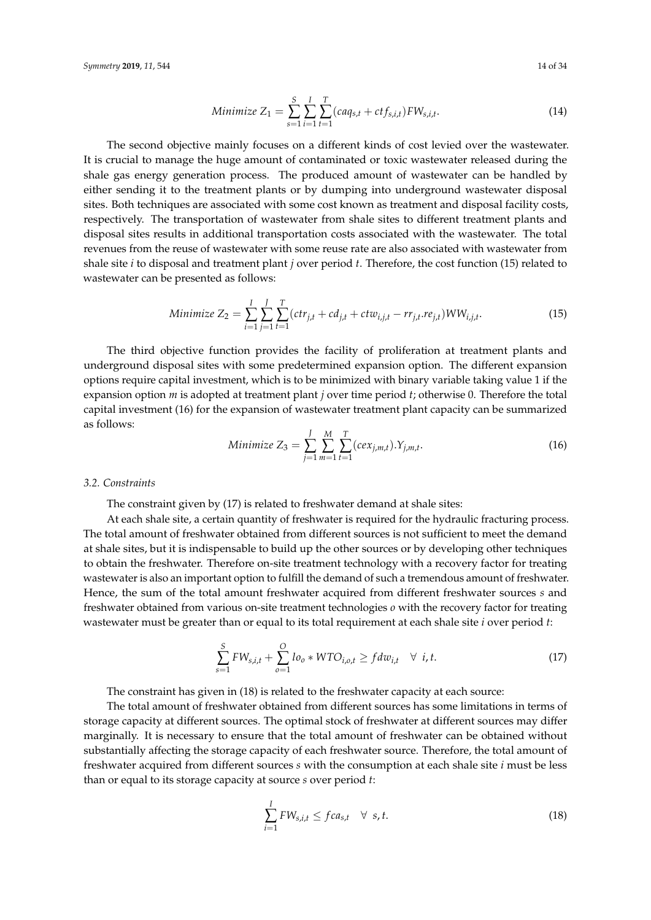$$Minimize\ Z_1 = \sum_{s=1}^{S}\sum_{i=1}^{I}\sum_{t=1}^{T}(caq_{s,t} + ctf_{s,i,t})FW_{s,i,t}. \tag{14}$$

The second objective mainly focuses on a different kinds of cost levied over the wastewater. It is crucial to manage the huge amount of contaminated or toxic wastewater released during the shale gas energy generation process. The produced amount of wastewater can be handled by either sending it to the treatment plants or by dumping into underground wastewater disposal sites. Both techniques are associated with some cost known as treatment and disposal facility costs, respectively. The transportation of wastewater from shale sites to different treatment plants and disposal sites results in additional transportation costs associated with the wastewater. The total revenues from the reuse of wastewater with some reuse rate are also associated with wastewater from shale site $i$ to disposal and treatment plant $j$ over period $t$. Therefore, the cost function (15) related to wastewater can be presented as follows:

$$Minimize\ Z_2 = \sum_{i=1}^{I}\sum_{j=1}^{J}\sum_{t=1}^{T}(ctr_{j,t} + cd_{j,t} + ctw_{i,j,t} - rr_{j,t}.re_{j,t})WW_{i,j,t}. \tag{15}$$

The third objective function provides the facility of proliferation at treatment plants and underground disposal sites with some predetermined expansion option. The different expansion options require capital investment, which is to be minimized with binary variable taking value 1 if the expansion option $m$ is adopted at treatment plant $j$ over time period $t$; otherwise 0. Therefore the total capital investment (16) for the expansion of wastewater treatment plant capacity can be summarized as follows:

$$Minimize\ Z_3 = \sum_{j=1}^{J}\sum_{m=1}^{M}\sum_{t=1}^{T}(cex_{j,m,t}).Y_{j,m,t}. \tag{16}$$

### *3.2. Constraints*

The constraint given by (17) is related to freshwater demand at shale sites:

At each shale site, a certain quantity of freshwater is required for the hydraulic fracturing process. The total amount of freshwater obtained from different sources is not sufficient to meet the demand at shale sites, but it is indispensable to build up the other sources or by developing other techniques to obtain the freshwater. Therefore on-site treatment technology with a recovery factor for treating wastewater is also an important option to fulfill the demand of such a tremendous amount of freshwater. Hence, the sum of the total amount freshwater acquired from different freshwater sources $s$ and freshwater obtained from various on-site treatment technologies $o$ with the recovery factor for treating wastewater must be greater than or equal to its total requirement at each shale site $i$ over period $t$:

$$\sum_{s=1}^{S} FW_{s,i,t} + \sum_{o=1}^{O} lo_o * WTO_{i,o,t} \geq fdw_{i,t} \quad \forall\ i, t. \tag{17}$$

The constraint has given in (18) is related to the freshwater capacity at each source:

The total amount of freshwater obtained from different sources has some limitations in terms of storage capacity at different sources. The optimal stock of freshwater at different sources may differ marginally. It is necessary to ensure that the total amount of freshwater can be obtained without substantially affecting the storage capacity of each freshwater source. Therefore, the total amount of freshwater acquired from different sources $s$ with the consumption at each shale site $i$ must be less than or equal to its storage capacity at source $s$ over period $t$:

$$\sum_{i=1}^{I} FW_{s,i,t} \leq fca_{s,t} \quad \forall\ s, t. \tag{18}$$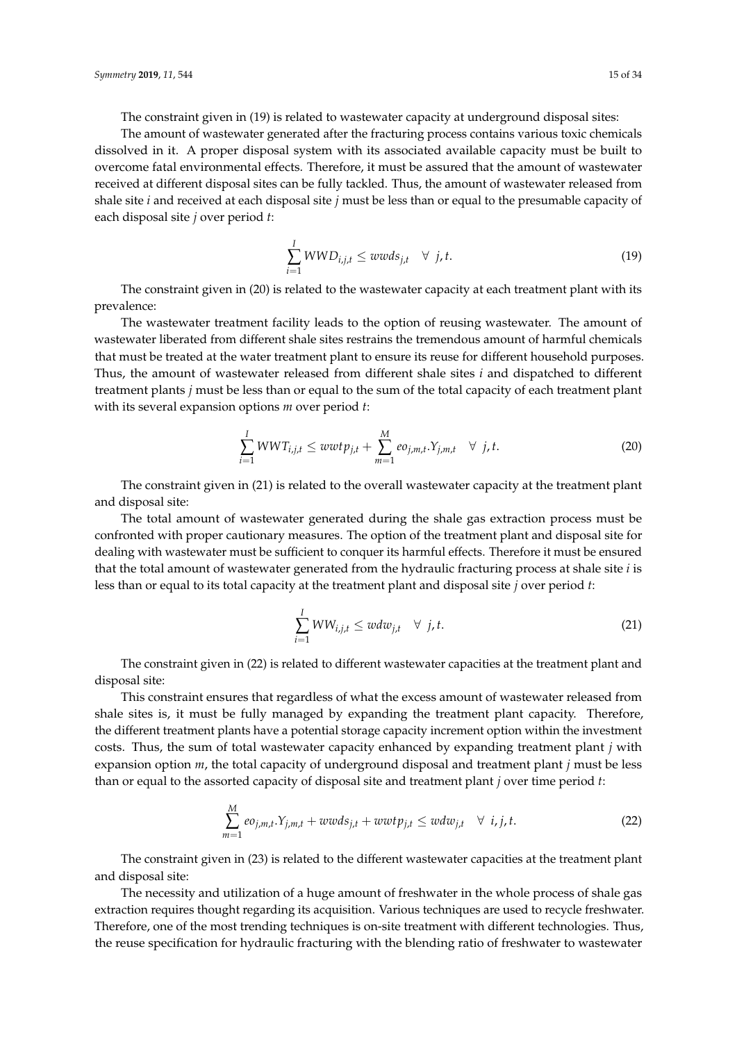The constraint given in (19) is related to wastewater capacity at underground disposal sites:

The amount of wastewater generated after the fracturing process contains various toxic chemicals dissolved in it. A proper disposal system with its associated available capacity must be built to overcome fatal environmental effects. Therefore, it must be assured that the amount of wastewater received at different disposal sites can be fully tackled. Thus, the amount of wastewater released from shale site $i$ and received at each disposal site $j$ must be less than or equal to the presumable capacity of each disposal site $j$ over period $t$:

$$\sum_{i=1}^{I} WWD_{i,j,t} \leq wwds_{j,t} \quad \forall \; j,t. \tag{19}$$

The constraint given in (20) is related to the wastewater capacity at each treatment plant with its prevalence:

The wastewater treatment facility leads to the option of reusing wastewater. The amount of wastewater liberated from different shale sites restrains the tremendous amount of harmful chemicals that must be treated at the water treatment plant to ensure its reuse for different household purposes. Thus, the amount of wastewater released from different shale sites $i$ and dispatched to different treatment plants $j$ must be less than or equal to the sum of the total capacity of each treatment plant with its several expansion options $m$ over period $t$:

$$\sum_{i=1}^{I} WWT_{i,j,t} \leq wwtp_{j,t} + \sum_{m=1}^{M} eo_{j,m,t}.Y_{j,m,t} \quad \forall \; j,t. \tag{20}$$

The constraint given in (21) is related to the overall wastewater capacity at the treatment plant and disposal site:

The total amount of wastewater generated during the shale gas extraction process must be confronted with proper cautionary measures. The option of the treatment plant and disposal site for dealing with wastewater must be sufficient to conquer its harmful effects. Therefore it must be ensured that the total amount of wastewater generated from the hydraulic fracturing process at shale site $i$ is less than or equal to its total capacity at the treatment plant and disposal site $j$ over period $t$:

$$\sum_{i=1}^{I} WW_{i,j,t} \leq wdw_{j,t} \quad \forall \; j,t. \tag{21}$$

The constraint given in (22) is related to different wastewater capacities at the treatment plant and disposal site:

This constraint ensures that regardless of what the excess amount of wastewater released from shale sites is, it must be fully managed by expanding the treatment plant capacity. Therefore, the different treatment plants have a potential storage capacity increment option within the investment costs. Thus, the sum of total wastewater capacity enhanced by expanding treatment plant $j$ with expansion option $m$, the total capacity of underground disposal and treatment plant $j$ must be less than or equal to the assorted capacity of disposal site and treatment plant $j$ over time period $t$:

$$\sum_{m=1}^{M} eo_{j,m,t}.Y_{j,m,t} + wwds_{j,t} + wwtp_{j,t} \leq wdw_{j,t} \quad \forall \; i,j,t. \tag{22}$$

The constraint given in (23) is related to the different wastewater capacities at the treatment plant and disposal site:

The necessity and utilization of a huge amount of freshwater in the whole process of shale gas extraction requires thought regarding its acquisition. Various techniques are used to recycle freshwater. Therefore, one of the most trending techniques is on-site treatment with different technologies. Thus, the reuse specification for hydraulic fracturing with the blending ratio of freshwater to wastewater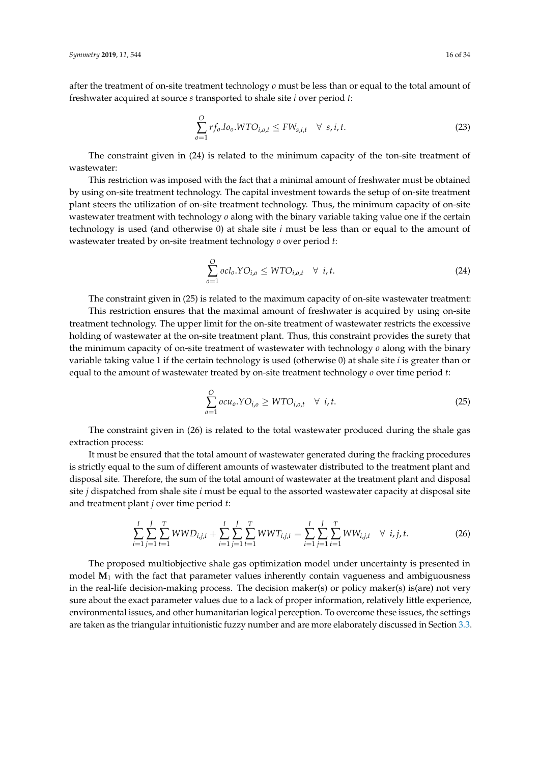after the treatment of on-site treatment technology $o$ must be less than or equal to the total amount of freshwater acquired at source $s$ transported to shale site $i$ over period $t$:

$$\sum_{o=1}^{O} rf_o.lo_o.WTO_{i,o,t} \leq FW_{s,i,t} \quad \forall \ s, i, t. \tag{23}$$

The constraint given in (24) is related to the minimum capacity of the ton-site treatment of wastewater:

This restriction was imposed with the fact that a minimal amount of freshwater must be obtained by using on-site treatment technology. The capital investment towards the setup of on-site treatment plant steers the utilization of on-site treatment technology. Thus, the minimum capacity of on-site wastewater treatment with technology $o$ along with the binary variable taking value one if the certain technology is used (and otherwise 0) at shale site $i$ must be less than or equal to the amount of wastewater treated by on-site treatment technology $o$ over period $t$:

$$\sum_{o=1}^{O} ocl_o.YO_{i,o} \leq WTO_{i,o,t} \quad \forall \ i, t. \tag{24}$$

The constraint given in (25) is related to the maximum capacity of on-site wastewater treatment:

This restriction ensures that the maximal amount of freshwater is acquired by using on-site treatment technology. The upper limit for the on-site treatment of wastewater restricts the excessive holding of wastewater at the on-site treatment plant. Thus, this constraint provides the surety that the minimum capacity of on-site treatment of wastewater with technology $o$ along with the binary variable taking value 1 if the certain technology is used (otherwise 0) at shale site $i$ is greater than or equal to the amount of wastewater treated by on-site treatment technology $o$ over time period $t$:

$$\sum_{o=1}^{O} ocu_o.YO_{i,o} \geq WTO_{i,o,t} \quad \forall \ i, t. \tag{25}$$

The constraint given in (26) is related to the total wastewater produced during the shale gas extraction process:

It must be ensured that the total amount of wastewater generated during the fracking procedures is strictly equal to the sum of different amounts of wastewater distributed to the treatment plant and disposal site. Therefore, the sum of the total amount of wastewater at the treatment plant and disposal site $j$ dispatched from shale site $i$ must be equal to the assorted wastewater capacity at disposal site and treatment plant $j$ over time period $t$:

$$\sum_{i=1}^{I}\sum_{j=1}^{J}\sum_{t=1}^{T} WWD_{i,j,t} + \sum_{i=1}^{I}\sum_{j=1}^{J}\sum_{t=1}^{T} WWT_{i,j,t} = \sum_{i=1}^{I}\sum_{j=1}^{J}\sum_{t=1}^{T} WW_{i,j,t} \quad \forall \ i, j, t. \tag{26}$$

The proposed multiobjective shale gas optimization model under uncertainty is presented in model $\mathbf{M}_1$ with the fact that parameter values inherently contain vagueness and ambiguousness in the real-life decision-making process. The decision maker(s) or policy maker(s) is(are) not very sure about the exact parameter values due to a lack of proper information, relatively little experience, environmental issues, and other humanitarian logical perception. To overcome these issues, the settings are taken as the triangular intuitionistic fuzzy number and are more elaborately discussed in Section 3.3.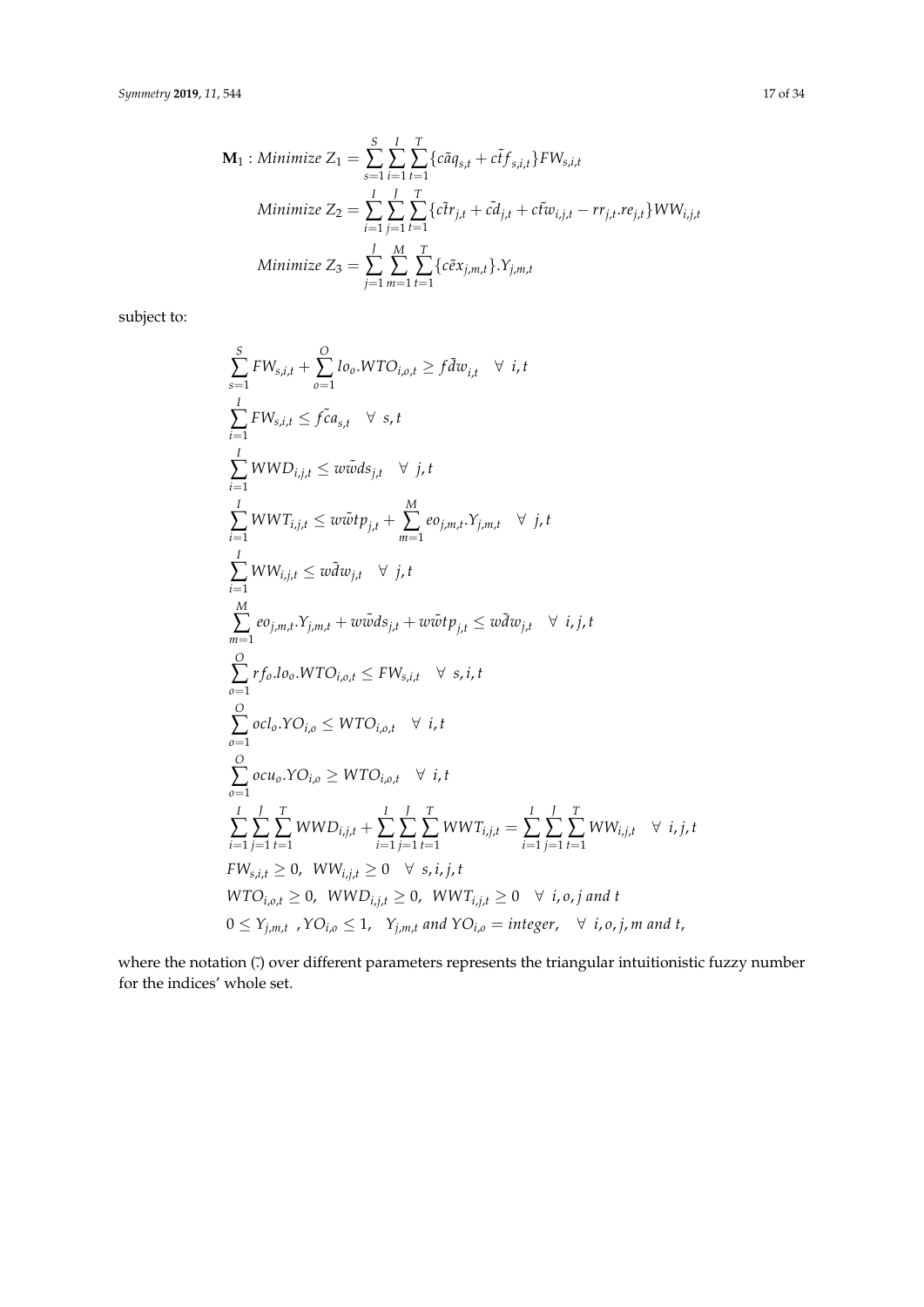$$
\begin{aligned}
\mathbf{M}_1 : \textit{Minimize } Z_1 &= \sum_{s=1}^{S}\sum_{i=1}^{I}\sum_{t=1}^{T}\{c\tilde{a}q_{s,t} + c\tilde{t}f_{s,i,t}\}FW_{s,i,t} \\
\textit{Minimize } Z_2 &= \sum_{i=1}^{I}\sum_{j=1}^{J}\sum_{t=1}^{T}\{c\tilde{t}r_{j,t} + \tilde{cd}_{j,t} + c\tilde{t}w_{i,j,t} - rr_{j,t}.re_{j,t}\}WW_{i,j,t} \\
\textit{Minimize } Z_3 &= \sum_{j=1}^{J}\sum_{m=1}^{M}\sum_{t=1}^{T}\{c\tilde{e}x_{j,m,t}\}.Y_{j,m,t}
\end{aligned}
$$

subject to:

$$
\begin{aligned}
&\sum_{s=1}^{S} FW_{s,i,t} + \sum_{o=1}^{O} lo_o.WTO_{i,o,t} \geq f\tilde{d}w_{i,t} \quad \forall\ i,t \\
&\sum_{i=1}^{I} FW_{s,i,t} \leq f\tilde{c}a_{s,t} \quad \forall\ s,t \\
&\sum_{i=1}^{I} WWD_{i,j,t} \leq w\tilde{w}ds_{j,t} \quad \forall\ j,t \\
&\sum_{i=1}^{I} WWT_{i,j,t} \leq w\tilde{w}tp_{j,t} + \sum_{m=1}^{M} eo_{j,m,t}.Y_{j,m,t} \quad \forall\ j,t \\
&\sum_{i=1}^{I} WW_{i,j,t} \leq w\tilde{d}w_{j,t} \quad \forall\ j,t \\
&\sum_{m=1}^{M} eo_{j,m,t}.Y_{j,m,t} + w\tilde{w}ds_{j,t} + w\tilde{w}tp_{j,t} \leq w\tilde{d}w_{j,t} \quad \forall\ i,j,t \\
&\sum_{o=1}^{O} rf_o.lo_o.WTO_{i,o,t} \leq FW_{s,i,t} \quad \forall\ s,i,t \\
&\sum_{o=1}^{O} ocl_o.YO_{i,o} \leq WTO_{i,o,t} \quad \forall\ i,t \\
&\sum_{o=1}^{O} ocu_o.YO_{i,o} \geq WTO_{i,o,t} \quad \forall\ i,t \\
&\sum_{i=1}^{I}\sum_{j=1}^{J}\sum_{t=1}^{T} WWD_{i,j,t} + \sum_{i=1}^{I}\sum_{j=1}^{J}\sum_{t=1}^{T} WWT_{i,j,t} = \sum_{i=1}^{I}\sum_{j=1}^{J}\sum_{t=1}^{T} WW_{i,j,t} \quad \forall\ i,j,t \\
&FW_{s,i,t} \geq 0,\ \ WW_{i,j,t} \geq 0 \quad \forall\ s,i,j,t \\
&WTO_{i,o,t} \geq 0,\ \ WWD_{i,j,t} \geq 0,\ \ WWT_{i,j,t} \geq 0 \quad \forall\ i,o,j \text{ and } t \\
&0 \leq Y_{j,m,t}\ \ ,YO_{i,o} \leq 1,\ \ Y_{j,m,t} \text{ and } YO_{i,o} = \text{integer}, \quad \forall\ i,o,j,m \text{ and } t,
\end{aligned}
$$

where the notation $(\tilde{.})$ over different parameters represents the triangular intuitionistic fuzzy number for the indices' whole set.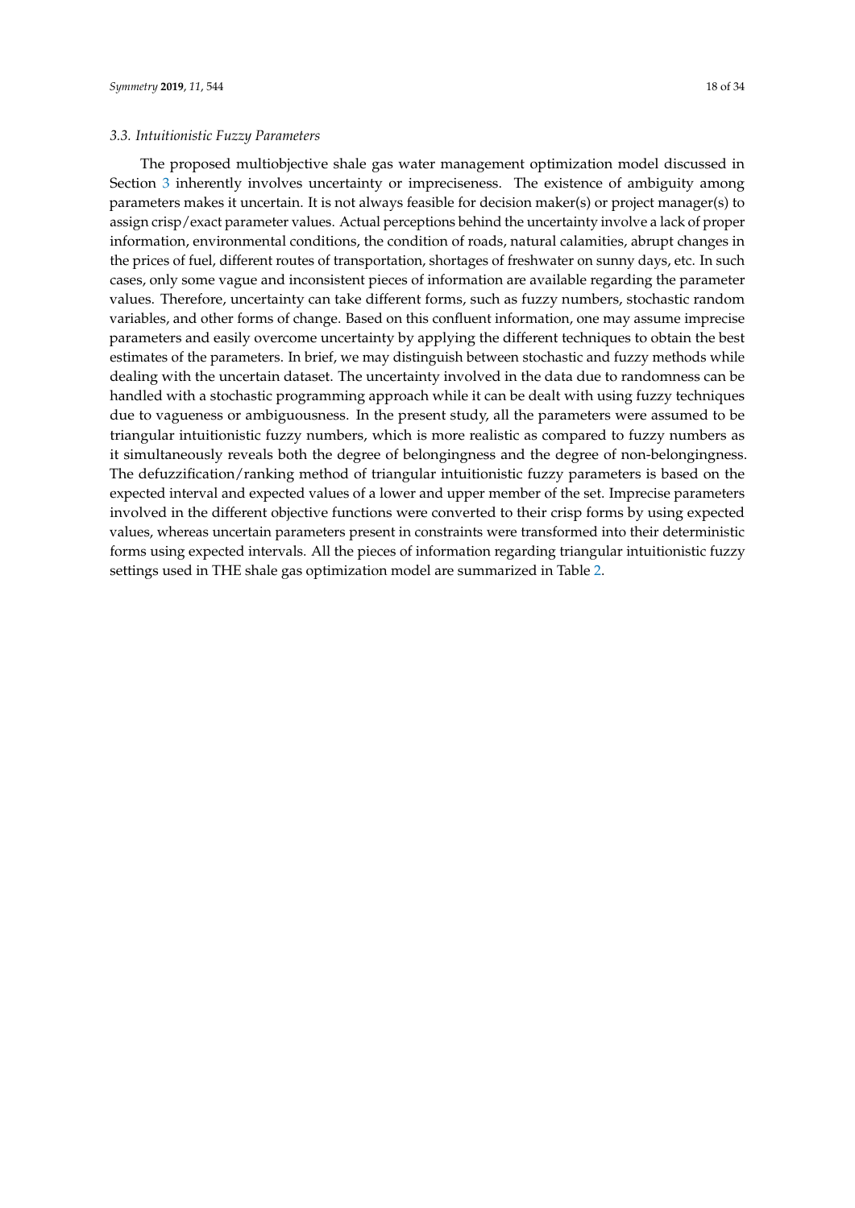### 3.3. Intuitionistic Fuzzy Parameters

The proposed multiobjective shale gas water management optimization model discussed in Section 3 inherently involves uncertainty or impreciseness. The existence of ambiguity among parameters makes it uncertain. It is not always feasible for decision maker(s) or project manager(s) to assign crisp/exact parameter values. Actual perceptions behind the uncertainty involve a lack of proper information, environmental conditions, the condition of roads, natural calamities, abrupt changes in the prices of fuel, different routes of transportation, shortages of freshwater on sunny days, etc. In such cases, only some vague and inconsistent pieces of information are available regarding the parameter values. Therefore, uncertainty can take different forms, such as fuzzy numbers, stochastic random variables, and other forms of change. Based on this confluent information, one may assume imprecise parameters and easily overcome uncertainty by applying the different techniques to obtain the best estimates of the parameters. In brief, we may distinguish between stochastic and fuzzy methods while dealing with the uncertain dataset. The uncertainty involved in the data due to randomness can be handled with a stochastic programming approach while it can be dealt with using fuzzy techniques due to vagueness or ambiguousness. In the present study, all the parameters were assumed to be triangular intuitionistic fuzzy numbers, which is more realistic as compared to fuzzy numbers as it simultaneously reveals both the degree of belongingness and the degree of non-belongingness. The defuzzification/ranking method of triangular intuitionistic fuzzy parameters is based on the expected interval and expected values of a lower and upper member of the set. Imprecise parameters involved in the different objective functions were converted to their crisp forms by using expected values, whereas uncertain parameters present in constraints were transformed into their deterministic forms using expected intervals. All the pieces of information regarding triangular intuitionistic fuzzy settings used in THE shale gas optimization model are summarized in Table 2.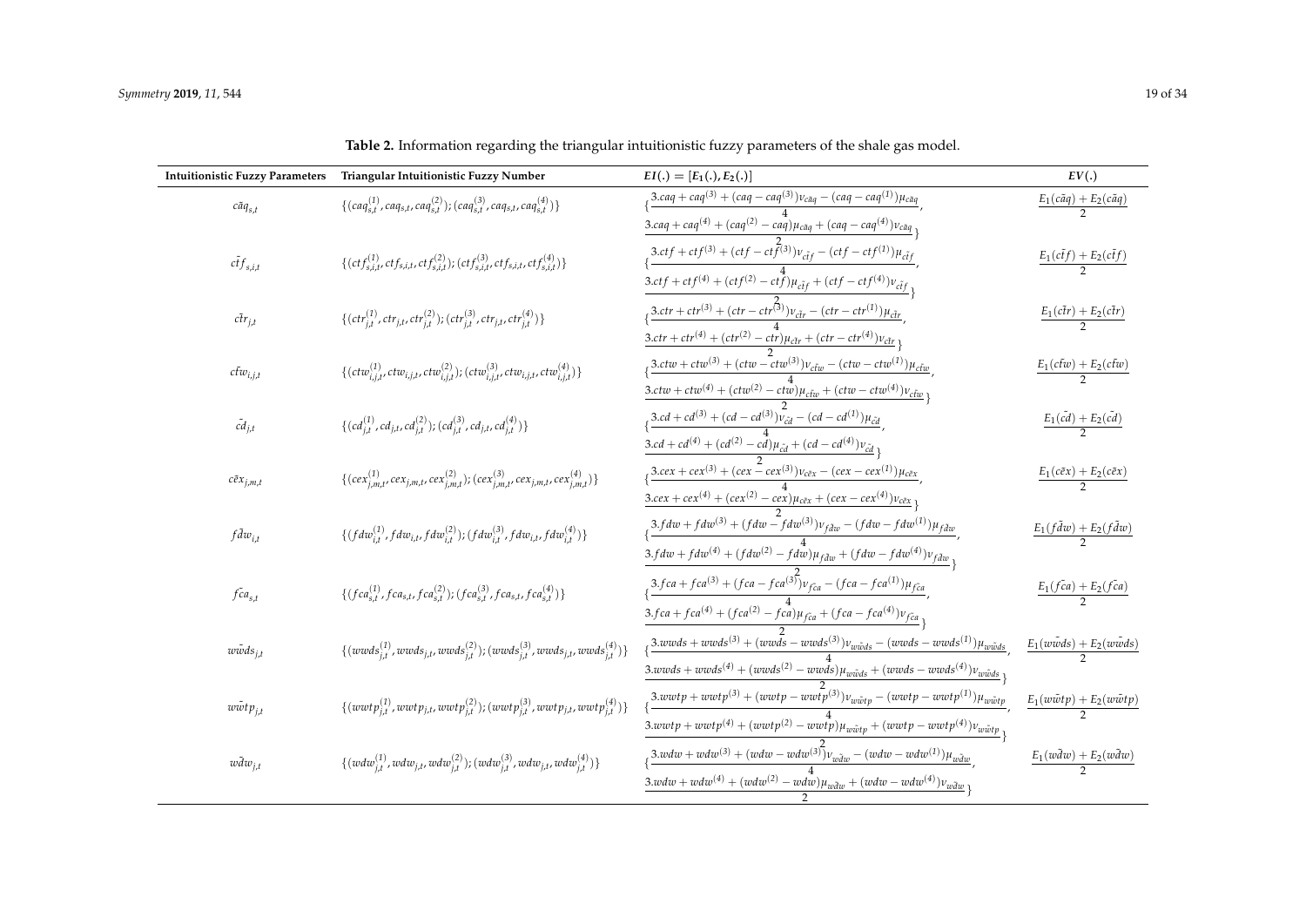**Table 2.** Information regarding the triangular intuitionistic fuzzy parameters of the shale gas model.

| Intuitionistic Fuzzy Parameters | Triangular Intuitionistic Fuzzy Number | $EI(.) = [E_1(.), E_2(.)]$ | $EV(.)$ |
|---|---|---|---|
| $\tilde{caq}_{s,t}$ | $\{(caq_{s,t}^{(1)}, caq_{s,t}, caq_{s,t}^{(2)}); (caq_{s,t}^{(3)}, caq_{s,t}, caq_{s,t}^{(4)})\}$ | $\{\frac{3.caq + caq^{(3)} + (caq - caq^{(3)})\nu_{\tilde{caq}} - (caq - caq^{(1)})\mu_{\tilde{caq}}}{4}, \frac{3.caq + caq^{(4)} + (caq^{(2)} - caq)\mu_{\tilde{caq}} + (caq - caq^{(4)})\nu_{\tilde{caq}}}{2}\}$ | $\frac{E_1(\tilde{caq}) + E_2(\tilde{caq})}{2}$ |
| $\tilde{ctf}_{s,i,t}$ | $\{(ctf_{s,i,t}^{(1)}, ctf_{s,i,t}, ctf_{s,i,t}^{(2)}); (ctf_{s,i,t}^{(3)}, ctf_{s,i,t}, ctf_{s,i,t}^{(4)})\}$ | $\{\frac{3.ctf + ctf^{(3)} + (ctf - ctf^{(3)})\nu_{\tilde{ctf}} - (ctf - ctf^{(1)})\mu_{\tilde{ctf}}}{4}, \frac{3.ctf + ctf^{(4)} + (ctf^{(2)} - ctf)\mu_{\tilde{ctf}} + (ctf - ctf^{(4)})\nu_{\tilde{ctf}}}{2}\}$ | $\frac{E_1(\tilde{ctf}) + E_2(\tilde{ctf})}{2}$ |
| $\tilde{ctr}_{j,t}$ | $\{(ctr_{j,t}^{(1)}, ctr_{j,t}, ctr_{j,t}^{(2)}); (ctr_{j,t}^{(3)}, ctr_{j,t}, ctr_{j,t}^{(4)})\}$ | $\{\frac{3.ctr + ctr^{(3)} + (ctr - ctr^{(3)})\nu_{\tilde{ctr}} - (ctr - ctr^{(1)})\mu_{\tilde{ctr}}}{4}, \frac{3.ctr + ctr^{(4)} + (ctr^{(2)} - ctr)\mu_{\tilde{ctr}} + (ctr - ctr^{(4)})\nu_{\tilde{ctr}}}{2}\}$ | $\frac{E_1(\tilde{ctr}) + E_2(\tilde{ctr})}{2}$ |
| $\tilde{ctw}_{i,j,t}$ | $\{(ctw_{i,j,t}^{(1)}, ctw_{i,j,t}, ctw_{i,j,t}^{(2)}); (ctw_{i,j,t}^{(3)}, ctw_{i,j,t}, ctw_{i,j,t}^{(4)})\}$ | $\{\frac{3.ctw + ctw^{(3)} + (ctw - ctw^{(3)})\nu_{\tilde{ctw}} - (ctw - ctw^{(1)})\mu_{\tilde{ctw}}}{4}, \frac{3.ctw + ctw^{(4)} + (ctw^{(2)} - ctw)\mu_{\tilde{ctw}} + (ctw - ctw^{(4)})\nu_{\tilde{ctw}}}{2}\}$ | $\frac{E_1(\tilde{ctw}) + E_2(\tilde{ctw})}{2}$ |
| $\tilde{cd}_{j,t}$ | $\{(cd_{j,t}^{(1)}, cd_{j,t}, cd_{j,t}^{(2)}); (cd_{j,t}^{(3)}, cd_{j,t}, cd_{j,t}^{(4)})\}$ | $\{\frac{3.cd + cd^{(3)} + (cd - cd^{(3)})\nu_{\tilde{cd}} - (cd - cd^{(1)})\mu_{\tilde{cd}}}{4}, \frac{3.cd + cd^{(4)} + (cd^{(2)} - cd)\mu_{\tilde{cd}} + (cd - cd^{(4)})\nu_{\tilde{cd}}}{2}\}$ | $\frac{E_1(\tilde{cd}) + E_2(\tilde{cd})}{2}$ |
| $\tilde{cex}_{j,m,t}$ | $\{(cex_{j,m,t}^{(1)}, cex_{j,m,t}, cex_{j,m,t}^{(2)}); (cex_{j,m,t}^{(3)}, cex_{j,m,t}, cex_{j,m,t}^{(4)})\}$ | $\{\frac{3.cex + cex^{(3)} + (cex - cex^{(3)})\nu_{\tilde{cex}} - (cex - cex^{(1)})\mu_{\tilde{cex}}}{4}, \frac{3.cex + cex^{(4)} + (cex^{(2)} - cex)\mu_{\tilde{cex}} + (cex - cex^{(4)})\nu_{\tilde{cex}}}{2}\}$ | $\frac{E_1(\tilde{cex}) + E_2(\tilde{cex})}{2}$ |
| $\tilde{fdw}_{i,t}$ | $\{(fdw_{i,t}^{(1)}, fdw_{i,t}, fdw_{i,t}^{(2)}); (fdw_{i,t}^{(3)}, fdw_{i,t}, fdw_{i,t}^{(4)})\}$ | $\{\frac{3.fdw + fdw^{(3)} + (fdw - fdw^{(3)})\nu_{\tilde{fdw}} - (fdw - fdw^{(1)})\mu_{\tilde{fdw}}}{4}, \frac{3.fdw + fdw^{(4)} + (fdw^{(2)} - fdw)\mu_{\tilde{fdw}} + (fdw - fdw^{(4)})\nu_{\tilde{fdw}}}{2}\}$ | $\frac{E_1(\tilde{fdw}) + E_2(\tilde{fdw})}{2}$ |
| $\tilde{fca}_{s,t}$ | $\{(fca_{s,t}^{(1)}, fca_{s,t}, fca_{s,t}^{(2)}); (fca_{s,t}^{(3)}, fca_{s,t}, fca_{s,t}^{(4)})\}$ | $\{\frac{3.fca + fca^{(3)} + (fca - fca^{(3)})\nu_{\tilde{fca}} - (fca - fca^{(1)})\mu_{\tilde{fca}}}{4}, \frac{3.fca + fca^{(4)} + (fca^{(2)} - fca)\mu_{\tilde{fca}} + (fca - fca^{(4)})\nu_{\tilde{fca}}}{2}\}$ | $\frac{E_1(\tilde{fca}) + E_2(\tilde{fca})}{2}$ |
| $\tilde{wwds}_{j,t}$ | $\{(wwds_{j,t}^{(1)}, wwds_{j,t}, wwds_{j,t}^{(2)}); (wwds_{j,t}^{(3)}, wwds_{j,t}, wwds_{j,t}^{(4)})\}$ | $\{\frac{3.wwds + wwds^{(3)} + (wwds - wwds^{(3)})\nu_{\tilde{wwds}} - (wwds - wwds^{(1)})\mu_{\tilde{wwds}}}{4}, \frac{3.wwds + wwds^{(4)} + (wwds^{(2)} - wwds)\mu_{\tilde{wwds}} + (wwds - wwds^{(4)})\nu_{\tilde{wwds}}}{2}\}$ | $\frac{E_1(\tilde{wwds}) + E_2(\tilde{wwds})}{2}$ |
| $\tilde{wwtp}_{j,t}$ | $\{(wwtp_{j,t}^{(1)}, wwtp_{j,t}, wwtp_{j,t}^{(2)}); (wwtp_{j,t}^{(3)}, wwtp_{j,t}, wwtp_{j,t}^{(4)})\}$ | $\{\frac{3.wwtp + wwtp^{(3)} + (wwtp - wwtp^{(3)})\nu_{\tilde{wwtp}} - (wwtp - wwtp^{(1)})\mu_{\tilde{wwtp}}}{4}, \frac{3.wwtp + wwtp^{(4)} + (wwtp^{(2)} - wwtp)\mu_{\tilde{wwtp}} + (wwtp - wwtp^{(4)})\nu_{\tilde{wwtp}}}{2}\}$ | $\frac{E_1(\tilde{wwtp}) + E_2(\tilde{wwtp})}{2}$ |
| $\tilde{wdw}_{j,t}$ | $\{(wdw_{j,t}^{(1)}, wdw_{j,t}, wdw_{j,t}^{(2)}); (wdw_{j,t}^{(3)}, wdw_{j,t}, wdw_{j,t}^{(4)})\}$ | $\{\frac{3.wdw + wdw^{(3)} + (wdw - wdw^{(3)})\nu_{\tilde{wdw}} - (wdw - wdw^{(1)})\mu_{\tilde{wdw}}}{4}, \frac{3.wdw + wdw^{(4)} + (wdw^{(2)} - wdw)\mu_{\tilde{wdw}} + (wdw - wdw^{(4)})\nu_{\tilde{wdw}}}{2}\}$ | $\frac{E_1(\tilde{wdw}) + E_2(\tilde{wdw})}{2}$ |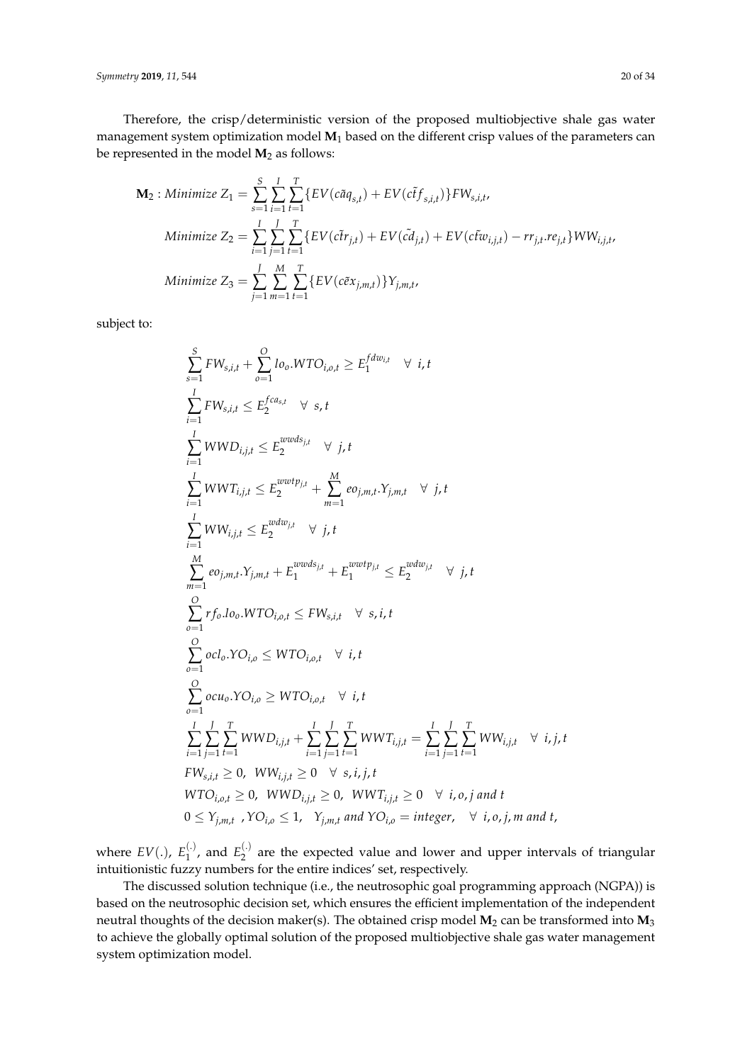Therefore, the crisp/deterministic version of the proposed multiobjective shale gas water management system optimization model $\mathbf{M}_1$ based on the different crisp values of the parameters can be represented in the model $\mathbf{M}_2$ as follows:

$$\mathbf{M}_2 : Minimize\ Z_1 = \sum_{s=1}^{S}\sum_{i=1}^{I}\sum_{t=1}^{T}\{EV(c\tilde{a}q_{s,t}) + EV(c\tilde{t}f_{s,i,t})\}FW_{s,i,t},$$

$$Minimize\ Z_2 = \sum_{i=1}^{I}\sum_{j=1}^{J}\sum_{t=1}^{T}\{EV(c\tilde{t}r_{j,t}) + EV(\tilde{cd}_{j,t}) + EV(c\tilde{t}w_{i,j,t}) - rr_{j,t}.re_{j,t}\}WW_{i,j,t},$$

$$Minimize\ Z_3 = \sum_{j=1}^{J}\sum_{m=1}^{M}\sum_{t=1}^{T}\{EV(c\tilde{e}x_{j,m,t})\}Y_{j,m,t},$$

subject to:

$$\sum_{s=1}^{S} FW_{s,i,t} + \sum_{o=1}^{O} lo_o.WTO_{i,o,t} \geq E_1^{fdw_{i,t}} \quad \forall\ i,t$$

$$\sum_{i=1}^{I} FW_{s,i,t} \leq E_2^{fca_{s,t}} \quad \forall\ s,t$$

$$\sum_{i=1}^{I} WWD_{i,j,t} \leq E_2^{wwds_{j,t}} \quad \forall\ j,t$$

$$\sum_{i=1}^{I} WWT_{i,j,t} \leq E_2^{wwtp_{j,t}} + \sum_{m=1}^{M} eo_{j,m,t}.Y_{j,m,t} \quad \forall\ j,t$$

$$\sum_{i=1}^{I} WW_{i,j,t} \leq E_2^{wdw_{j,t}} \quad \forall\ j,t$$

$$\sum_{m=1}^{M} eo_{j,m,t}.Y_{j,m,t} + E_1^{wwds_{j,t}} + E_1^{wwtp_{j,t}} \leq E_2^{wdw_{j,t}} \quad \forall\ j,t$$

$$\sum_{o=1}^{O} rf_o.lo_o.WTO_{i,o,t} \leq FW_{s,i,t} \quad \forall\ s,i,t$$

$$\sum_{o=1}^{O} ocl_o.YO_{i,o} \leq WTO_{i,o,t} \quad \forall\ i,t$$

$$\sum_{o=1}^{O} ocu_o.YO_{i,o} \geq WTO_{i,o,t} \quad \forall\ i,t$$

$$\sum_{i=1}^{I}\sum_{j=1}^{J}\sum_{t=1}^{T} WWD_{i,j,t} + \sum_{i=1}^{I}\sum_{j=1}^{J}\sum_{t=1}^{T} WWT_{i,j,t} = \sum_{i=1}^{I}\sum_{j=1}^{J}\sum_{t=1}^{T} WW_{i,j,t} \quad \forall\ i,j,t$$

$$FW_{s,i,t} \geq 0,\ \ WW_{i,j,t} \geq 0 \quad \forall\ s,i,j,t$$

$$WTO_{i,o,t} \geq 0,\ \ WWD_{i,j,t} \geq 0,\ \ WWT_{i,j,t} \geq 0 \quad \forall\ i,o,j\ and\ t$$

$$0 \leq Y_{j,m,t}\ \ ,YO_{i,o} \leq 1,\ \ Y_{j,m,t}\ and\ YO_{i,o} = integer, \quad \forall\ i,o,j,m\ and\ t,$$

where $EV(.)$, $E_1^{(.)}$, and $E_2^{(.)}$ are the expected value and lower and upper intervals of triangular intuitionistic fuzzy numbers for the entire indices' set, respectively.

The discussed solution technique (i.e., the neutrosophic goal programming approach (NGPA)) is based on the neutrosophic decision set, which ensures the efficient implementation of the independent neutral thoughts of the decision maker(s). The obtained crisp model $\mathbf{M}_2$ can be transformed into $\mathbf{M}_3$ to achieve the globally optimal solution of the proposed multiobjective shale gas water management system optimization model.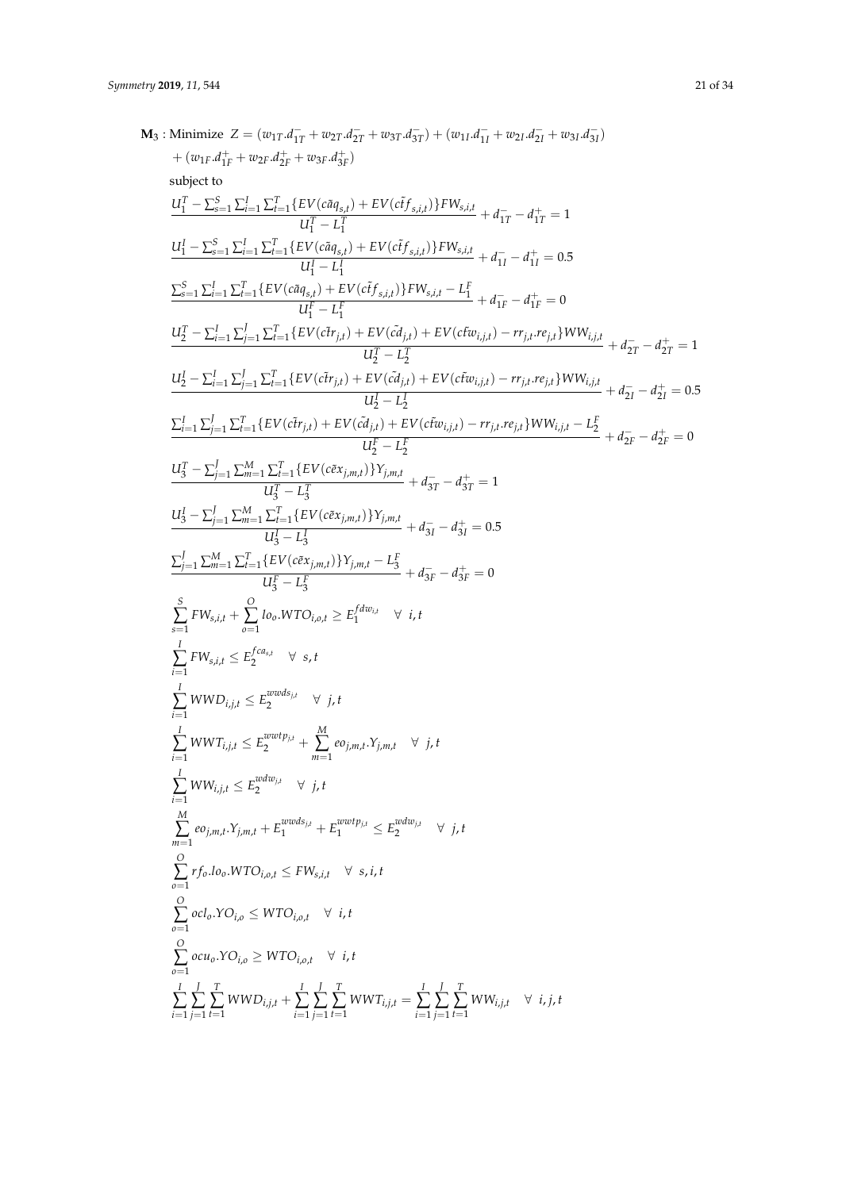$\mathbf{M}_3$ : Minimize $Z = (w_{1T}.d_{1T}^- + w_{2T}.d_{2T}^- + w_{3T}.d_{3T}^-) + (w_{1I}.d_{1I}^- + w_{2I}.d_{2I}^- + w_{3I}.d_{3I}^-) + (w_{1F}.d_{1F}^+ + w_{2F}.d_{2F}^+ + w_{3F}.d_{3F}^+)$

subject to

$$\frac{U_1^T - \sum_{s=1}^{S}\sum_{i=1}^{I}\sum_{t=1}^{T}\{EV(c\tilde{a}q_{s,t}) + EV(c\tilde{t}f_{s,i,t})\}FW_{s,i,t}}{U_1^T - L_1^T} + d_{1T}^- - d_{1T}^+ = 1$$

$$\frac{U_1^I - \sum_{s=1}^{S}\sum_{i=1}^{I}\sum_{t=1}^{T}\{EV(c\tilde{a}q_{s,t}) + EV(c\tilde{t}f_{s,i,t})\}FW_{s,i,t}}{U_1^I - L_1^I} + d_{1I}^- - d_{1I}^+ = 0.5$$

$$\frac{\sum_{s=1}^{S}\sum_{i=1}^{I}\sum_{t=1}^{T}\{EV(c\tilde{a}q_{s,t}) + EV(c\tilde{t}f_{s,i,t})\}FW_{s,i,t} - L_1^F}{U_1^F - L_1^F} + d_{1F}^- - d_{1F}^+ = 0$$

$$\frac{U_2^T - \sum_{i=1}^{I}\sum_{j=1}^{J}\sum_{t=1}^{T}\{EV(c\tilde{t}r_{j,t}) + EV(c\tilde{d}_{j,t}) + EV(c\tilde{t}w_{i,j,t}) - rr_{j,t}.re_{j,t}\}WW_{i,j,t}}{U_2^T - L_2^T} + d_{2T}^- - d_{2T}^+ = 1$$

$$\frac{U_2^I - \sum_{i=1}^{I}\sum_{j=1}^{J}\sum_{t=1}^{T}\{EV(c\tilde{t}r_{j,t}) + EV(c\tilde{d}_{j,t}) + EV(c\tilde{t}w_{i,j,t}) - rr_{j,t}.re_{j,t}\}WW_{i,j,t}}{U_2^I - L_2^I} + d_{2I}^- - d_{2I}^+ = 0.5$$

$$\frac{\sum_{i=1}^{I}\sum_{j=1}^{J}\sum_{t=1}^{T}\{EV(c\tilde{t}r_{j,t}) + EV(c\tilde{d}_{j,t}) + EV(c\tilde{t}w_{i,j,t}) - rr_{j,t}.re_{j,t}\}WW_{i,j,t} - L_2^F}{U_2^F - L_2^F} + d_{2F}^- - d_{2F}^+ = 0$$

$$\frac{U_3^T - \sum_{j=1}^{J}\sum_{m=1}^{M}\sum_{t=1}^{T}\{EV(c\tilde{e}x_{j,m,t})\}Y_{j,m,t}}{U_3^T - L_3^T} + d_{3T}^- - d_{3T}^+ = 1$$

$$\frac{U_3^I - \sum_{j=1}^{J}\sum_{m=1}^{M}\sum_{t=1}^{T}\{EV(c\tilde{e}x_{j,m,t})\}Y_{j,m,t}}{U_3^I - L_3^I} + d_{3I}^- - d_{3I}^+ = 0.5$$

$$\frac{\sum_{j=1}^{J}\sum_{m=1}^{M}\sum_{t=1}^{T}\{EV(c\tilde{e}x_{j,m,t})\}Y_{j,m,t} - L_3^F}{U_3^F - L_3^F} + d_{3F}^- - d_{3F}^+ = 0$$

$$\sum_{s=1}^{S} FW_{s,i,t} + \sum_{o=1}^{O} lo_o.WTO_{i,o,t} \geq E_1^{fdw_{i,t}} \quad \forall\ i, t$$

$$\sum_{i=1}^{I} FW_{s,i,t} \leq E_2^{fca_{s,t}} \quad \forall\ s, t$$

$$\sum_{i=1}^{I} WWD_{i,j,t} \leq E_2^{wwds_{j,t}} \quad \forall\ j, t$$

$$\sum_{i=1}^{I} WWT_{i,j,t} \leq E_2^{wwtp_{j,t}} + \sum_{m=1}^{M} eo_{j,m,t}.Y_{j,m,t} \quad \forall\ j, t$$

$$\sum_{i=1}^{I} WW_{i,j,t} \leq E_2^{wdw_{j,t}} \quad \forall\ j, t$$

$$\sum_{m=1}^{M} eo_{j,m,t}.Y_{j,m,t} + E_1^{wwds_{j,t}} + E_1^{wwtp_{j,t}} \leq E_2^{wdw_{j,t}} \quad \forall\ j, t$$

$$\sum_{o=1}^{O} rf_o.lo_o.WTO_{i,o,t} \leq FW_{s,i,t} \quad \forall\ s, i, t$$

$$\sum_{o=1}^{O} ocl_o.YO_{i,o} \leq WTO_{i,o,t} \quad \forall\ i, t$$

$$\sum_{o=1}^{O} ocu_o.YO_{i,o} \geq WTO_{i,o,t} \quad \forall\ i, t$$

$$\sum_{i=1}^{I}\sum_{j=1}^{J}\sum_{t=1}^{T} WWD_{i,j,t} + \sum_{i=1}^{I}\sum_{j=1}^{J}\sum_{t=1}^{T} WWT_{i,j,t} = \sum_{i=1}^{I}\sum_{j=1}^{J}\sum_{t=1}^{T} WW_{i,j,t} \quad \forall\ i, j, t$$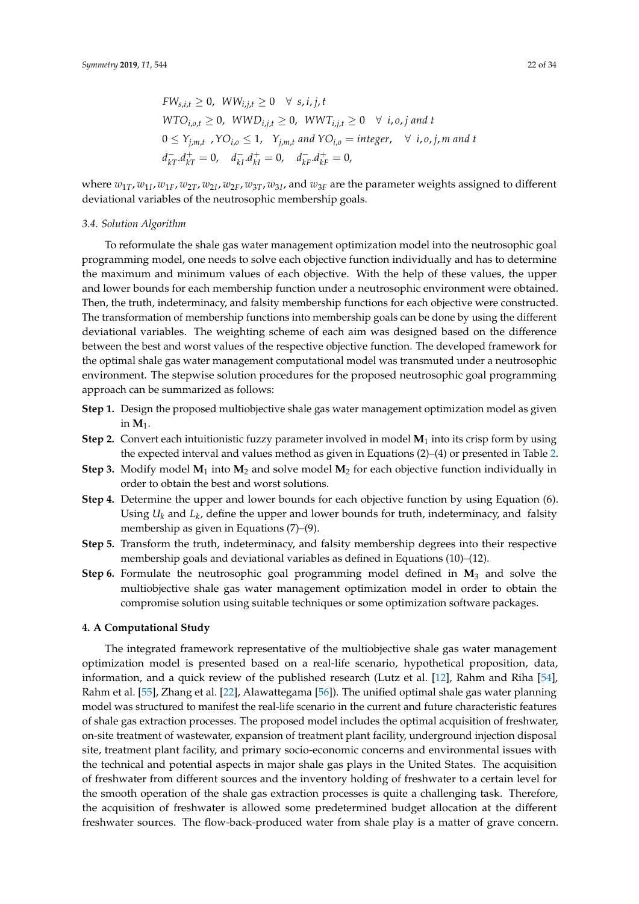$$FW_{s,i,t} \geq 0, \;\; WW_{i,j,t} \geq 0 \quad \forall \; s,i,j,t$$
$$WTO_{i,o,t} \geq 0, \;\; WWD_{i,j,t} \geq 0, \;\; WWT_{i,j,t} \geq 0 \quad \forall \; i,o,j \; and \; t$$
$$0 \leq Y_{j,m,t} \;\; ,YO_{i,o} \leq 1, \quad Y_{j,m,t} \; and \; YO_{i,o} = integer, \quad \forall \; i,o,j,m \; and \; t$$
$$d_{kT}^{-}.d_{kT}^{+} = 0, \quad d_{kI}^{-}.d_{kI}^{+} = 0, \quad d_{kF}^{-}.d_{kF}^{+} = 0,$$

where $w_{1T}, w_{1I}, w_{1F}, w_{2T}, w_{2I}, w_{2F}, w_{3T}, w_{3I}$, and $w_{3F}$ are the parameter weights assigned to different deviational variables of the neutrosophic membership goals.

### 3.4. Solution Algorithm

To reformulate the shale gas water management optimization model into the neutrosophic goal programming model, one needs to solve each objective function individually and has to determine the maximum and minimum values of each objective. With the help of these values, the upper and lower bounds for each membership function under a neutrosophic environment were obtained. Then, the truth, indeterminacy, and falsity membership functions for each objective were constructed. The transformation of membership functions into membership goals can be done by using the different deviational variables. The weighting scheme of each aim was designed based on the difference between the best and worst values of the respective objective function. The developed framework for the optimal shale gas water management computational model was transmuted under a neutrosophic environment. The stepwise solution procedures for the proposed neutrosophic goal programming approach can be summarized as follows:

- **Step 1.** Design the proposed multiobjective shale gas water management optimization model as given in $\mathbf{M}_1$.
- **Step 2.** Convert each intuitionistic fuzzy parameter involved in model $\mathbf{M}_1$ into its crisp form by using the expected interval and values method as given in Equations (2)–(4) or presented in Table 2.
- **Step 3.** Modify model $\mathbf{M}_1$ into $\mathbf{M}_2$ and solve model $\mathbf{M}_2$ for each objective function individually in order to obtain the best and worst solutions.
- **Step 4.** Determine the upper and lower bounds for each objective function by using Equation (6). Using $U_k$ and $L_k$, define the upper and lower bounds for truth, indeterminacy, and falsity membership as given in Equations (7)–(9).
- **Step 5.** Transform the truth, indeterminacy, and falsity membership degrees into their respective membership goals and deviational variables as defined in Equations (10)–(12).
- **Step 6.** Formulate the neutrosophic goal programming model defined in $\mathbf{M}_3$ and solve the multiobjective shale gas water management optimization model in order to obtain the compromise solution using suitable techniques or some optimization software packages.

## 4. A Computational Study

The integrated framework representative of the multiobjective shale gas water management optimization model is presented based on a real-life scenario, hypothetical proposition, data, information, and a quick review of the published research (Lutz et al. [12], Rahm and Riha [54], Rahm et al. [55], Zhang et al. [22], Alawattegama [56]). The unified optimal shale gas water planning model was structured to manifest the real-life scenario in the current and future characteristic features of shale gas extraction processes. The proposed model includes the optimal acquisition of freshwater, on-site treatment of wastewater, expansion of treatment plant facility, underground injection disposal site, treatment plant facility, and primary socio-economic concerns and environmental issues with the technical and potential aspects in major shale gas plays in the United States. The acquisition of freshwater from different sources and the inventory holding of freshwater to a certain level for the smooth operation of the shale gas extraction processes is quite a challenging task. Therefore, the acquisition of freshwater is allowed some predetermined budget allocation at the different freshwater sources. The flow-back-produced water from shale play is a matter of grave concern.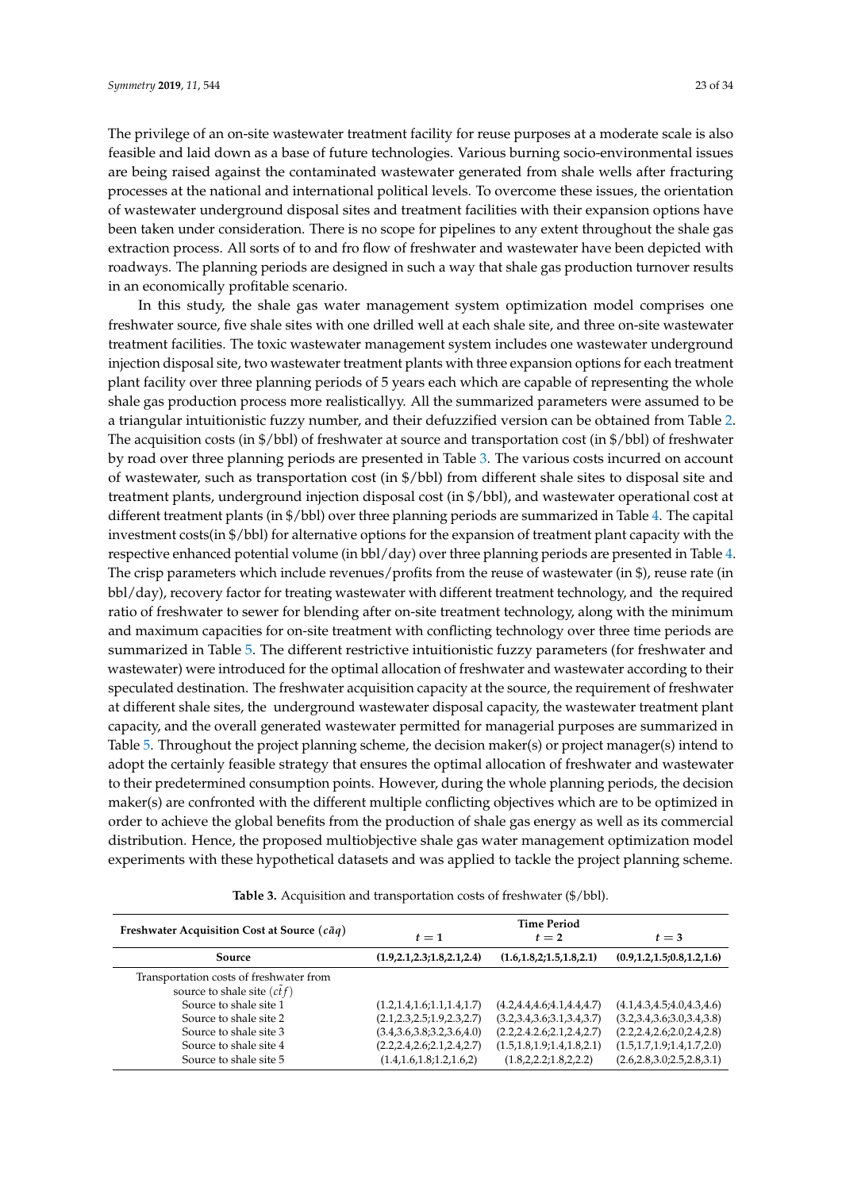The privilege of an on-site wastewater treatment facility for reuse purposes at a moderate scale is also feasible and laid down as a base of future technologies. Various burning socio-environmental issues are being raised against the contaminated wastewater generated from shale wells after fracturing processes at the national and international political levels. To overcome these issues, the orientation of wastewater underground disposal sites and treatment facilities with their expansion options have been taken under consideration. There is no scope for pipelines to any extent throughout the shale gas extraction process. All sorts of to and fro flow of freshwater and wastewater have been depicted with roadways. The planning periods are designed in such a way that shale gas production turnover results in an economically profitable scenario.

In this study, the shale gas water management system optimization model comprises one freshwater source, five shale sites with one drilled well at each shale site, and three on-site wastewater treatment facilities. The toxic wastewater management system includes one wastewater underground injection disposal site, two wastewater treatment plants with three expansion options for each treatment plant facility over three planning periods of 5 years each which are capable of representing the whole shale gas production process more realisticallyy. All the summarized parameters were assumed to be a triangular intuitionistic fuzzy number, and their defuzzified version can be obtained from Table 2. The acquisition costs (in \$/bbl) of freshwater at source and transportation cost (in \$/bbl) of freshwater by road over three planning periods are presented in Table 3. The various costs incurred on account of wastewater, such as transportation cost (in \$/bbl) from different shale sites to disposal site and treatment plants, underground injection disposal cost (in \$/bbl), and wastewater operational cost at different treatment plants (in \$/bbl) over three planning periods are summarized in Table 4. The capital investment costs(in \$/bbl) for alternative options for the expansion of treatment plant capacity with the respective enhanced potential volume (in bbl/day) over three planning periods are presented in Table 4. The crisp parameters which include revenues/profits from the reuse of wastewater (in \$), reuse rate (in bbl/day), recovery factor for treating wastewater with different treatment technology, and the required ratio of freshwater to sewer for blending after on-site treatment technology, along with the minimum and maximum capacities for on-site treatment with conflicting technology over three time periods are summarized in Table 5. The different restrictive intuitionistic fuzzy parameters (for freshwater and wastewater) were introduced for the optimal allocation of freshwater and wastewater according to their speculated destination. The freshwater acquisition capacity at the source, the requirement of freshwater at different shale sites, the underground wastewater disposal capacity, the wastewater treatment plant capacity, and the overall generated wastewater permitted for managerial purposes are summarized in Table 5. Throughout the project planning scheme, the decision maker(s) or project manager(s) intend to adopt the certainly feasible strategy that ensures the optimal allocation of freshwater and wastewater to their predetermined consumption points. However, during the whole planning periods, the decision maker(s) are confronted with the different multiple conflicting objectives which are to be optimized in order to achieve the global benefits from the production of shale gas energy as well as its commercial distribution. Hence, the proposed multiobjective shale gas water management optimization model experiments with these hypothetical datasets and was applied to tackle the project planning scheme.

**Table 3.** Acquisition and transportation costs of freshwater (\$/bbl).

| Freshwater Acquisition Cost at Source ($\tilde{caq}$) | Time Period $t = 1$ | $t = 2$ | $t = 3$ |
|---|---|---|---|
| **Source** | **(1.9,2.1,2.3;1.8,2.1,2.4)** | **(1.6,1.8,2;1.5,1.8,2.1)** | **(0.9,1.2,1.5;0.8,1.2,1.6)** |
| Transportation costs of freshwater from source to shale site ($\tilde{ctf}$) | | | |
| Source to shale site 1 | (1.2,1.4,1.6;1.1,1.4,1.7) | (4.2,4.4,4.6;4.1,4.4,4.7) | (4.1,4.3,4.5;4.0,4.3,4.6) |
| Source to shale site 2 | (2.1,2.3,2.5;1.9,2.3,2.7) | (3.2,3.4,3.6;3.1,3.4,3.7) | (3.2,3.4,3.6;3.0,3.4,3.8) |
| Source to shale site 3 | (3.4,3.6,3.8;3.2,3.6,4.0) | (2.2,2.4.2.6;2.1,2.4,2.7) | (2.2,2.4,2.6;2.0,2.4,2.8) |
| Source to shale site 4 | (2.2,2.4,2.6;2.1,2.4,2.7) | (1.5,1.8,1.9;1.4,1.8,2.1) | (1.5,1.7,1.9;1.4,1.7,2.0) |
| Source to shale site 5 | (1.4,1.6,1.8;1.2,1.6,2) | (1.8,2,2.2;1.8,2,2.2) | (2.6,2.8,3.0;2.5,2.8,3.1) |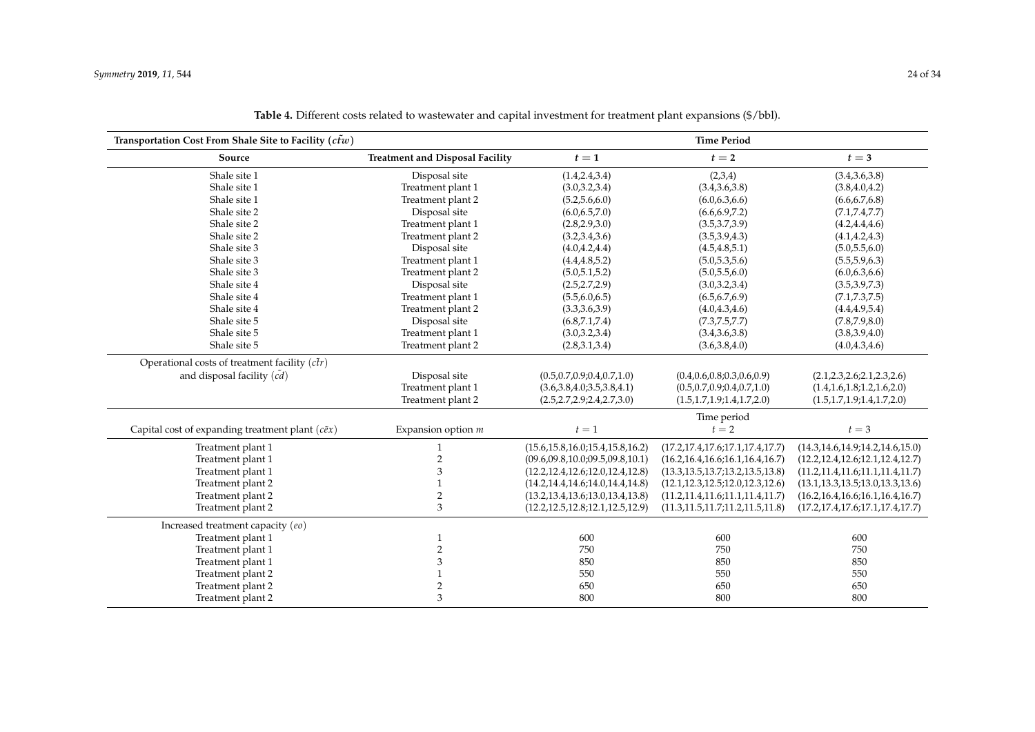**Table 4.** Different costs related to wastewater and capital investment for treatment plant expansions ($/bbl).

| Transportation Cost From Shale Site to Facility ($c\tilde{t}w$) | | Time Period | | |
|---|---|---|---|---|
| **Source** | **Treatment and Disposal Facility** | $t = 1$ | $t = 2$ | $t = 3$ |
| Shale site 1 | Disposal site | (1.4,2.4,3.4) | (2,3,4) | (3.4,3.6,3.8) |
| Shale site 1 | Treatment plant 1 | (3.0,3.2,3.4) | (3.4,3.6,3.8) | (3.8,4.0,4.2) |
| Shale site 1 | Treatment plant 2 | (5.2,5.6,6.0) | (6.0,6.3,6.6) | (6.6,6.7,6.8) |
| Shale site 2 | Disposal site | (6.0,6.5,7.0) | (6.6,6.9,7.2) | (7.1,7.4,7.7) |
| Shale site 2 | Treatment plant 1 | (2.8,2.9,3.0) | (3.5,3.7,3.9) | (4.2,4.4,4.6) |
| Shale site 2 | Treatment plant 2 | (3.2,3.4,3.6) | (3.5,3.9,4.3) | (4.1,4.2,4.3) |
| Shale site 3 | Disposal site | (4.0,4.2,4.4) | (4.5,4.8,5.1) | (5.0,5.5,6.0) |
| Shale site 3 | Treatment plant 1 | (4.4,4.8,5.2) | (5.0,5.3,5.6) | (5.5,5.9,6.3) |
| Shale site 3 | Treatment plant 2 | (5.0,5.1,5.2) | (5.0,5.5,6.0) | (6.0,6.3,6.6) |
| Shale site 4 | Disposal site | (2.5,2.7,2.9) | (3.0,3.2,3.4) | (3.5,3.9,7.3) |
| Shale site 4 | Treatment plant 1 | (5.5,6.0,6.5) | (6.5,6.7,6.9) | (7.1,7.3,7.5) |
| Shale site 4 | Treatment plant 2 | (3.3,3.6,3.9) | (4.0,4.3,4.6) | (4.4,4.9,5.4) |
| Shale site 5 | Disposal site | (6.8,7.1,7.4) | (7.3,7.5,7.7) | (7.8,7.9,8.0) |
| Shale site 5 | Treatment plant 1 | (3.0,3.2,3.4) | (3.4,3.6,3.8) | (3.8,3.9,4.0) |
| Shale site 5 | Treatment plant 2 | (2.8,3.1,3.4) | (3.6,3.8,4.0) | (4.0,4.3,4.6) |
| Operational costs of treatment facility ($c\tilde{t}r$) | | | | |
| and disposal facility ($\tilde{cd}$) | Disposal site | (0.5,0.7,0.9;0.4,0.7,1.0) | (0.4,0.6,0.8;0.3,0.6,0.9) | (2.1,2.3,2.6;2.1,2.3,2.6) |
| | Treatment plant 1 | (3.6,3.8,4.0;3.5,3.8,4.1) | (0.5,0.7,0.9;0.4,0.7,1.0) | (1.4,1.6,1.8;1.2,1.6,2.0) |
| | Treatment plant 2 | (2.5,2.7,2.9;2.4,2.7,3.0) | (1.5,1.7,1.9;1.4,1.7,2.0) | (1.5,1.7,1.9;1.4,1.7,2.0) |
| | | | Time period | |
| Capital cost of expanding treatment plant ($c\tilde{e}x$) | Expansion option $m$ | $t = 1$ | $t = 2$ | $t = 3$ |
| Treatment plant 1 | 1 | (15.6,15.8,16.0;15.4,15.8,16.2) | (17.2,17.4,17.6;17.1,17.4,17.7) | (14.3,14.6,14.9;14.2,14.6,15.0) |
| Treatment plant 1 | 2 | (09.6,09.8,10.0;09.5,09.8,10.1) | (16.2,16.4,16.6;16.1,16.4,16.7) | (12.2,12.4,12.6;12.1,12.4,12.7) |
| Treatment plant 1 | 3 | (12.2,12.4,12.6;12.0,12.4,12.8) | (13.3,13.5,13.7;13.2,13.5,13.8) | (11.2,11.4,11.6;11.1,11.4,11.7) |
| Treatment plant 2 | 1 | (14.2,14.4,14.6;14.0,14.4,14.8) | (12.1,12.3,12.5;12.0,12.3,12.6) | (13.1,13.3,13.5;13.0,13.3,13.6) |
| Treatment plant 2 | 2 | (13.2,13.4,13.6;13.0,13.4,13.8) | (11.2,11.4,11.6;11.1,11.4,11.7) | (16.2,16.4,16.6;16.1,16.4,16.7) |
| Treatment plant 2 | 3 | (12.2,12.5,12.8;12.1,12.5,12.9) | (11.3,11.5,11.7;11.2,11.5,11.8) | (17.2,17.4,17.6;17.1,17.4,17.7) |
| Increased treatment capacity ($eo$) | | | | |
| Treatment plant 1 | 1 | 600 | 600 | 600 |
| Treatment plant 1 | 2 | 750 | 750 | 750 |
| Treatment plant 1 | 3 | 850 | 850 | 850 |
| Treatment plant 2 | 1 | 550 | 550 | 550 |
| Treatment plant 2 | 2 | 650 | 650 | 650 |
| Treatment plant 2 | 3 | 800 | 800 | 800 |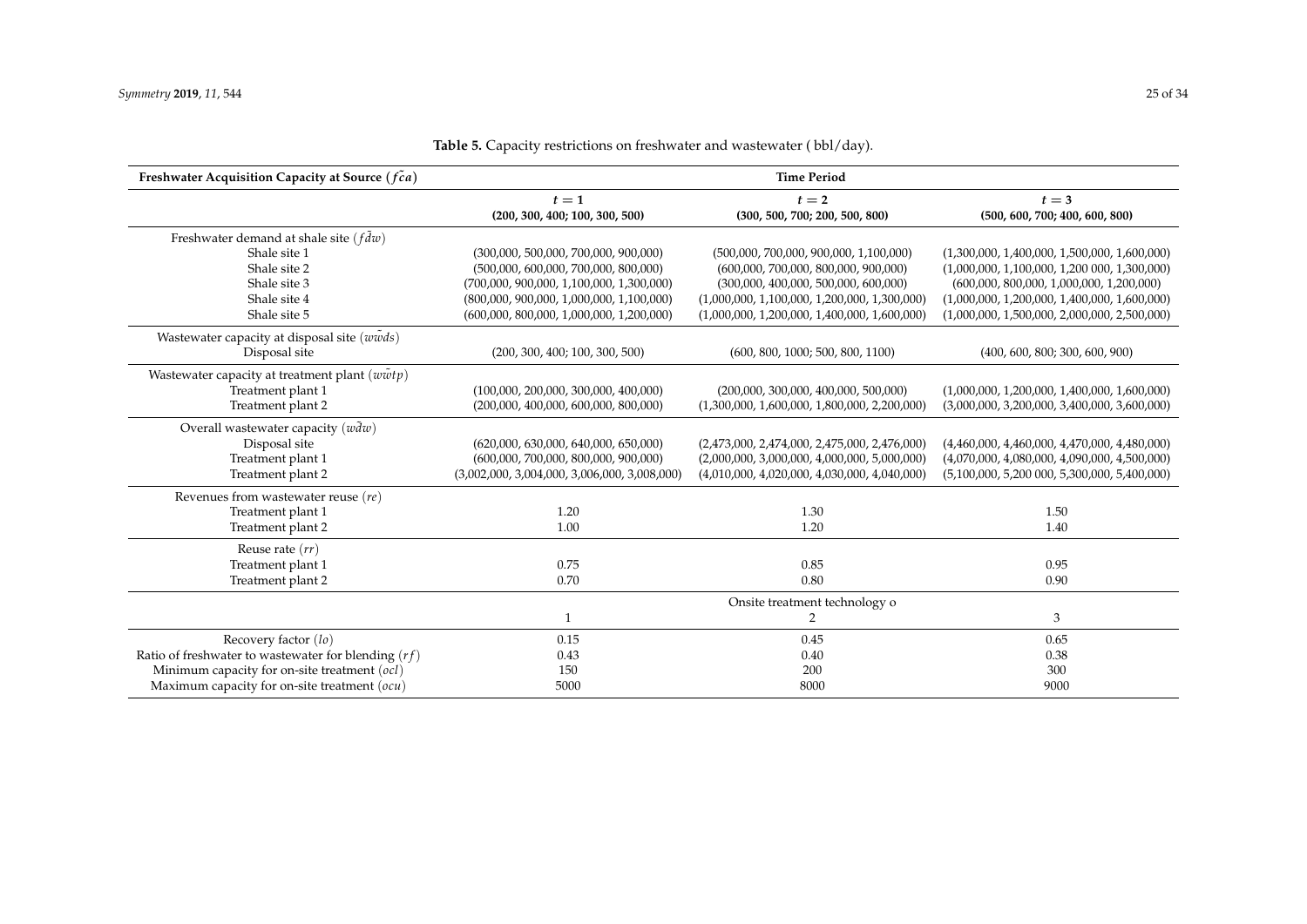**Table 5.** Capacity restrictions on freshwater and wastewater ( bbl/day).

| **Freshwater Acquisition Capacity at Source ($\tilde{fca}$)** | **Time Period** | | |
|---|---|---|---|
| | $t = 1$ **(200, 300, 400; 100, 300, 500)** | $t = 2$ **(300, 500, 700; 200, 500, 800)** | $t = 3$ **(500, 600, 700; 400, 600, 800)** |
| Freshwater demand at shale site ($\tilde{fdw}$) | | | |
| Shale site 1 | (300,000, 500,000, 700,000, 900,000) | (500,000, 700,000, 900,000, 1,100,000) | (1,300,000, 1,400,000, 1,500,000, 1,600,000) |
| Shale site 2 | (500,000, 600,000, 700,000, 800,000) | (600,000, 700,000, 800,000, 900,000) | (1,000,000, 1,100,000, 1,200 000, 1,300,000) |
| Shale site 3 | (700,000, 900,000, 1,100,000, 1,300,000) | (300,000, 400,000, 500,000, 600,000) | (600,000, 800,000, 1,000,000, 1,200,000) |
| Shale site 4 | (800,000, 900,000, 1,000,000, 1,100,000) | (1,000,000, 1,100,000, 1,200,000, 1,300,000) | (1,000,000, 1,200,000, 1,400,000, 1,600,000) |
| Shale site 5 | (600,000, 800,000, 1,000,000, 1,200,000) | (1,000,000, 1,200,000, 1,400,000, 1,600,000) | (1,000,000, 1,500,000, 2,000,000, 2,500,000) |
| Wastewater capacity at disposal site ($\tilde{wwds}$) | | | |
| Disposal site | (200, 300, 400; 100, 300, 500) | (600, 800, 1000; 500, 800, 1100) | (400, 600, 800; 300, 600, 900) |
| Wastewater capacity at treatment plant ($\tilde{wwtp}$) | | | |
| Treatment plant 1 | (100,000, 200,000, 300,000, 400,000) | (200,000, 300,000, 400,000, 500,000) | (1,000,000, 1,200,000, 1,400,000, 1,600,000) |
| Treatment plant 2 | (200,000, 400,000, 600,000, 800,000) | (1,300,000, 1,600,000, 1,800,000, 2,200,000) | (3,000,000, 3,200,000, 3,400,000, 3,600,000) |
| Overall wastewater capacity ($\tilde{wdw}$) | | | |
| Disposal site | (620,000, 630,000, 640,000, 650,000) | (2,473,000, 2,474,000, 2,475,000, 2,476,000) | (4,460,000, 4,460,000, 4,470,000, 4,480,000) |
| Treatment plant 1 | (600,000, 700,000, 800,000, 900,000) | (2,000,000, 3,000,000, 4,000,000, 5,000,000) | (4,070,000, 4,080,000, 4,090,000, 4,500,000) |
| Treatment plant 2 | (3,002,000, 3,004,000, 3,006,000, 3,008,000) | (4,010,000, 4,020,000, 4,030,000, 4,040,000) | (5,100,000, 5,200 000, 5,300,000, 5,400,000) |
| Revenues from wastewater reuse ($re$) | | | |
| Treatment plant 1 | 1.20 | 1.30 | 1.50 |
| Treatment plant 2 | 1.00 | 1.20 | 1.40 |
| Reuse rate ($rr$) | | | |
| Treatment plant 1 | 0.75 | 0.85 | 0.95 |
| Treatment plant 2 | 0.70 | 0.80 | 0.90 |
| | Onsite treatment technology o | | |
| | 1 | 2 | 3 |
| Recovery factor ($lo$) | 0.15 | 0.45 | 0.65 |
| Ratio of freshwater to wastewater for blending ($rf$) | 0.43 | 0.40 | 0.38 |
| Minimum capacity for on-site treatment ($ocl$) | 150 | 200 | 300 |
| Maximum capacity for on-site treatment ($ocu$) | 5000 | 8000 | 9000 |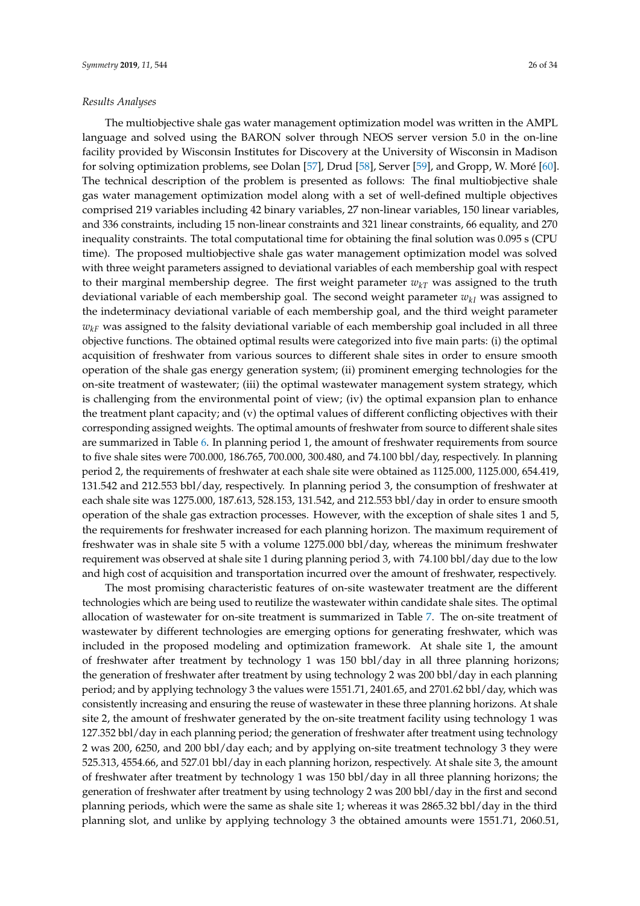*Results Analyses*

The multiobjective shale gas water management optimization model was written in the AMPL language and solved using the BARON solver through NEOS server version 5.0 in the on-line facility provided by Wisconsin Institutes for Discovery at the University of Wisconsin in Madison for solving optimization problems, see Dolan [57], Drud [58], Server [59], and Gropp, W. Moré [60]. The technical description of the problem is presented as follows: The final multiobjective shale gas water management optimization model along with a set of well-defined multiple objectives comprised 219 variables including 42 binary variables, 27 non-linear variables, 150 linear variables, and 336 constraints, including 15 non-linear constraints and 321 linear constraints, 66 equality, and 270 inequality constraints. The total computational time for obtaining the final solution was 0.095 s (CPU time). The proposed multiobjective shale gas water management optimization model was solved with three weight parameters assigned to deviational variables of each membership goal with respect to their marginal membership degree. The first weight parameter $w_{kT}$ was assigned to the truth deviational variable of each membership goal. The second weight parameter $w_{kI}$ was assigned to the indeterminacy deviational variable of each membership goal, and the third weight parameter $w_{kF}$ was assigned to the falsity deviational variable of each membership goal included in all three objective functions. The obtained optimal results were categorized into five main parts: (i) the optimal acquisition of freshwater from various sources to different shale sites in order to ensure smooth operation of the shale gas energy generation system; (ii) prominent emerging technologies for the on-site treatment of wastewater; (iii) the optimal wastewater management system strategy, which is challenging from the environmental point of view; (iv) the optimal expansion plan to enhance the treatment plant capacity; and (v) the optimal values of different conflicting objectives with their corresponding assigned weights. The optimal amounts of freshwater from source to different shale sites are summarized in Table 6. In planning period 1, the amount of freshwater requirements from source to five shale sites were 700.000, 186.765, 700.000, 300.480, and 74.100 bbl/day, respectively. In planning period 2, the requirements of freshwater at each shale site were obtained as 1125.000, 1125.000, 654.419, 131.542 and 212.553 bbl/day, respectively. In planning period 3, the consumption of freshwater at each shale site was 1275.000, 187.613, 528.153, 131.542, and 212.553 bbl/day in order to ensure smooth operation of the shale gas extraction processes. However, with the exception of shale sites 1 and 5, the requirements for freshwater increased for each planning horizon. The maximum requirement of freshwater was in shale site 5 with a volume 1275.000 bbl/day, whereas the minimum freshwater requirement was observed at shale site 1 during planning period 3, with 74.100 bbl/day due to the low and high cost of acquisition and transportation incurred over the amount of freshwater, respectively.

The most promising characteristic features of on-site wastewater treatment are the different technologies which are being used to reutilize the wastewater within candidate shale sites. The optimal allocation of wastewater for on-site treatment is summarized in Table 7. The on-site treatment of wastewater by different technologies are emerging options for generating freshwater, which was included in the proposed modeling and optimization framework. At shale site 1, the amount of freshwater after treatment by technology 1 was 150 bbl/day in all three planning horizons; the generation of freshwater after treatment by using technology 2 was 200 bbl/day in each planning period; and by applying technology 3 the values were 1551.71, 2401.65, and 2701.62 bbl/day, which was consistently increasing and ensuring the reuse of wastewater in these three planning horizons. At shale site 2, the amount of freshwater generated by the on-site treatment facility using technology 1 was 127.352 bbl/day in each planning period; the generation of freshwater after treatment using technology 2 was 200, 6250, and 200 bbl/day each; and by applying on-site treatment technology 3 they were 525.313, 4554.66, and 527.01 bbl/day in each planning horizon, respectively. At shale site 3, the amount of freshwater after treatment by technology 1 was 150 bbl/day in all three planning horizons; the generation of freshwater after treatment by using technology 2 was 200 bbl/day in the first and second planning periods, which were the same as shale site 1; whereas it was 2865.32 bbl/day in the third planning slot, and unlike by applying technology 3 the obtained amounts were 1551.71, 2060.51,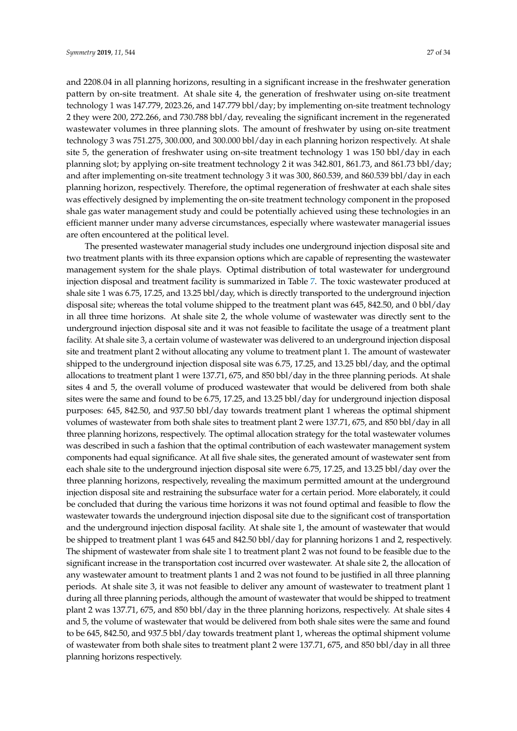and 2208.04 in all planning horizons, resulting in a significant increase in the freshwater generation pattern by on-site treatment. At shale site 4, the generation of freshwater using on-site treatment technology 1 was 147.779, 2023.26, and 147.779 bbl/day; by implementing on-site treatment technology 2 they were 200, 272.266, and 730.788 bbl/day, revealing the significant increment in the regenerated wastewater volumes in three planning slots. The amount of freshwater by using on-site treatment technology 3 was 751.275, 300.000, and 300.000 bbl/day in each planning horizon respectively. At shale site 5, the generation of freshwater using on-site treatment technology 1 was 150 bbl/day in each planning slot; by applying on-site treatment technology 2 it was 342.801, 861.73, and 861.73 bbl/day; and after implementing on-site treatment technology 3 it was 300, 860.539, and 860.539 bbl/day in each planning horizon, respectively. Therefore, the optimal regeneration of freshwater at each shale sites was effectively designed by implementing the on-site treatment technology component in the proposed shale gas water management study and could be potentially achieved using these technologies in an efficient manner under many adverse circumstances, especially where wastewater managerial issues are often encountered at the political level.

The presented wastewater managerial study includes one underground injection disposal site and two treatment plants with its three expansion options which are capable of representing the wastewater management system for the shale plays. Optimal distribution of total wastewater for underground injection disposal and treatment facility is summarized in Table 7. The toxic wastewater produced at shale site 1 was 6.75, 17.25, and 13.25 bbl/day, which is directly transported to the underground injection disposal site; whereas the total volume shipped to the treatment plant was 645, 842.50, and 0 bbl/day in all three time horizons. At shale site 2, the whole volume of wastewater was directly sent to the underground injection disposal site and it was not feasible to facilitate the usage of a treatment plant facility. At shale site 3, a certain volume of wastewater was delivered to an underground injection disposal site and treatment plant 2 without allocating any volume to treatment plant 1. The amount of wastewater shipped to the underground injection disposal site was 6.75, 17.25, and 13.25 bbl/day, and the optimal allocations to treatment plant 1 were 137.71, 675, and 850 bbl/day in the three planning periods. At shale sites 4 and 5, the overall volume of produced wastewater that would be delivered from both shale sites were the same and found to be 6.75, 17.25, and 13.25 bbl/day for underground injection disposal purposes: 645, 842.50, and 937.50 bbl/day towards treatment plant 1 whereas the optimal shipment volumes of wastewater from both shale sites to treatment plant 2 were 137.71, 675, and 850 bbl/day in all three planning horizons, respectively. The optimal allocation strategy for the total wastewater volumes was described in such a fashion that the optimal contribution of each wastewater management system components had equal significance. At all five shale sites, the generated amount of wastewater sent from each shale site to the underground injection disposal site were 6.75, 17.25, and 13.25 bbl/day over the three planning horizons, respectively, revealing the maximum permitted amount at the underground injection disposal site and restraining the subsurface water for a certain period. More elaborately, it could be concluded that during the various time horizons it was not found optimal and feasible to flow the wastewater towards the underground injection disposal site due to the significant cost of transportation and the underground injection disposal facility. At shale site 1, the amount of wastewater that would be shipped to treatment plant 1 was 645 and 842.50 bbl/day for planning horizons 1 and 2, respectively. The shipment of wastewater from shale site 1 to treatment plant 2 was not found to be feasible due to the significant increase in the transportation cost incurred over wastewater. At shale site 2, the allocation of any wastewater amount to treatment plants 1 and 2 was not found to be justified in all three planning periods. At shale site 3, it was not feasible to deliver any amount of wastewater to treatment plant 1 during all three planning periods, although the amount of wastewater that would be shipped to treatment plant 2 was 137.71, 675, and 850 bbl/day in the three planning horizons, respectively. At shale sites 4 and 5, the volume of wastewater that would be delivered from both shale sites were the same and found to be 645, 842.50, and 937.5 bbl/day towards treatment plant 1, whereas the optimal shipment volume of wastewater from both shale sites to treatment plant 2 were 137.71, 675, and 850 bbl/day in all three planning horizons respectively.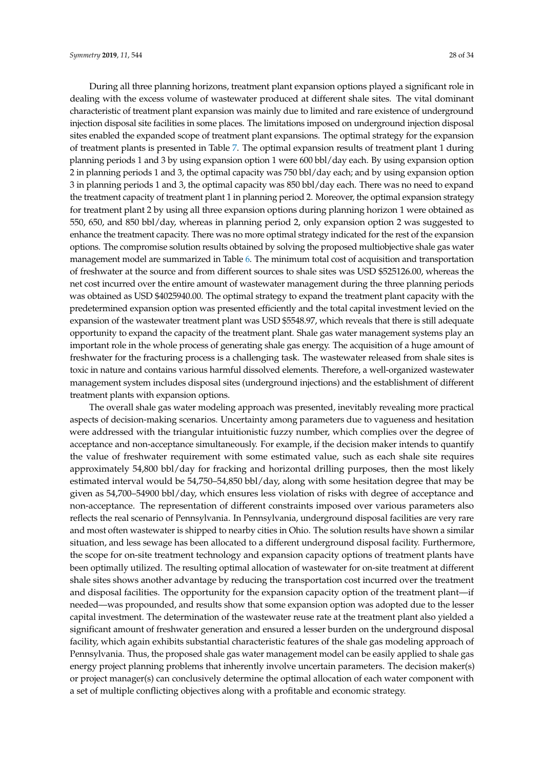During all three planning horizons, treatment plant expansion options played a significant role in dealing with the excess volume of wastewater produced at different shale sites. The vital dominant characteristic of treatment plant expansion was mainly due to limited and rare existence of underground injection disposal site facilities in some places. The limitations imposed on underground injection disposal sites enabled the expanded scope of treatment plant expansions. The optimal strategy for the expansion of treatment plants is presented in Table 7. The optimal expansion results of treatment plant 1 during planning periods 1 and 3 by using expansion option 1 were 600 bbl/day each. By using expansion option 2 in planning periods 1 and 3, the optimal capacity was 750 bbl/day each; and by using expansion option 3 in planning periods 1 and 3, the optimal capacity was 850 bbl/day each. There was no need to expand the treatment capacity of treatment plant 1 in planning period 2. Moreover, the optimal expansion strategy for treatment plant 2 by using all three expansion options during planning horizon 1 were obtained as 550, 650, and 850 bbl/day, whereas in planning period 2, only expansion option 2 was suggested to enhance the treatment capacity. There was no more optimal strategy indicated for the rest of the expansion options. The compromise solution results obtained by solving the proposed multiobjective shale gas water management model are summarized in Table 6. The minimum total cost of acquisition and transportation of freshwater at the source and from different sources to shale sites was USD $525126.00, whereas the net cost incurred over the entire amount of wastewater management during the three planning periods was obtained as USD $4025940.00. The optimal strategy to expand the treatment plant capacity with the predetermined expansion option was presented efficiently and the total capital investment levied on the expansion of the wastewater treatment plant was USD $5548.97, which reveals that there is still adequate opportunity to expand the capacity of the treatment plant. Shale gas water management systems play an important role in the whole process of generating shale gas energy. The acquisition of a huge amount of freshwater for the fracturing process is a challenging task. The wastewater released from shale sites is toxic in nature and contains various harmful dissolved elements. Therefore, a well-organized wastewater management system includes disposal sites (underground injections) and the establishment of different treatment plants with expansion options.

The overall shale gas water modeling approach was presented, inevitably revealing more practical aspects of decision-making scenarios. Uncertainty among parameters due to vagueness and hesitation were addressed with the triangular intuitionistic fuzzy number, which complies over the degree of acceptance and non-acceptance simultaneously. For example, if the decision maker intends to quantify the value of freshwater requirement with some estimated value, such as each shale site requires approximately 54,800 bbl/day for fracking and horizontal drilling purposes, then the most likely estimated interval would be 54,750–54,850 bbl/day, along with some hesitation degree that may be given as 54,700–54900 bbl/day, which ensures less violation of risks with degree of acceptance and non-acceptance. The representation of different constraints imposed over various parameters also reflects the real scenario of Pennsylvania. In Pennsylvania, underground disposal facilities are very rare and most often wastewater is shipped to nearby cities in Ohio. The solution results have shown a similar situation, and less sewage has been allocated to a different underground disposal facility. Furthermore, the scope for on-site treatment technology and expansion capacity options of treatment plants have been optimally utilized. The resulting optimal allocation of wastewater for on-site treatment at different shale sites shows another advantage by reducing the transportation cost incurred over the treatment and disposal facilities. The opportunity for the expansion capacity option of the treatment plant—if needed—was propounded, and results show that some expansion option was adopted due to the lesser capital investment. The determination of the wastewater reuse rate at the treatment plant also yielded a significant amount of freshwater generation and ensured a lesser burden on the underground disposal facility, which again exhibits substantial characteristic features of the shale gas modeling approach of Pennsylvania. Thus, the proposed shale gas water management model can be easily applied to shale gas energy project planning problems that inherently involve uncertain parameters. The decision maker(s) or project manager(s) can conclusively determine the optimal allocation of each water component with a set of multiple conflicting objectives along with a profitable and economic strategy.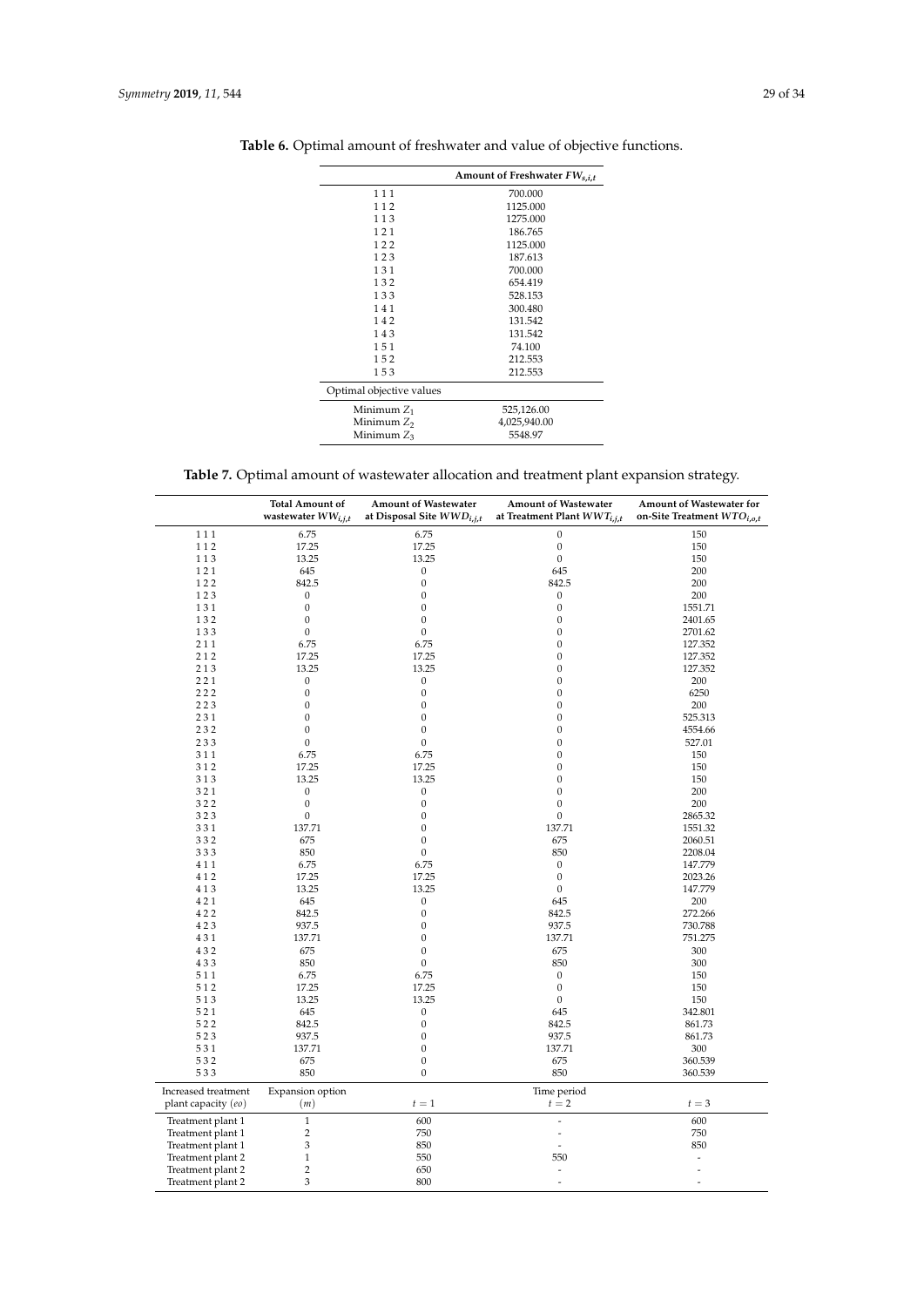**Table 6.** Optimal amount of freshwater and value of objective functions.

| | Amount of Freshwater $FW_{s,i,t}$ |
|---|---|
| 1 1 1 | 700.000 |
| 1 1 2 | 1125.000 |
| 1 1 3 | 1275.000 |
| 1 2 1 | 186.765 |
| 1 2 2 | 1125.000 |
| 1 2 3 | 187.613 |
| 1 3 1 | 700.000 |
| 1 3 2 | 654.419 |
| 1 3 3 | 528.153 |
| 1 4 1 | 300.480 |
| 1 4 2 | 131.542 |
| 1 4 3 | 131.542 |
| 1 5 1 | 74.100 |
| 1 5 2 | 212.553 |
| 1 5 3 | 212.553 |
| Optimal objective values | |
| Minimum $Z_1$ | 525,126.00 |
| Minimum $Z_2$ | 4,025,940.00 |
| Minimum $Z_3$ | 5548.97 |

**Table 7.** Optimal amount of wastewater allocation and treatment plant expansion strategy.

| | Total Amount of wastewater $WW_{i,j,t}$ | Amount of Wastewater at Disposal Site $WWD_{i,j,t}$ | Amount of Wastewater at Treatment Plant $WWT_{i,j,t}$ | Amount of Wastewater for on-Site Treatment $WTO_{i,o,t}$ |
|---|---|---|---|---|
| 1 1 1 | 6.75 | 6.75 | 0 | 150 |
| 1 1 2 | 17.25 | 17.25 | 0 | 150 |
| 1 1 3 | 13.25 | 13.25 | 0 | 150 |
| 1 2 1 | 645 | 0 | 645 | 200 |
| 1 2 2 | 842.5 | 0 | 842.5 | 200 |
| 1 2 3 | 0 | 0 | 0 | 200 |
| 1 3 1 | 0 | 0 | 0 | 1551.71 |
| 1 3 2 | 0 | 0 | 0 | 2401.65 |
| 1 3 3 | 0 | 0 | 0 | 2701.62 |
| 2 1 1 | 6.75 | 6.75 | 0 | 127.352 |
| 2 1 2 | 17.25 | 17.25 | 0 | 127.352 |
| 2 1 3 | 13.25 | 13.25 | 0 | 127.352 |
| 2 2 1 | 0 | 0 | 0 | 200 |
| 2 2 2 | 0 | 0 | 0 | 6250 |
| 2 2 3 | 0 | 0 | 0 | 200 |
| 2 3 1 | 0 | 0 | 0 | 525.313 |
| 2 3 2 | 0 | 0 | 0 | 4554.66 |
| 2 3 3 | 0 | 0 | 0 | 527.01 |
| 3 1 1 | 6.75 | 6.75 | 0 | 150 |
| 3 1 2 | 17.25 | 17.25 | 0 | 150 |
| 3 1 3 | 13.25 | 13.25 | 0 | 150 |
| 3 2 1 | 0 | 0 | 0 | 200 |
| 3 2 2 | 0 | 0 | 0 | 200 |
| 3 2 3 | 0 | 0 | 0 | 2865.32 |
| 3 3 1 | 137.71 | 0 | 137.71 | 1551.32 |
| 3 3 2 | 675 | 0 | 675 | 2060.51 |
| 3 3 3 | 850 | 0 | 850 | 2208.04 |
| 4 1 1 | 6.75 | 6.75 | 0 | 147.779 |
| 4 1 2 | 17.25 | 17.25 | 0 | 2023.26 |
| 4 1 3 | 13.25 | 13.25 | 0 | 147.779 |
| 4 2 1 | 645 | 0 | 645 | 200 |
| 4 2 2 | 842.5 | 0 | 842.5 | 272.266 |
| 4 2 3 | 937.5 | 0 | 937.5 | 730.788 |
| 4 3 1 | 137.71 | 0 | 137.71 | 751.275 |
| 4 3 2 | 675 | 0 | 675 | 300 |
| 4 3 3 | 850 | 0 | 850 | 300 |
| 5 1 1 | 6.75 | 6.75 | 0 | 150 |
| 5 1 2 | 17.25 | 17.25 | 0 | 150 |
| 5 1 3 | 13.25 | 13.25 | 0 | 150 |
| 5 2 1 | 645 | 0 | 645 | 342.801 |
| 5 2 2 | 842.5 | 0 | 842.5 | 861.73 |
| 5 2 3 | 937.5 | 0 | 937.5 | 861.73 |
| 5 3 1 | 137.71 | 0 | 137.71 | 300 |
| 5 3 2 | 675 | 0 | 675 | 360.539 |
| 5 3 3 | 850 | 0 | 850 | 360.539 |
| Increased treatment plant capacity ($eo$) | Expansion option ($m$) | Time period $t = 1$ | $t = 2$ | $t = 3$ |
| Treatment plant 1 | 1 | 600 | - | 600 |
| Treatment plant 1 | 2 | 750 | - | 750 |
| Treatment plant 1 | 3 | 850 | - | 850 |
| Treatment plant 2 | 1 | 550 | 550 | - |
| Treatment plant 2 | 2 | 650 | - | - |
| Treatment plant 2 | 3 | 800 | - | - |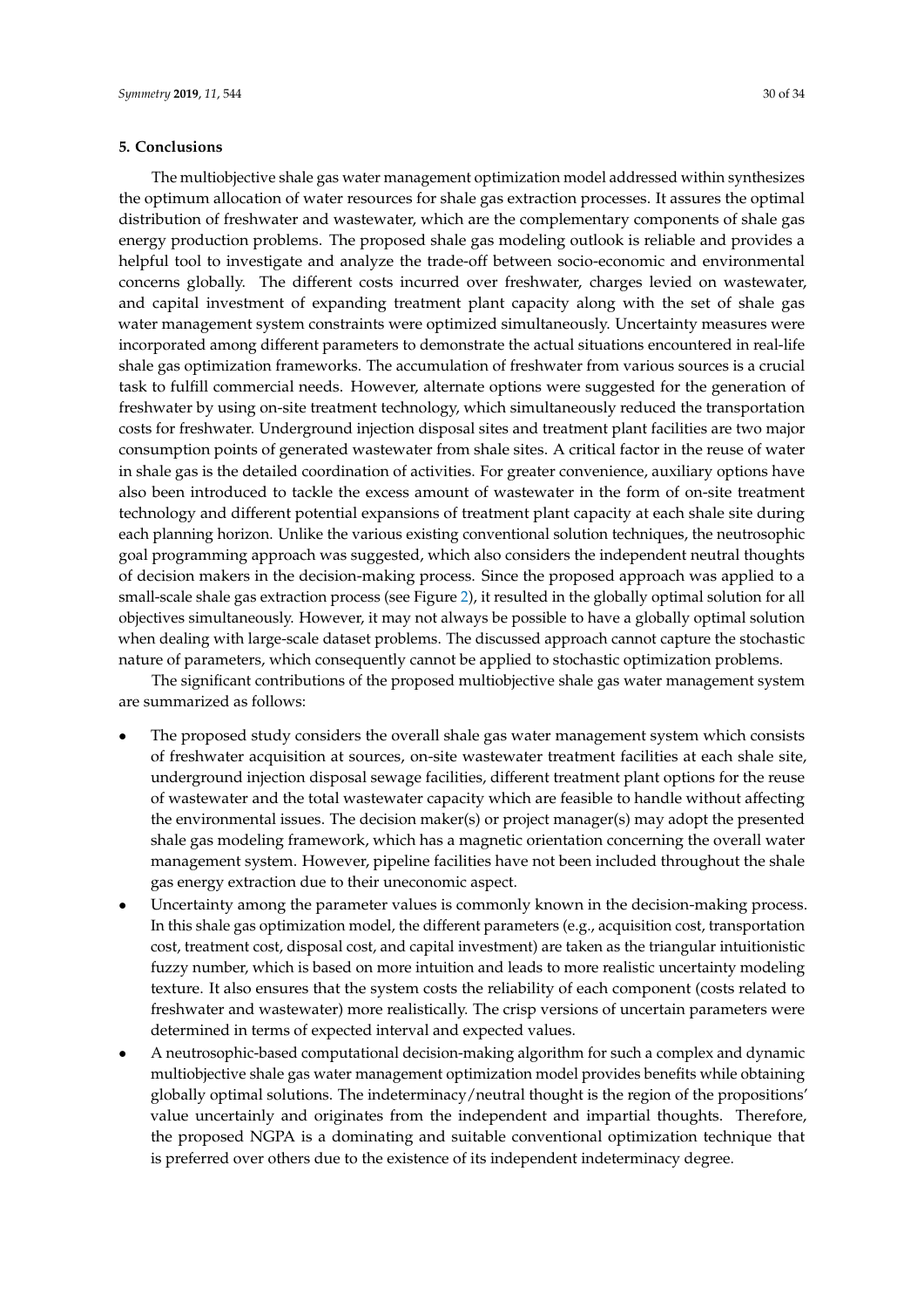## 5. Conclusions

The multiobjective shale gas water management optimization model addressed within synthesizes the optimum allocation of water resources for shale gas extraction processes. It assures the optimal distribution of freshwater and wastewater, which are the complementary components of shale gas energy production problems. The proposed shale gas modeling outlook is reliable and provides a helpful tool to investigate and analyze the trade-off between socio-economic and environmental concerns globally. The different costs incurred over freshwater, charges levied on wastewater, and capital investment of expanding treatment plant capacity along with the set of shale gas water management system constraints were optimized simultaneously. Uncertainty measures were incorporated among different parameters to demonstrate the actual situations encountered in real-life shale gas optimization frameworks. The accumulation of freshwater from various sources is a crucial task to fulfill commercial needs. However, alternate options were suggested for the generation of freshwater by using on-site treatment technology, which simultaneously reduced the transportation costs for freshwater. Underground injection disposal sites and treatment plant facilities are two major consumption points of generated wastewater from shale sites. A critical factor in the reuse of water in shale gas is the detailed coordination of activities. For greater convenience, auxiliary options have also been introduced to tackle the excess amount of wastewater in the form of on-site treatment technology and different potential expansions of treatment plant capacity at each shale site during each planning horizon. Unlike the various existing conventional solution techniques, the neutrosophic goal programming approach was suggested, which also considers the independent neutral thoughts of decision makers in the decision-making process. Since the proposed approach was applied to a small-scale shale gas extraction process (see Figure 2), it resulted in the globally optimal solution for all objectives simultaneously. However, it may not always be possible to have a globally optimal solution when dealing with large-scale dataset problems. The discussed approach cannot capture the stochastic nature of parameters, which consequently cannot be applied to stochastic optimization problems.

The significant contributions of the proposed multiobjective shale gas water management system are summarized as follows:

- The proposed study considers the overall shale gas water management system which consists of freshwater acquisition at sources, on-site wastewater treatment facilities at each shale site, underground injection disposal sewage facilities, different treatment plant options for the reuse of wastewater and the total wastewater capacity which are feasible to handle without affecting the environmental issues. The decision maker(s) or project manager(s) may adopt the presented shale gas modeling framework, which has a magnetic orientation concerning the overall water management system. However, pipeline facilities have not been included throughout the shale gas energy extraction due to their uneconomic aspect.
- Uncertainty among the parameter values is commonly known in the decision-making process. In this shale gas optimization model, the different parameters (e.g., acquisition cost, transportation cost, treatment cost, disposal cost, and capital investment) are taken as the triangular intuitionistic fuzzy number, which is based on more intuition and leads to more realistic uncertainty modeling texture. It also ensures that the system costs the reliability of each component (costs related to freshwater and wastewater) more realistically. The crisp versions of uncertain parameters were determined in terms of expected interval and expected values.
- A neutrosophic-based computational decision-making algorithm for such a complex and dynamic multiobjective shale gas water management optimization model provides benefits while obtaining globally optimal solutions. The indeterminacy/neutral thought is the region of the propositions' value uncertainly and originates from the independent and impartial thoughts. Therefore, the proposed NGPA is a dominating and suitable conventional optimization technique that is preferred over others due to the existence of its independent indeterminacy degree.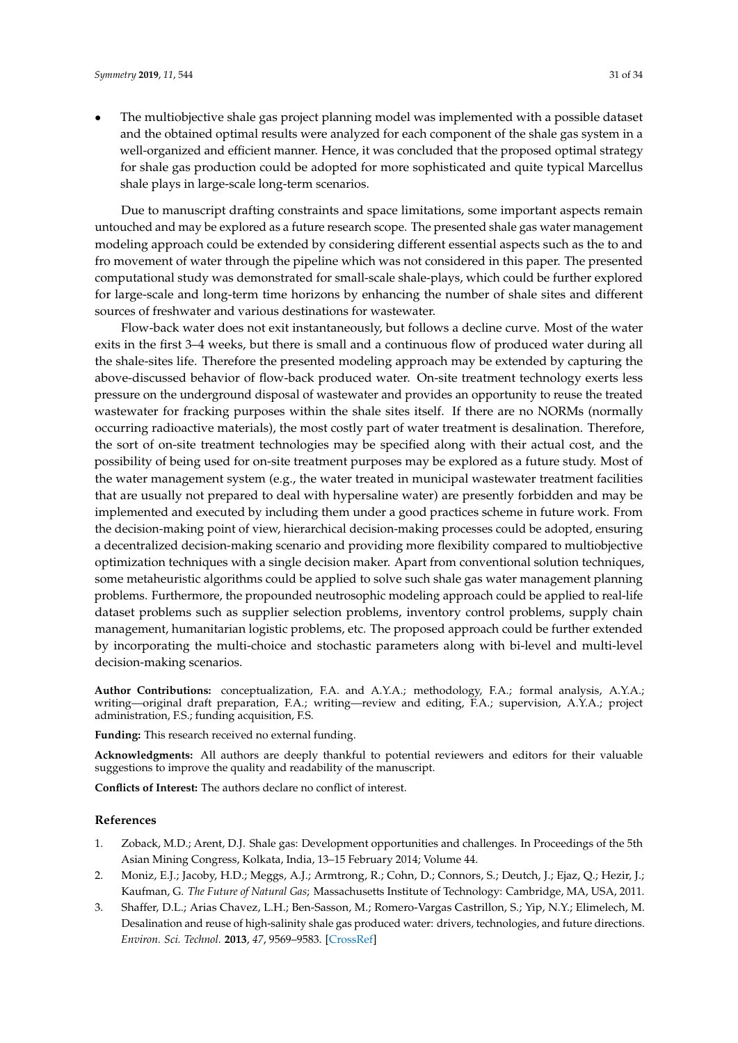- The multiobjective shale gas project planning model was implemented with a possible dataset and the obtained optimal results were analyzed for each component of the shale gas system in a well-organized and efficient manner. Hence, it was concluded that the proposed optimal strategy for shale gas production could be adopted for more sophisticated and quite typical Marcellus shale plays in large-scale long-term scenarios.

Due to manuscript drafting constraints and space limitations, some important aspects remain untouched and may be explored as a future research scope. The presented shale gas water management modeling approach could be extended by considering different essential aspects such as the to and fro movement of water through the pipeline which was not considered in this paper. The presented computational study was demonstrated for small-scale shale-plays, which could be further explored for large-scale and long-term time horizons by enhancing the number of shale sites and different sources of freshwater and various destinations for wastewater.

Flow-back water does not exit instantaneously, but follows a decline curve. Most of the water exits in the first 3–4 weeks, but there is small and a continuous flow of produced water during all the shale-sites life. Therefore the presented modeling approach may be extended by capturing the above-discussed behavior of flow-back produced water. On-site treatment technology exerts less pressure on the underground disposal of wastewater and provides an opportunity to reuse the treated wastewater for fracking purposes within the shale sites itself. If there are no NORMs (normally occurring radioactive materials), the most costly part of water treatment is desalination. Therefore, the sort of on-site treatment technologies may be specified along with their actual cost, and the possibility of being used for on-site treatment purposes may be explored as a future study. Most of the water management system (e.g., the water treated in municipal wastewater treatment facilities that are usually not prepared to deal with hypersaline water) are presently forbidden and may be implemented and executed by including them under a good practices scheme in future work. From the decision-making point of view, hierarchical decision-making processes could be adopted, ensuring a decentralized decision-making scenario and providing more flexibility compared to multiobjective optimization techniques with a single decision maker. Apart from conventional solution techniques, some metaheuristic algorithms could be applied to solve such shale gas water management planning problems. Furthermore, the propounded neutrosophic modeling approach could be applied to real-life dataset problems such as supplier selection problems, inventory control problems, supply chain management, humanitarian logistic problems, etc. The proposed approach could be further extended by incorporating the multi-choice and stochastic parameters along with bi-level and multi-level decision-making scenarios.

**Author Contributions:** conceptualization, F.A. and A.Y.A.; methodology, F.A.; formal analysis, A.Y.A.; writing—original draft preparation, F.A.; writing—review and editing, F.A.; supervision, A.Y.A.; project administration, F.S.; funding acquisition, F.S.

**Funding:** This research received no external funding.

**Acknowledgments:** All authors are deeply thankful to potential reviewers and editors for their valuable suggestions to improve the quality and readability of the manuscript.

**Conflicts of Interest:** The authors declare no conflict of interest.

## References

1. Zoback, M.D.; Arent, D.J. Shale gas: Development opportunities and challenges. In Proceedings of the 5th Asian Mining Congress, Kolkata, India, 13–15 February 2014; Volume 44.
2. Moniz, E.J.; Jacoby, H.D.; Meggs, A.J.; Armtrong, R.; Cohn, D.; Connors, S.; Deutch, J.; Ejaz, Q.; Hezir, J.; Kaufman, G. *The Future of Natural Gas*; Massachusetts Institute of Technology: Cambridge, MA, USA, 2011.
3. Shaffer, D.L.; Arias Chavez, L.H.; Ben-Sasson, M.; Romero-Vargas Castrillon, S.; Yip, N.Y.; Elimelech, M. Desalination and reuse of high-salinity shale gas produced water: drivers, technologies, and future directions. *Environ. Sci. Technol.* **2013**, *47*, 9569–9583. [CrossRef]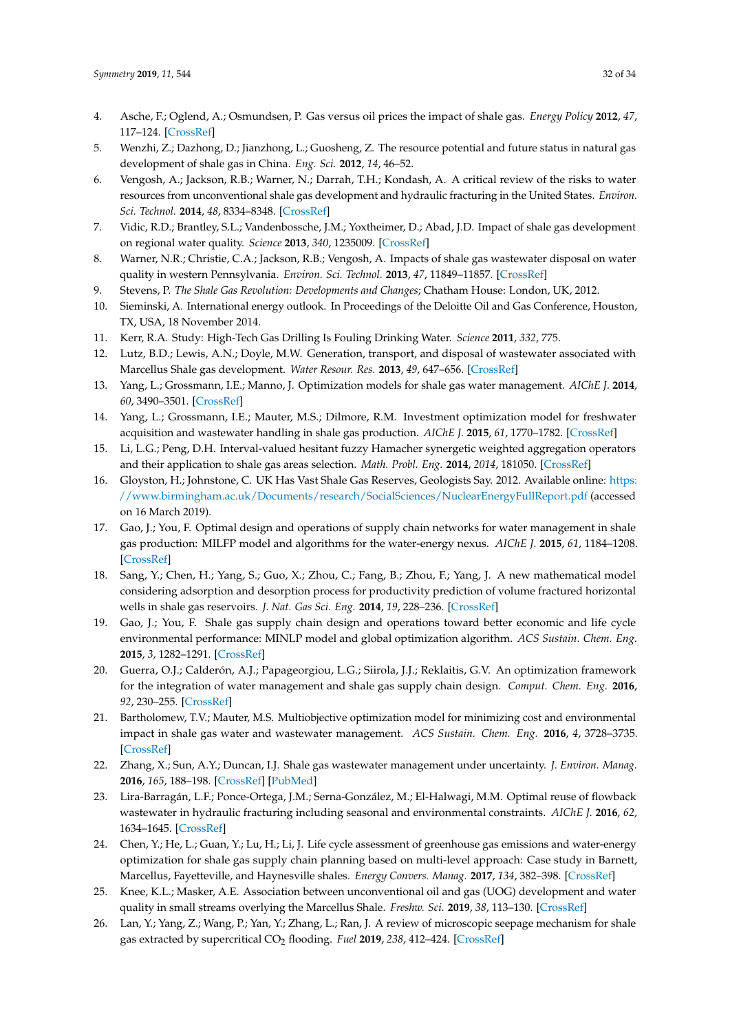4. Asche, F.; Oglend, A.; Osmundsen, P. Gas versus oil prices the impact of shale gas. *Energy Policy* **2012**, *47*, 117–124. [CrossRef]
5. Wenzhi, Z.; Dazhong, D.; Jianzhong, L.; Guosheng, Z. The resource potential and future status in natural gas development of shale gas in China. *Eng. Sci.* **2012**, *14*, 46–52.
6. Vengosh, A.; Jackson, R.B.; Warner, N.; Darrah, T.H.; Kondash, A. A critical review of the risks to water resources from unconventional shale gas development and hydraulic fracturing in the United States. *Environ. Sci. Technol.* **2014**, *48*, 8334–8348. [CrossRef]
7. Vidic, R.D.; Brantley, S.L.; Vandenbossche, J.M.; Yoxtheimer, D.; Abad, J.D. Impact of shale gas development on regional water quality. *Science* **2013**, *340*, 1235009. [CrossRef]
8. Warner, N.R.; Christie, C.A.; Jackson, R.B.; Vengosh, A. Impacts of shale gas wastewater disposal on water quality in western Pennsylvania. *Environ. Sci. Technol.* **2013**, *47*, 11849–11857. [CrossRef]
9. Stevens, P. *The Shale Gas Revolution: Developments and Changes*; Chatham House: London, UK, 2012.
10. Sieminski, A. International energy outlook. In Proceedings of the Deloitte Oil and Gas Conference, Houston, TX, USA, 18 November 2014.
11. Kerr, R.A. Study: High-Tech Gas Drilling Is Fouling Drinking Water. *Science* **2011**, *332*, 775.
12. Lutz, B.D.; Lewis, A.N.; Doyle, M.W. Generation, transport, and disposal of wastewater associated with Marcellus Shale gas development. *Water Resour. Res.* **2013**, *49*, 647–656. [CrossRef]
13. Yang, L.; Grossmann, I.E.; Manno, J. Optimization models for shale gas water management. *AIChE J.* **2014**, *60*, 3490–3501. [CrossRef]
14. Yang, L.; Grossmann, I.E.; Mauter, M.S.; Dilmore, R.M. Investment optimization model for freshwater acquisition and wastewater handling in shale gas production. *AIChE J.* **2015**, *61*, 1770–1782. [CrossRef]
15. Li, L.G.; Peng, D.H. Interval-valued hesitant fuzzy Hamacher synergetic weighted aggregation operators and their application to shale gas areas selection. *Math. Probl. Eng.* **2014**, *2014*, 181050. [CrossRef]
16. Gloyston, H.; Johnstone, C. UK Has Vast Shale Gas Reserves, Geologists Say. 2012. Available online: https://www.birmingham.ac.uk/Documents/research/SocialSciences/NuclearEnergyFullReport.pdf (accessed on 16 March 2019).
17. Gao, J.; You, F. Optimal design and operations of supply chain networks for water management in shale gas production: MILFP model and algorithms for the water-energy nexus. *AIChE J.* **2015**, *61*, 1184–1208. [CrossRef]
18. Sang, Y.; Chen, H.; Yang, S.; Guo, X.; Zhou, C.; Fang, B.; Zhou, F.; Yang, J. A new mathematical model considering adsorption and desorption process for productivity prediction of volume fractured horizontal wells in shale gas reservoirs. *J. Nat. Gas Sci. Eng.* **2014**, *19*, 228–236. [CrossRef]
19. Gao, J.; You, F. Shale gas supply chain design and operations toward better economic and life cycle environmental performance: MINLP model and global optimization algorithm. *ACS Sustain. Chem. Eng.* **2015**, *3*, 1282–1291. [CrossRef]
20. Guerra, O.J.; Calderón, A.J.; Papageorgiou, L.G.; Siirola, J.J.; Reklaitis, G.V. An optimization framework for the integration of water management and shale gas supply chain design. *Comput. Chem. Eng.* **2016**, *92*, 230–255. [CrossRef]
21. Bartholomew, T.V.; Mauter, M.S. Multiobjective optimization model for minimizing cost and environmental impact in shale gas water and wastewater management. *ACS Sustain. Chem. Eng.* **2016**, *4*, 3728–3735. [CrossRef]
22. Zhang, X.; Sun, A.Y.; Duncan, I.J. Shale gas wastewater management under uncertainty. *J. Environ. Manag.* **2016**, *165*, 188–198. [CrossRef] [PubMed]
23. Lira-Barragán, L.F.; Ponce-Ortega, J.M.; Serna-González, M.; El-Halwagi, M.M. Optimal reuse of flowback wastewater in hydraulic fracturing including seasonal and environmental constraints. *AIChE J.* **2016**, *62*, 1634–1645. [CrossRef]
24. Chen, Y.; He, L.; Guan, Y.; Lu, H.; Li, J. Life cycle assessment of greenhouse gas emissions and water-energy optimization for shale gas supply chain planning based on multi-level approach: Case study in Barnett, Marcellus, Fayetteville, and Haynesville shales. *Energy Convers. Manag.* **2017**, *134*, 382–398. [CrossRef]
25. Knee, K.L.; Masker, A.E. Association between unconventional oil and gas (UOG) development and water quality in small streams overlying the Marcellus Shale. *Freshw. Sci.* **2019**, *38*, 113–130. [CrossRef]
26. Lan, Y.; Yang, Z.; Wang, P.; Yan, Y.; Zhang, L.; Ran, J. A review of microscopic seepage mechanism for shale gas extracted by supercritical $CO_2$ flooding. *Fuel* **2019**, *238*, 412–424. [CrossRef]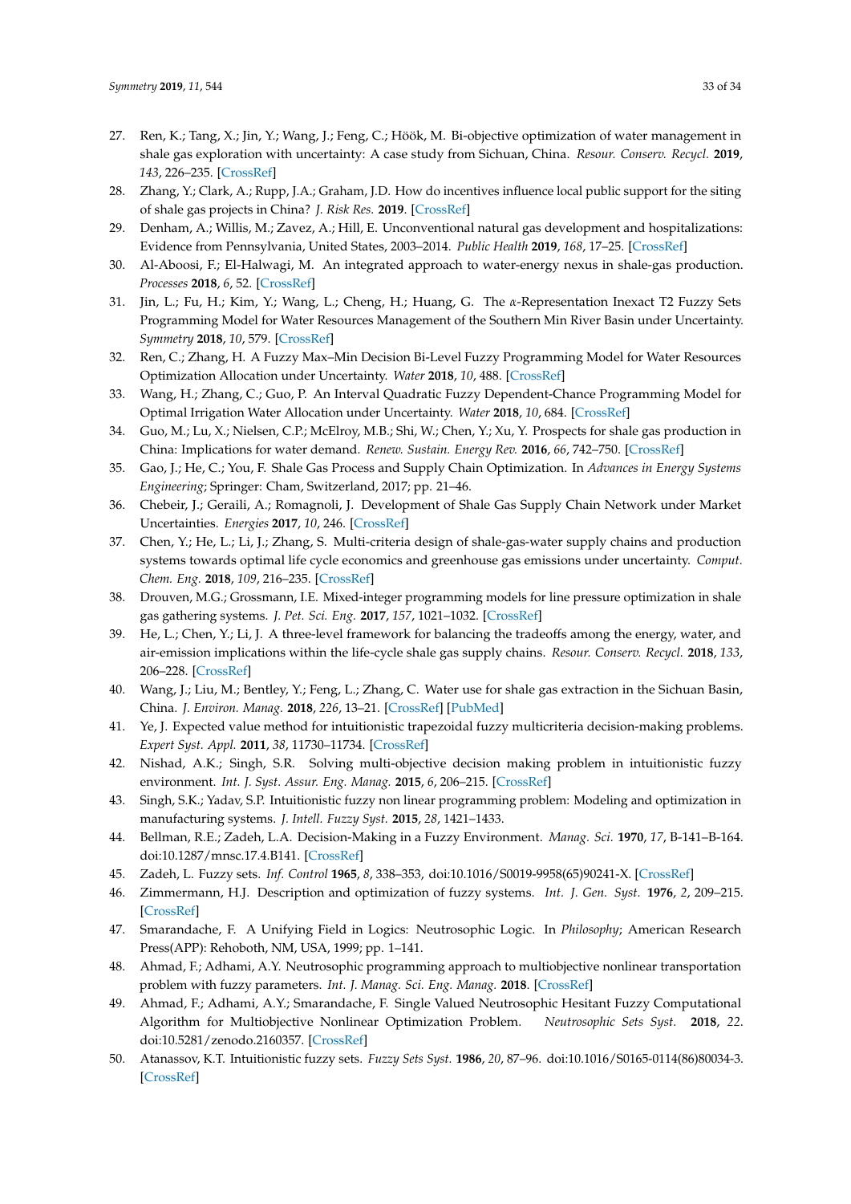27. Ren, K.; Tang, X.; Jin, Y.; Wang, J.; Feng, C.; Höök, M. Bi-objective optimization of water management in shale gas exploration with uncertainty: A case study from Sichuan, China. *Resour. Conserv. Recycl.* **2019**, *143*, 226–235. [CrossRef]
28. Zhang, Y.; Clark, A.; Rupp, J.A.; Graham, J.D. How do incentives influence local public support for the siting of shale gas projects in China? *J. Risk Res.* **2019**. [CrossRef]
29. Denham, A.; Willis, M.; Zavez, A.; Hill, E. Unconventional natural gas development and hospitalizations: Evidence from Pennsylvania, United States, 2003–2014. *Public Health* **2019**, *168*, 17–25. [CrossRef]
30. Al-Aboosi, F.; El-Halwagi, M. An integrated approach to water-energy nexus in shale-gas production. *Processes* **2018**, *6*, 52. [CrossRef]
31. Jin, L.; Fu, H.; Kim, Y.; Wang, L.; Cheng, H.; Huang, G. The $\alpha$-Representation Inexact T2 Fuzzy Sets Programming Model for Water Resources Management of the Southern Min River Basin under Uncertainty. *Symmetry* **2018**, *10*, 579. [CrossRef]
32. Ren, C.; Zhang, H. A Fuzzy Max–Min Decision Bi-Level Fuzzy Programming Model for Water Resources Optimization Allocation under Uncertainty. *Water* **2018**, *10*, 488. [CrossRef]
33. Wang, H.; Zhang, C.; Guo, P. An Interval Quadratic Fuzzy Dependent-Chance Programming Model for Optimal Irrigation Water Allocation under Uncertainty. *Water* **2018**, *10*, 684. [CrossRef]
34. Guo, M.; Lu, X.; Nielsen, C.P.; McElroy, M.B.; Shi, W.; Chen, Y.; Xu, Y. Prospects for shale gas production in China: Implications for water demand. *Renew. Sustain. Energy Rev.* **2016**, *66*, 742–750. [CrossRef]
35. Gao, J.; He, C.; You, F. Shale Gas Process and Supply Chain Optimization. In *Advances in Energy Systems Engineering*; Springer: Cham, Switzerland, 2017; pp. 21–46.
36. Chebeir, J.; Geraili, A.; Romagnoli, J. Development of Shale Gas Supply Chain Network under Market Uncertainties. *Energies* **2017**, *10*, 246. [CrossRef]
37. Chen, Y.; He, L.; Li, J.; Zhang, S. Multi-criteria design of shale-gas-water supply chains and production systems towards optimal life cycle economics and greenhouse gas emissions under uncertainty. *Comput. Chem. Eng.* **2018**, *109*, 216–235. [CrossRef]
38. Drouven, M.G.; Grossmann, I.E. Mixed-integer programming models for line pressure optimization in shale gas gathering systems. *J. Pet. Sci. Eng.* **2017**, *157*, 1021–1032. [CrossRef]
39. He, L.; Chen, Y.; Li, J. A three-level framework for balancing the tradeoffs among the energy, water, and air-emission implications within the life-cycle shale gas supply chains. *Resour. Conserv. Recycl.* **2018**, *133*, 206–228. [CrossRef]
40. Wang, J.; Liu, M.; Bentley, Y.; Feng, L.; Zhang, C. Water use for shale gas extraction in the Sichuan Basin, China. *J. Environ. Manag.* **2018**, *226*, 13–21. [CrossRef] [PubMed]
41. Ye, J. Expected value method for intuitionistic trapezoidal fuzzy multicriteria decision-making problems. *Expert Syst. Appl.* **2011**, *38*, 11730–11734. [CrossRef]
42. Nishad, A.K.; Singh, S.R. Solving multi-objective decision making problem in intuitionistic fuzzy environment. *Int. J. Syst. Assur. Eng. Manag.* **2015**, *6*, 206–215. [CrossRef]
43. Singh, S.K.; Yadav, S.P. Intuitionistic fuzzy non linear programming problem: Modeling and optimization in manufacturing systems. *J. Intell. Fuzzy Syst.* **2015**, *28*, 1421–1433.
44. Bellman, R.E.; Zadeh, L.A. Decision-Making in a Fuzzy Environment. *Manag. Sci.* **1970**, *17*, B-141–B-164. doi:10.1287/mnsc.17.4.B141. [CrossRef]
45. Zadeh, L. Fuzzy sets. *Inf. Control* **1965**, *8*, 338–353, doi:10.1016/S0019-9958(65)90241-X. [CrossRef]
46. Zimmermann, H.J. Description and optimization of fuzzy systems. *Int. J. Gen. Syst.* **1976**, *2*, 209–215. [CrossRef]
47. Smarandache, F. A Unifying Field in Logics: Neutrosophic Logic. In *Philosophy*; American Research Press(APP): Rehoboth, NM, USA, 1999; pp. 1–141.
48. Ahmad, F.; Adhami, A.Y. Neutrosophic programming approach to multiobjective nonlinear transportation problem with fuzzy parameters. *Int. J. Manag. Sci. Eng. Manag.* **2018**. [CrossRef]
49. Ahmad, F.; Adhami, A.Y.; Smarandache, F. Single Valued Neutrosophic Hesitant Fuzzy Computational Algorithm for Multiobjective Nonlinear Optimization Problem. *Neutrosophic Sets Syst.* **2018**, *22*. doi:10.5281/zenodo.2160357. [CrossRef]
50. Atanassov, K.T. Intuitionistic fuzzy sets. *Fuzzy Sets Syst.* **1986**, *20*, 87–96. doi:10.1016/S0165-0114(86)80034-3. [CrossRef]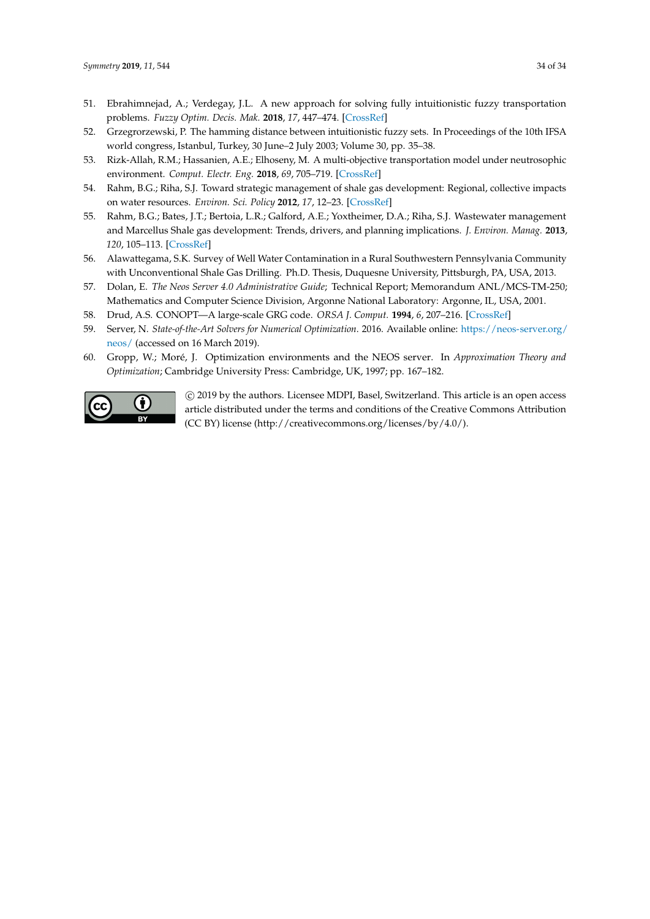51. Ebrahimnejad, A.; Verdegay, J.L. A new approach for solving fully intuitionistic fuzzy transportation problems. *Fuzzy Optim. Decis. Mak.* **2018**, *17*, 447–474. [CrossRef]
52. Grzegrorzewski, P. The hamming distance between intuitionistic fuzzy sets. In Proceedings of the 10th IFSA world congress, Istanbul, Turkey, 30 June–2 July 2003; Volume 30, pp. 35–38.
53. Rizk-Allah, R.M.; Hassanien, A.E.; Elhoseny, M. A multi-objective transportation model under neutrosophic environment. *Comput. Electr. Eng.* **2018**, *69*, 705–719. [CrossRef]
54. Rahm, B.G.; Riha, S.J. Toward strategic management of shale gas development: Regional, collective impacts on water resources. *Environ. Sci. Policy* **2012**, *17*, 12–23. [CrossRef]
55. Rahm, B.G.; Bates, J.T.; Bertoia, L.R.; Galford, A.E.; Yoxtheimer, D.A.; Riha, S.J. Wastewater management and Marcellus Shale gas development: Trends, drivers, and planning implications. *J. Environ. Manag.* **2013**, *120*, 105–113. [CrossRef]
56. Alawattegama, S.K. Survey of Well Water Contamination in a Rural Southwestern Pennsylvania Community with Unconventional Shale Gas Drilling. Ph.D. Thesis, Duquesne University, Pittsburgh, PA, USA, 2013.
57. Dolan, E. *The Neos Server 4.0 Administrative Guide*; Technical Report; Memorandum ANL/MCS-TM-250; Mathematics and Computer Science Division, Argonne National Laboratory: Argonne, IL, USA, 2001.
58. Drud, A.S. CONOPT—A large-scale GRG code. *ORSA J. Comput.* **1994**, *6*, 207–216. [CrossRef]
59. Server, N. *State-of-the-Art Solvers for Numerical Optimization*. 2016. Available online: https://neos-server.org/neos/ (accessed on 16 March 2019).
60. Gropp, W.; Moré, J. Optimization environments and the NEOS server. In *Approximation Theory and Optimization*; Cambridge University Press: Cambridge, UK, 1997; pp. 167–182.

© 2019 by the authors. Licensee MDPI, Basel, Switzerland. This article is an open access article distributed under the terms and conditions of the Creative Commons Attribution (CC BY) license (http://creativecommons.org/licenses/by/4.0/).